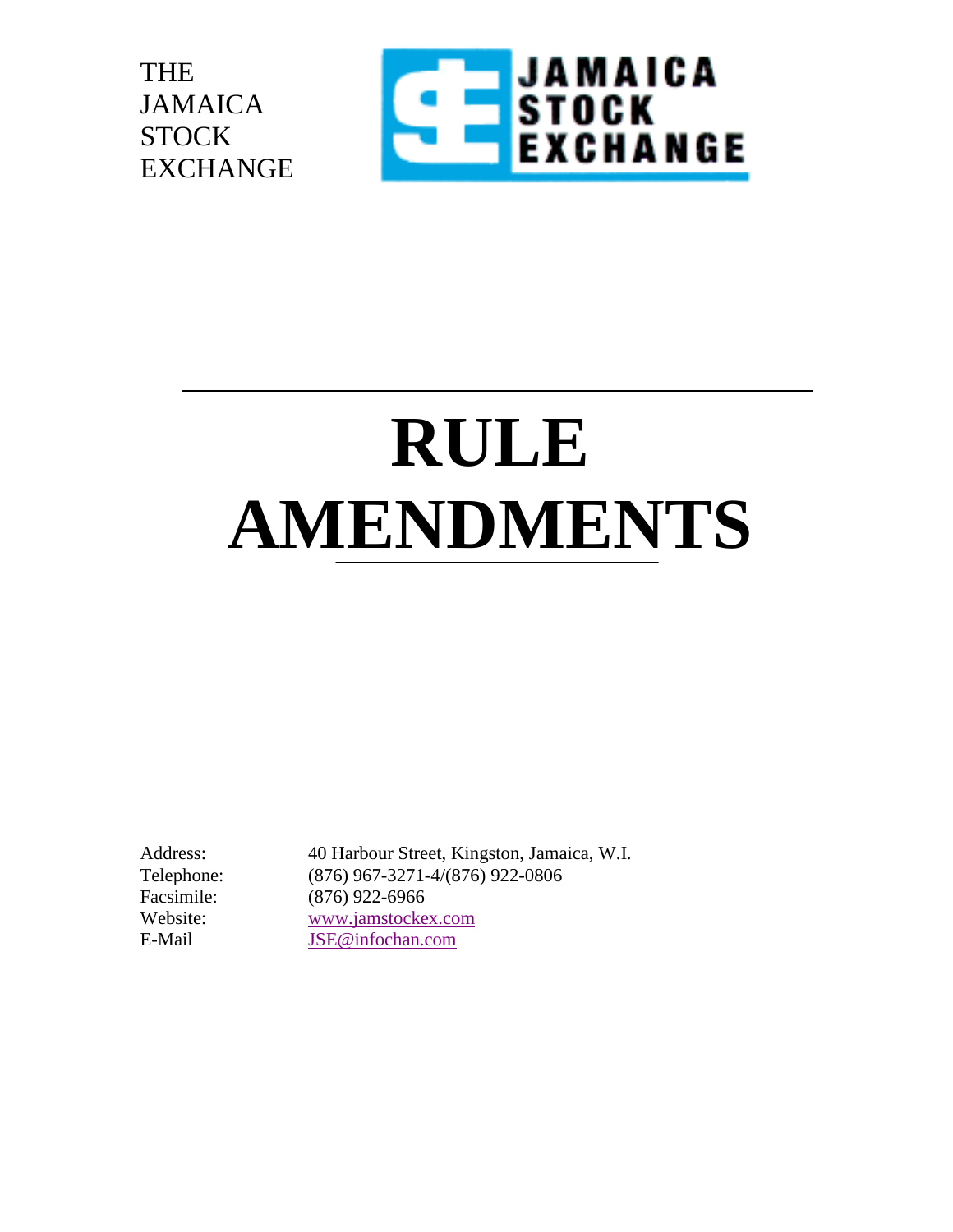THE
JAMAICA
STOCK
EXCHANGE

# RULE AMENDMENTS

Address: 40 Harbour Street, Kingston, Jamaica, W.I.
Telephone: (876) 967-3271-4/(876) 922-0806
Facsimile: (876) 922-6966
Website: www.jamstockex.com
E-Mail JSE@infochan.com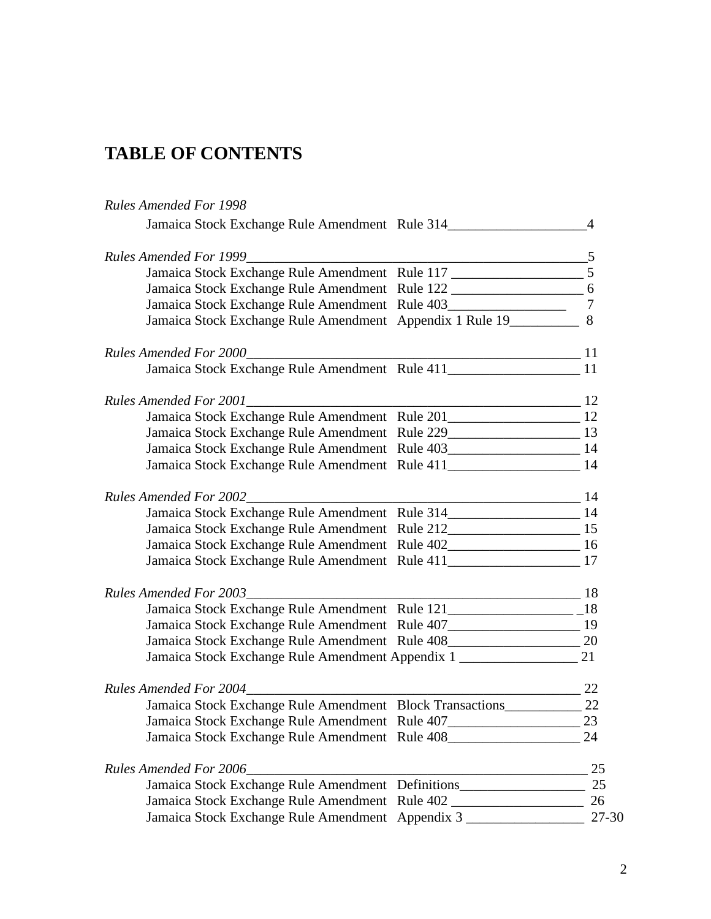# TABLE OF CONTENTS

*Rules Amended For 1998*

- Jamaica Stock Exchange Rule Amendment Rule 314 — 4

*Rules Amended For 1999* — 5

- Jamaica Stock Exchange Rule Amendment Rule 117 — 5
- Jamaica Stock Exchange Rule Amendment Rule 122 — 6
- Jamaica Stock Exchange Rule Amendment Rule 403 — 7
- Jamaica Stock Exchange Rule Amendment Appendix 1 Rule 19 — 8

*Rules Amended For 2000* — 11

- Jamaica Stock Exchange Rule Amendment Rule 411 — 11

*Rules Amended For 2001* — 12

- Jamaica Stock Exchange Rule Amendment Rule 201 — 12
- Jamaica Stock Exchange Rule Amendment Rule 229 — 13
- Jamaica Stock Exchange Rule Amendment Rule 403 — 14
- Jamaica Stock Exchange Rule Amendment Rule 411 — 14

*Rules Amended For 2002* — 14

- Jamaica Stock Exchange Rule Amendment Rule 314 — 14
- Jamaica Stock Exchange Rule Amendment Rule 212 — 15
- Jamaica Stock Exchange Rule Amendment Rule 402 — 16
- Jamaica Stock Exchange Rule Amendment Rule 411 — 17

*Rules Amended For 2003* — 18

- Jamaica Stock Exchange Rule Amendment Rule 121 — 18
- Jamaica Stock Exchange Rule Amendment Rule 407 — 19
- Jamaica Stock Exchange Rule Amendment Rule 408 — 20
- Jamaica Stock Exchange Rule Amendment Appendix 1 — 21

*Rules Amended For 2004* — 22

- Jamaica Stock Exchange Rule Amendment Block Transactions — 22
- Jamaica Stock Exchange Rule Amendment Rule 407 — 23
- Jamaica Stock Exchange Rule Amendment Rule 408 — 24

*Rules Amended For 2006* — 25

- Jamaica Stock Exchange Rule Amendment Definitions — 25
- Jamaica Stock Exchange Rule Amendment Rule 402 — 26
- Jamaica Stock Exchange Rule Amendment Appendix 3 — 27-30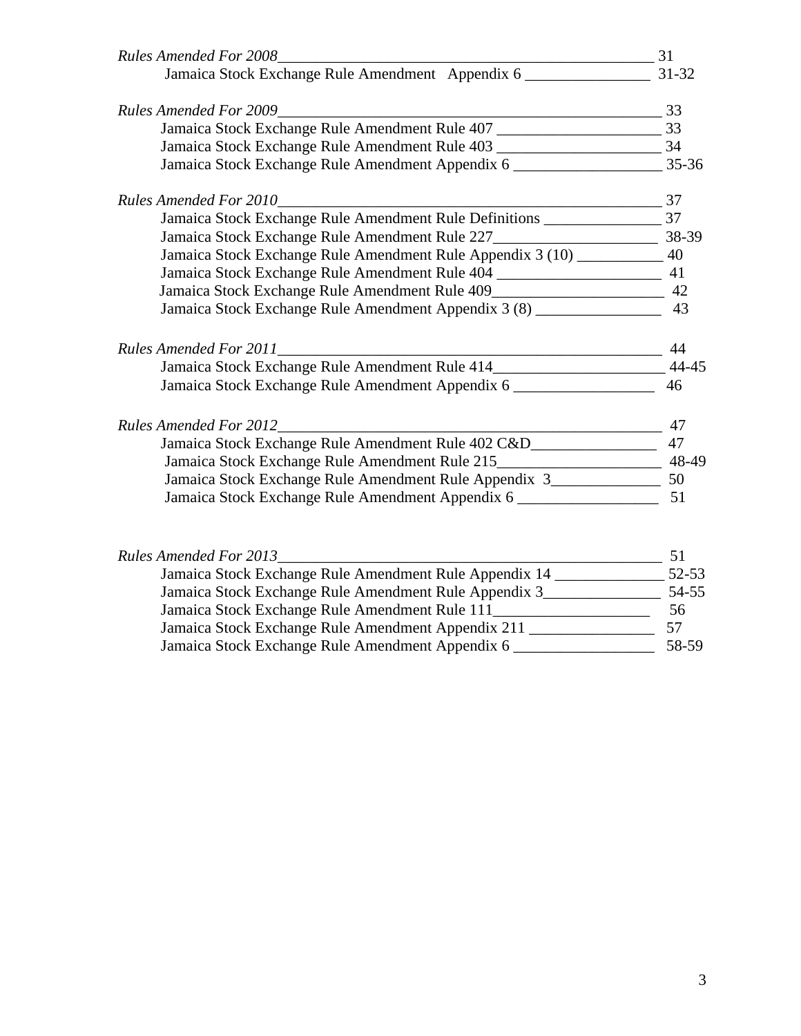*Rules Amended For 2008*_________________________________________________ 31
Jamaica Stock Exchange Rule Amendment Appendix 6 ________________ 31-32

*Rules Amended For 2009*_________________________________________________ 33
Jamaica Stock Exchange Rule Amendment Rule 407 _____________________ 33
Jamaica Stock Exchange Rule Amendment Rule 403 _____________________ 34
Jamaica Stock Exchange Rule Amendment Appendix 6 ___________________ 35-36

*Rules Amended For 2010*_________________________________________________ 37
Jamaica Stock Exchange Rule Amendment Rule Definitions _______________ 37
Jamaica Stock Exchange Rule Amendment Rule 227_____________________ 38-39
Jamaica Stock Exchange Rule Amendment Rule Appendix 3 (10) ___________ 40
Jamaica Stock Exchange Rule Amendment Rule 404 _____________________ 41
Jamaica Stock Exchange Rule Amendment Rule 409______________________ 42
Jamaica Stock Exchange Rule Amendment Appendix 3 (8) ________________ 43

*Rules Amended For 2011*_________________________________________________ 44
Jamaica Stock Exchange Rule Amendment Rule 414_______________________ 44-45
Jamaica Stock Exchange Rule Amendment Appendix 6 __________________ 46

*Rules Amended For 2012*_________________________________________________ 47
Jamaica Stock Exchange Rule Amendment Rule 402 C&D________________ 47
Jamaica Stock Exchange Rule Amendment Rule 215______________________ 48-49
Jamaica Stock Exchange Rule Amendment Rule Appendix 3______________ 50
Jamaica Stock Exchange Rule Amendment Appendix 6 __________________ 51

*Rules Amended For 2013*_________________________________________________ 51
Jamaica Stock Exchange Rule Amendment Rule Appendix 14 ______________ 52-53
Jamaica Stock Exchange Rule Amendment Rule Appendix 3_______________ 54-55
Jamaica Stock Exchange Rule Amendment Rule 111____________________ 56
Jamaica Stock Exchange Rule Amendment Appendix 211 ________________ 57
Jamaica Stock Exchange Rule Amendment Appendix 6 __________________ 58-59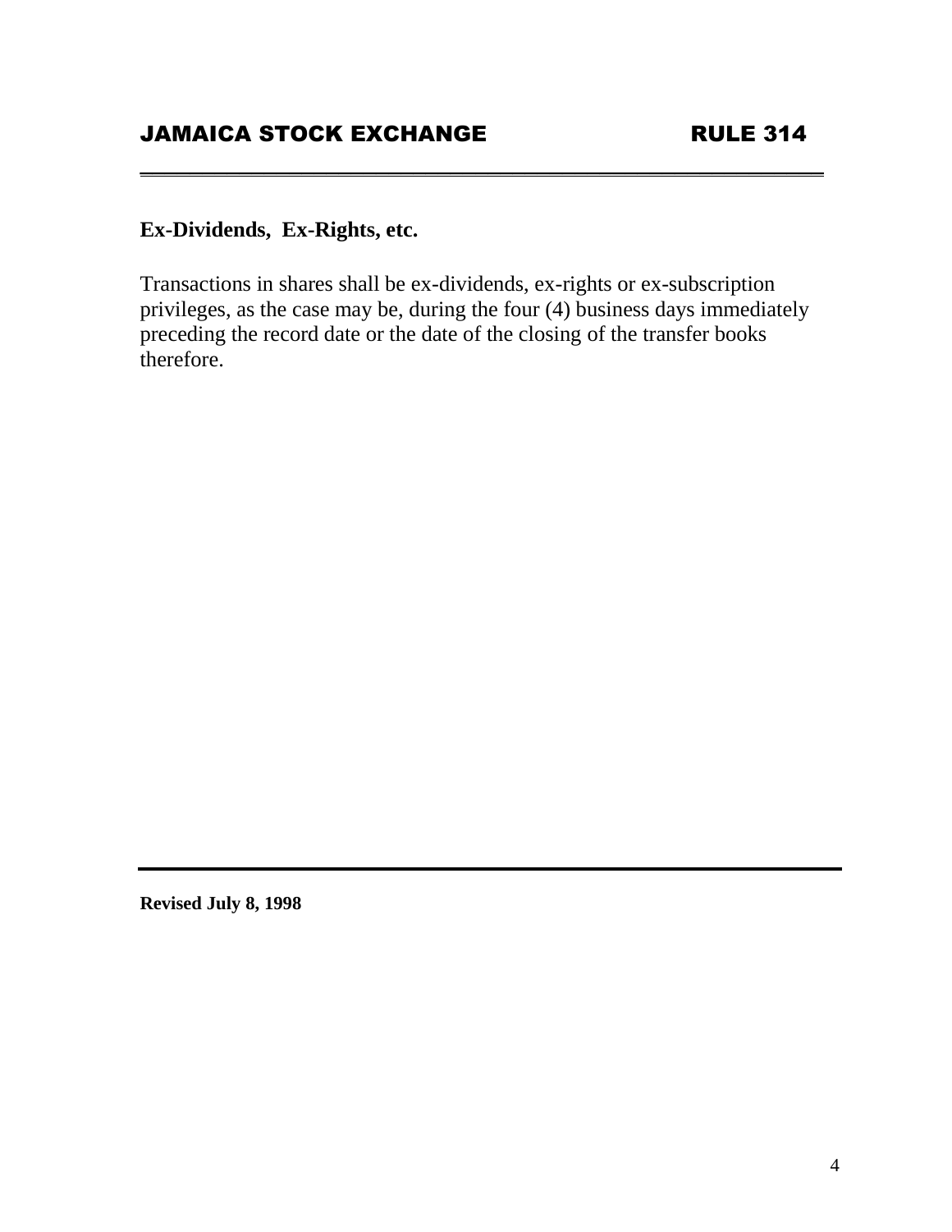# JAMAICA STOCK EXCHANGE RULE 314

## Ex-Dividends, Ex-Rights, etc.

Transactions in shares shall be ex-dividends, ex-rights or ex-subscription privileges, as the case may be, during the four (4) business days immediately preceding the record date or the date of the closing of the transfer books therefore.

**Revised July 8, 1998**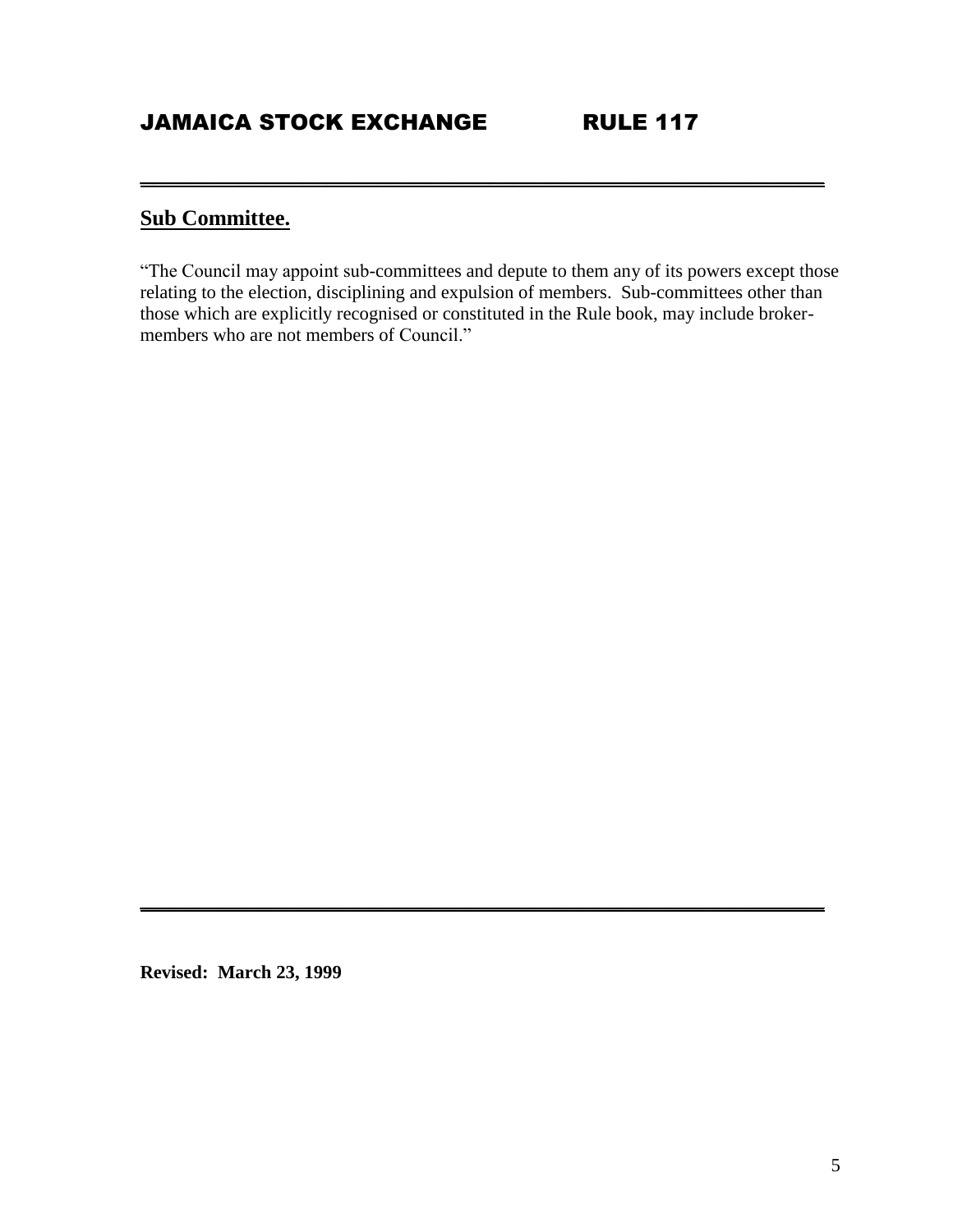# JAMAICA STOCK EXCHANGE RULE 117

## Sub Committee.

"The Council may appoint sub-committees and depute to them any of its powers except those relating to the election, disciplining and expulsion of members. Sub-committees other than those which are explicitly recognised or constituted in the Rule book, may include broker-members who are not members of Council."

**Revised: March 23, 1999**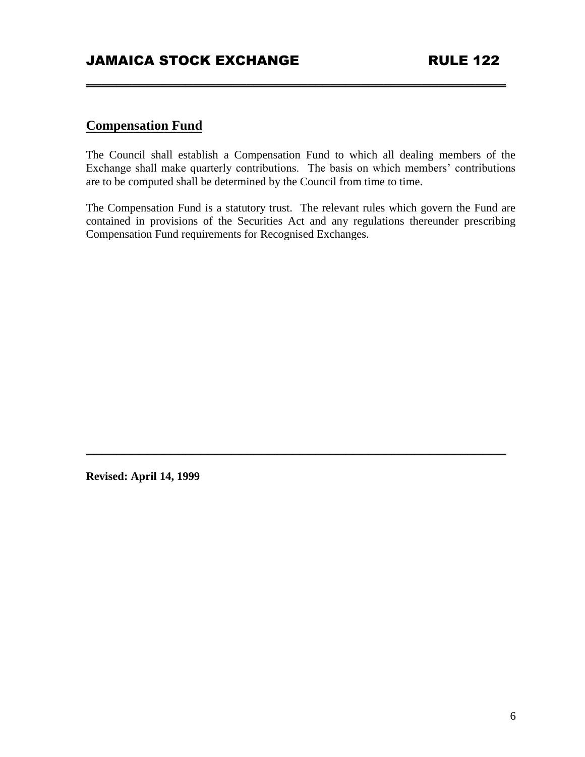## Compensation Fund

The Council shall establish a Compensation Fund to which all dealing members of the Exchange shall make quarterly contributions. The basis on which members' contributions are to be computed shall be determined by the Council from time to time.

The Compensation Fund is a statutory trust. The relevant rules which govern the Fund are contained in provisions of the Securities Act and any regulations thereunder prescribing Compensation Fund requirements for Recognised Exchanges.

**Revised: April 14, 1999**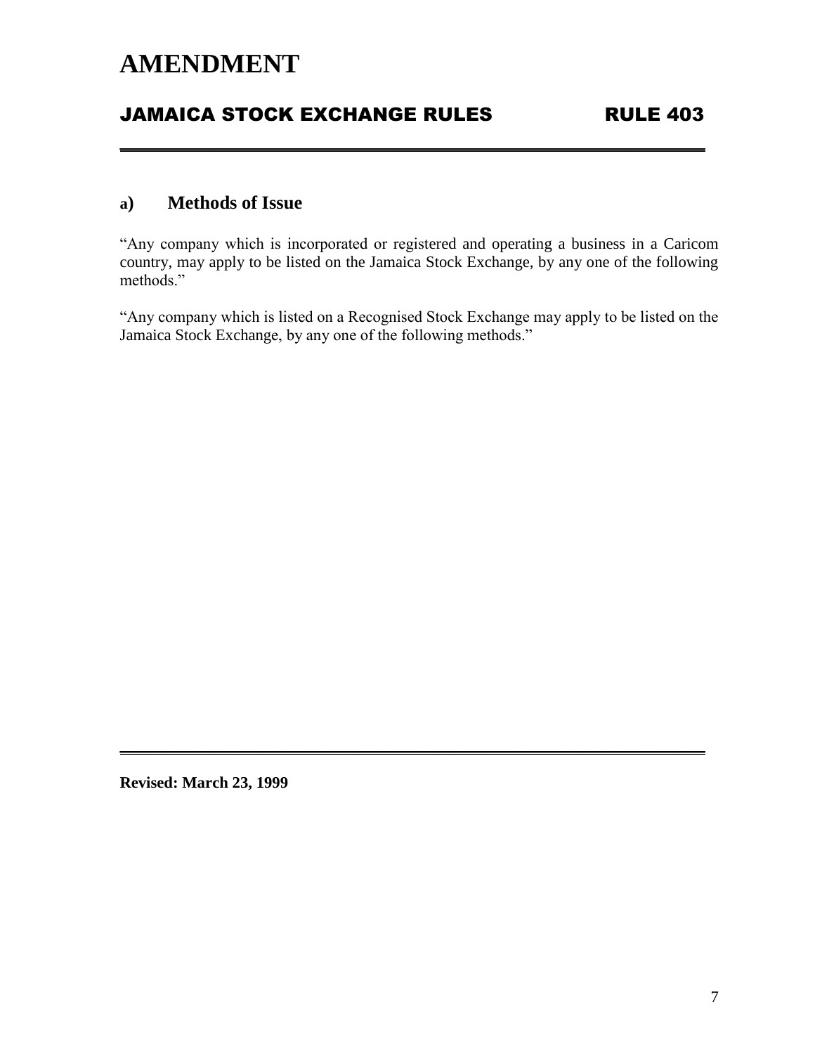# AMENDMENT

## JAMAICA STOCK EXCHANGE RULES RULE 403

### a) Methods of Issue

"Any company which is incorporated or registered and operating a business in a Caricom country, may apply to be listed on the Jamaica Stock Exchange, by any one of the following methods."

"Any company which is listed on a Recognised Stock Exchange may apply to be listed on the Jamaica Stock Exchange, by any one of the following methods."

**Revised: March 23, 1999**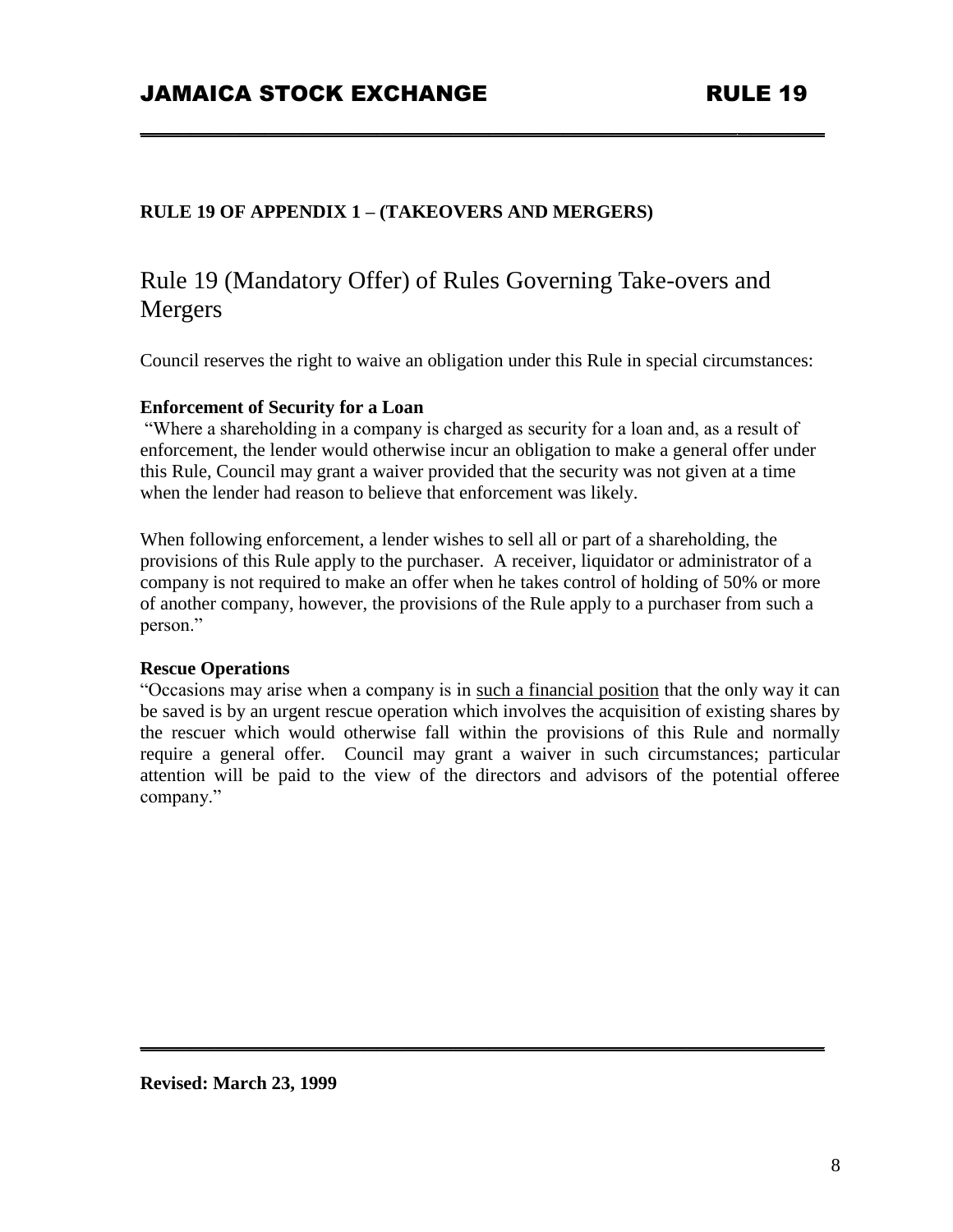**RULE 19 OF APPENDIX 1 – (TAKEOVERS AND MERGERS)**

# Rule 19 (Mandatory Offer) of Rules Governing Take-overs and Mergers

Council reserves the right to waive an obligation under this Rule in special circumstances:

**Enforcement of Security for a Loan**

"Where a shareholding in a company is charged as security for a loan and, as a result of enforcement, the lender would otherwise incur an obligation to make a general offer under this Rule, Council may grant a waiver provided that the security was not given at a time when the lender had reason to believe that enforcement was likely.

When following enforcement, a lender wishes to sell all or part of a shareholding, the provisions of this Rule apply to the purchaser. A receiver, liquidator or administrator of a company is not required to make an offer when he takes control of holding of 50% or more of another company, however, the provisions of the Rule apply to a purchaser from such a person."

**Rescue Operations**

"Occasions may arise when a company is in <u>such a financial position</u> that the only way it can be saved is by an urgent rescue operation which involves the acquisition of existing shares by the rescuer which would otherwise fall within the provisions of this Rule and normally require a general offer. Council may grant a waiver in such circumstances; particular attention will be paid to the view of the directors and advisors of the potential offeree company."

**Revised: March 23, 1999**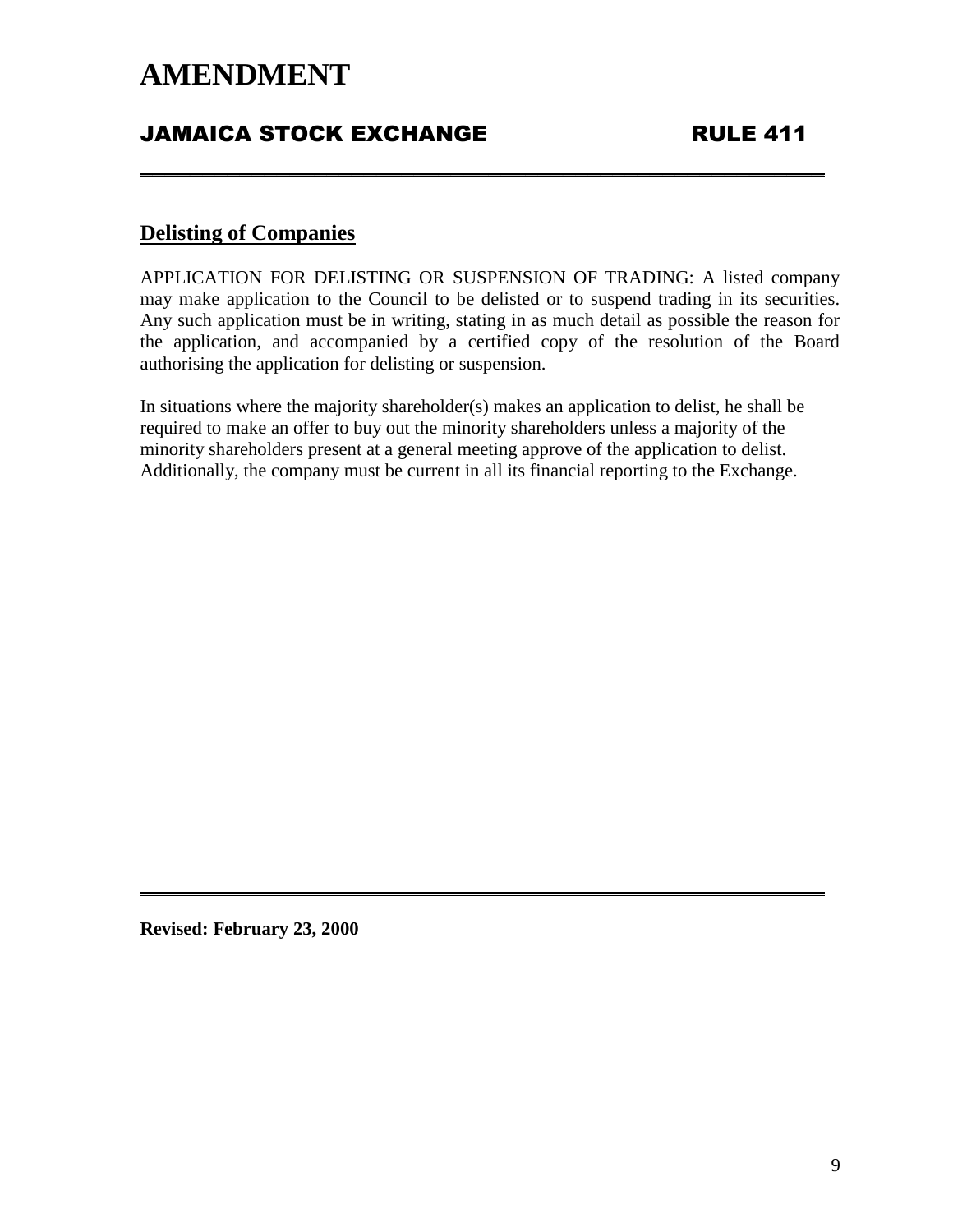# AMENDMENT

## JAMAICA STOCK EXCHANGE RULE 411

### Delisting of Companies

APPLICATION FOR DELISTING OR SUSPENSION OF TRADING: A listed company may make application to the Council to be delisted or to suspend trading in its securities. Any such application must be in writing, stating in as much detail as possible the reason for the application, and accompanied by a certified copy of the resolution of the Board authorising the application for delisting or suspension.

In situations where the majority shareholder(s) makes an application to delist, he shall be required to make an offer to buy out the minority shareholders unless a majority of the minority shareholders present at a general meeting approve of the application to delist. Additionally, the company must be current in all its financial reporting to the Exchange.

**Revised: February 23, 2000**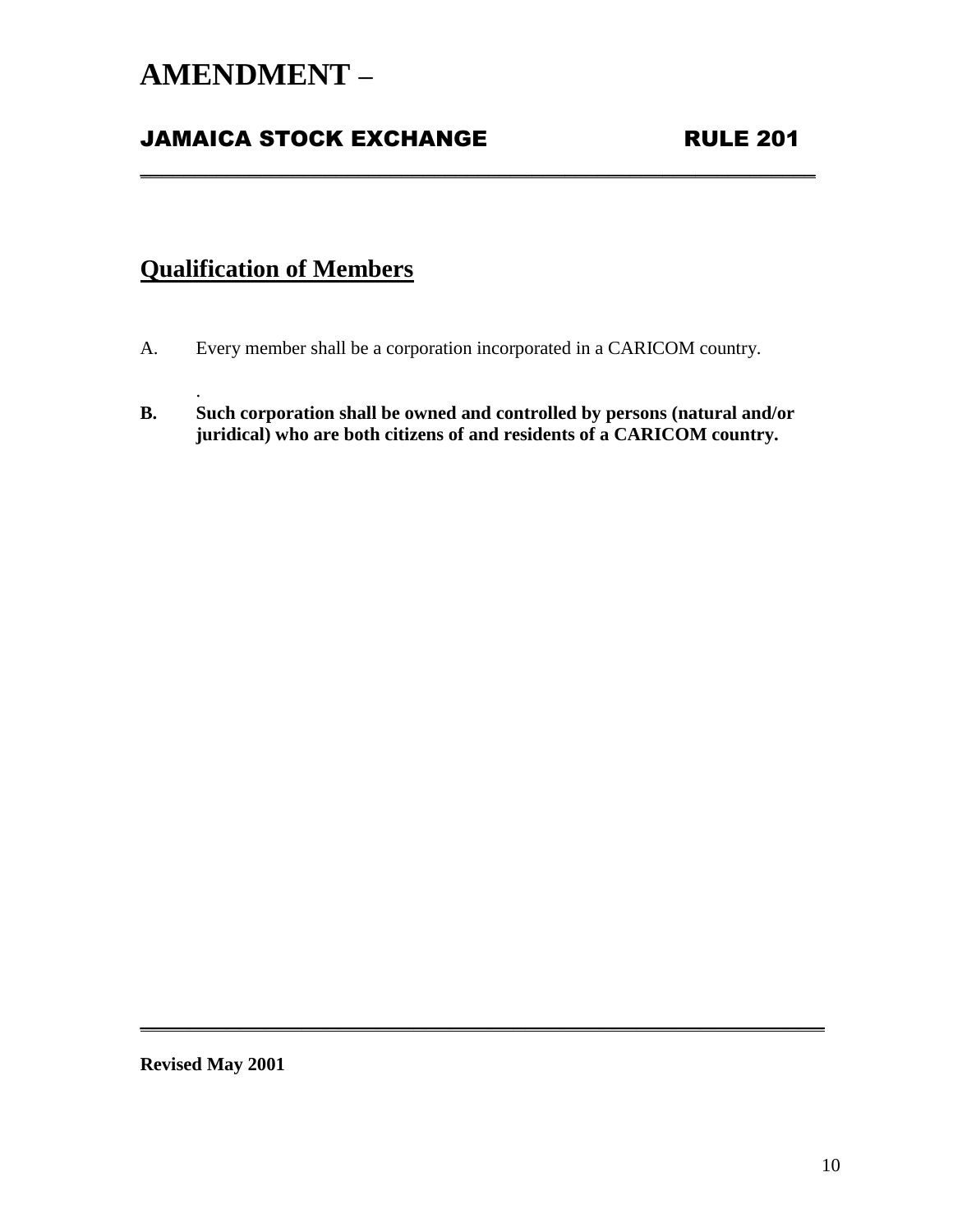# AMENDMENT –

## JAMAICA STOCK EXCHANGE RULE 201

## Qualification of Members

A. Every member shall be a corporation incorporated in a CARICOM country.

**B. Such corporation shall be owned and controlled by persons (natural and/or juridical) who are both citizens of and residents of a CARICOM country.**

**Revised May 2001**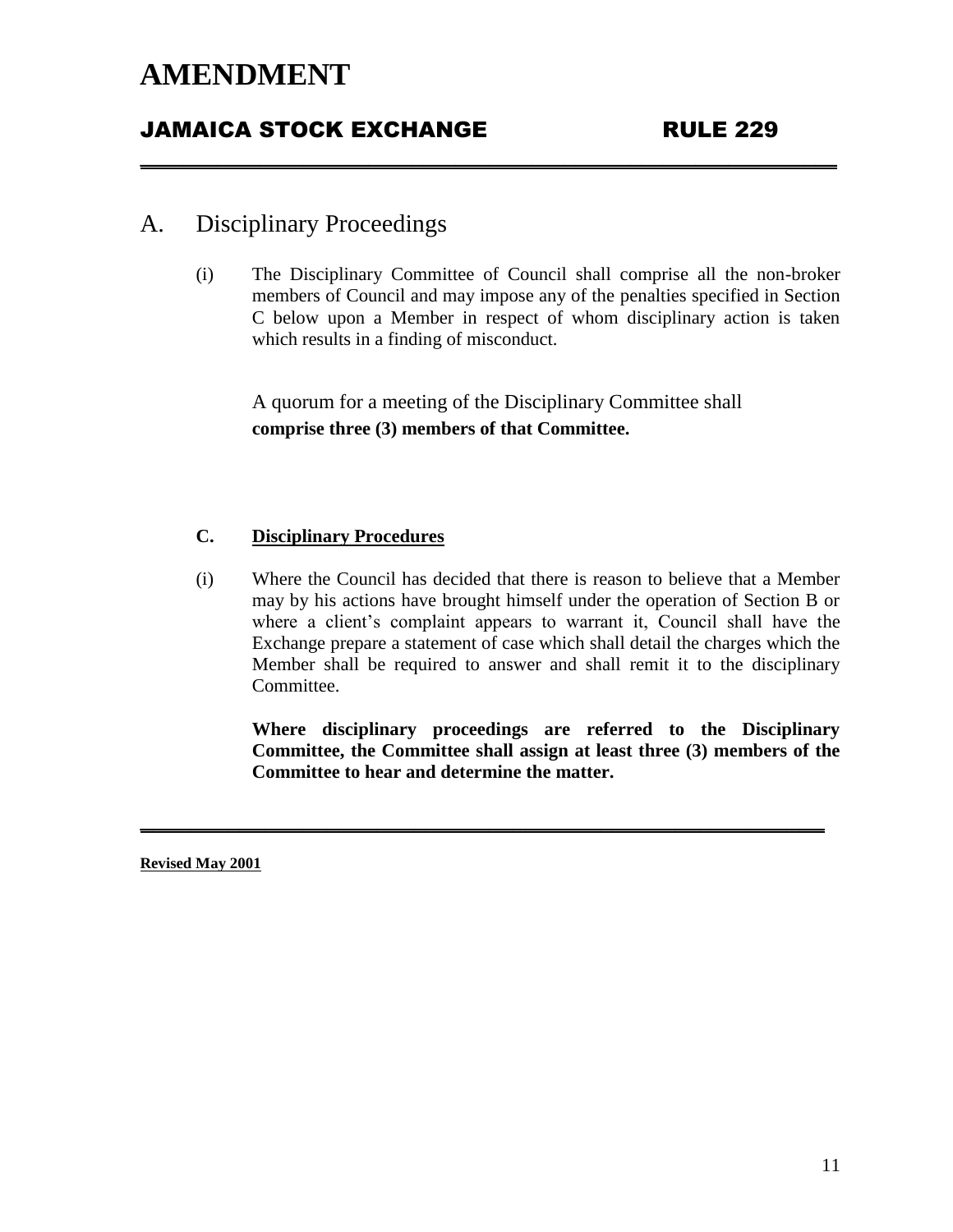# AMENDMENT

## JAMAICA STOCK EXCHANGE RULE 229

## A. Disciplinary Proceedings

(i) The Disciplinary Committee of Council shall comprise all the non-broker members of Council and may impose any of the penalties specified in Section C below upon a Member in respect of whom disciplinary action is taken which results in a finding of misconduct.

A quorum for a meeting of the Disciplinary Committee shall **comprise three (3) members of that Committee.**

### C. <u>Disciplinary Procedures</u>

(i) Where the Council has decided that there is reason to believe that a Member may by his actions have brought himself under the operation of Section B or where a client's complaint appears to warrant it, Council shall have the Exchange prepare a statement of case which shall detail the charges which the Member shall be required to answer and shall remit it to the disciplinary Committee.

**Where disciplinary proceedings are referred to the Disciplinary Committee, the Committee shall assign at least three (3) members of the Committee to hear and determine the matter.**

**<u>Revised May 2001</u>**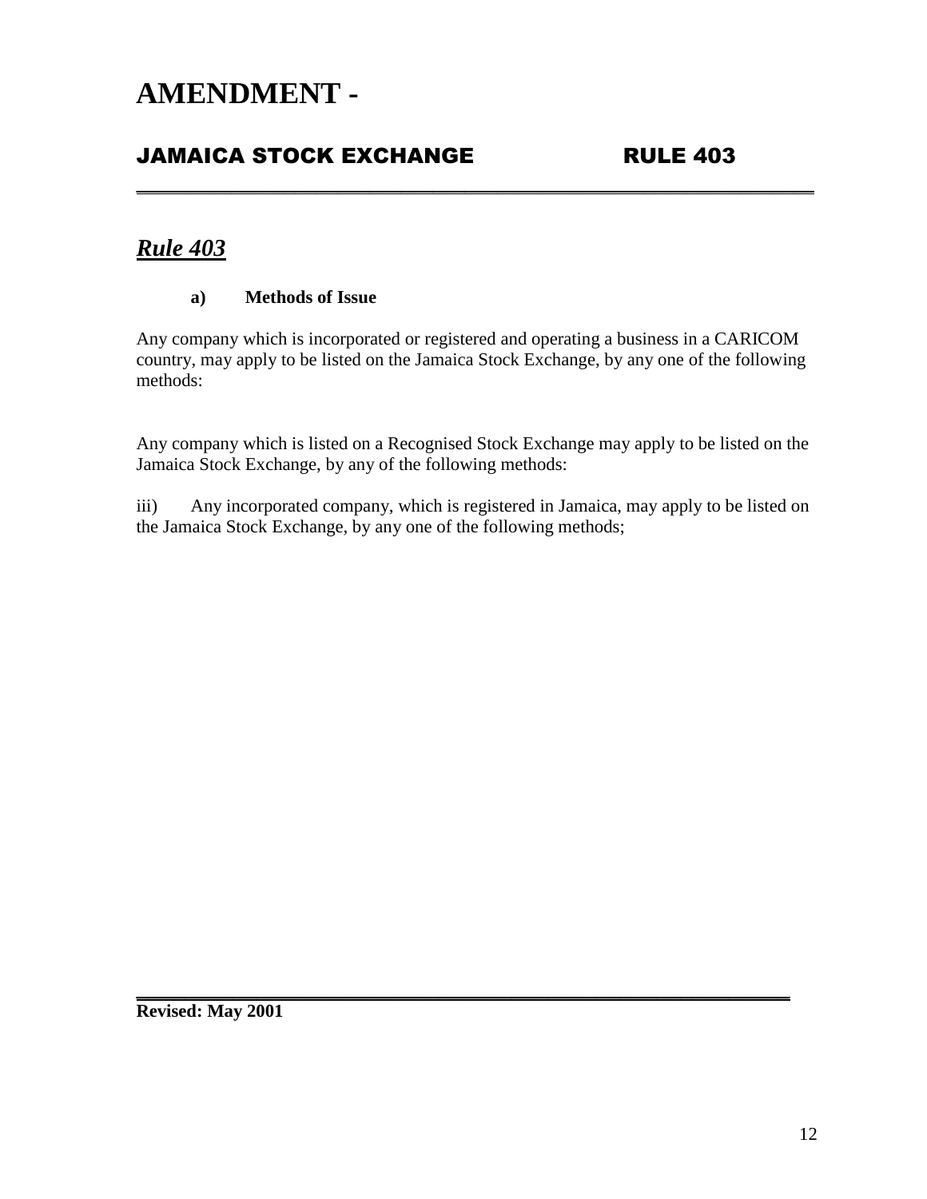# AMENDMENT -

## JAMAICA STOCK EXCHANGE RULE 403

---

## ***Rule 403***

**a) Methods of Issue**

Any company which is incorporated or registered and operating a business in a CARICOM country, may apply to be listed on the Jamaica Stock Exchange, by any one of the following methods:

Any company which is listed on a Recognised Stock Exchange may apply to be listed on the Jamaica Stock Exchange, by any of the following methods:

iii) Any incorporated company, which is registered in Jamaica, may apply to be listed on the Jamaica Stock Exchange, by any one of the following methods;

---

**Revised: May 2001**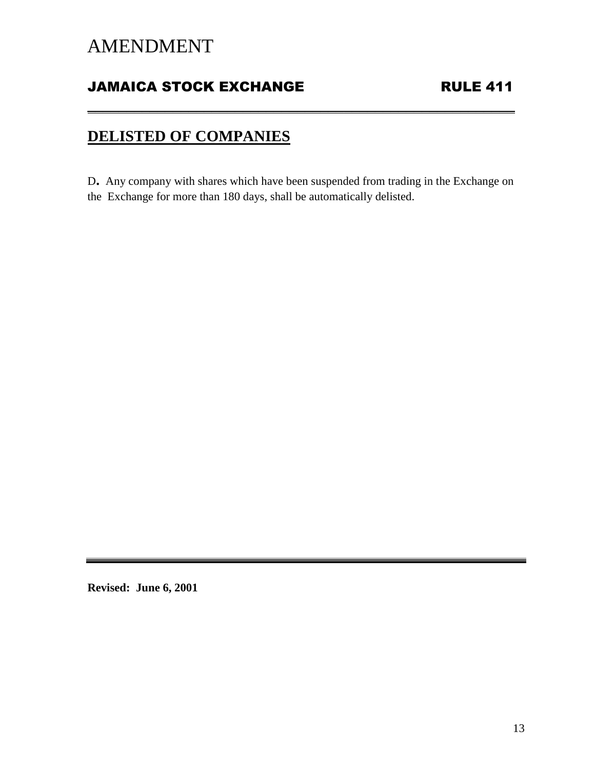# AMENDMENT

## JAMAICA STOCK EXCHANGE RULE 411

## DELISTED OF COMPANIES

D**.** Any company with shares which have been suspended from trading in the Exchange on the Exchange for more than 180 days, shall be automatically delisted.

**Revised: June 6, 2001**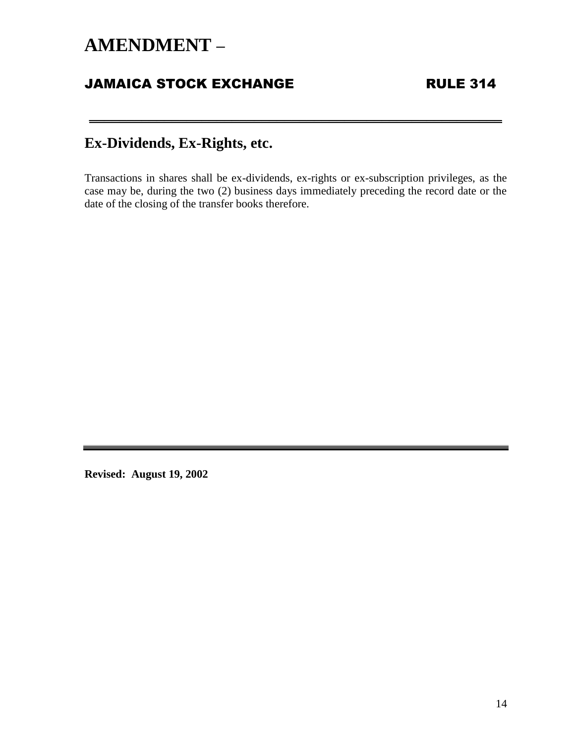# AMENDMENT –

## JAMAICA STOCK EXCHANGE RULE 314

---

## Ex-Dividends, Ex-Rights, etc.

Transactions in shares shall be ex-dividends, ex-rights or ex-subscription privileges, as the case may be, during the two (2) business days immediately preceding the record date or the date of the closing of the transfer books therefore.

---

**Revised: August 19, 2002**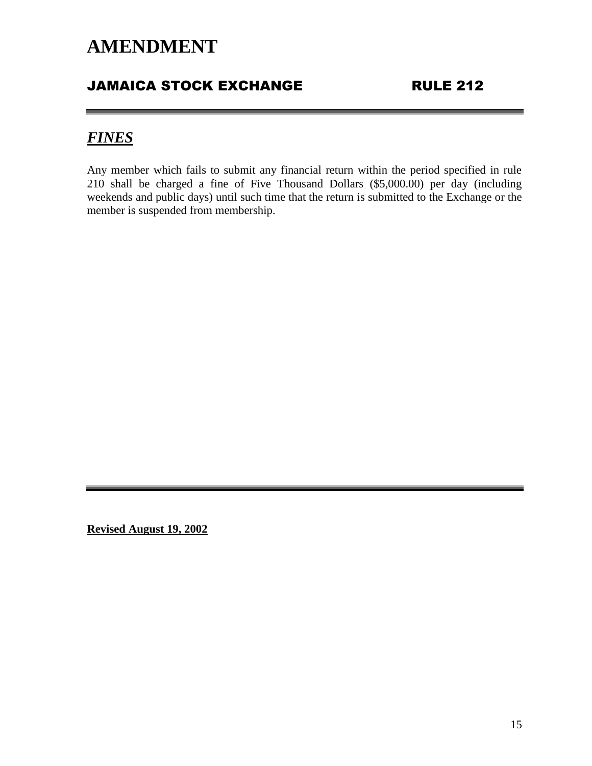# AMENDMENT

## JAMAICA STOCK EXCHANGE RULE 212

---

## ***FINES***

Any member which fails to submit any financial return within the period specified in rule 210 shall be charged a fine of Five Thousand Dollars ($5,000.00) per day (including weekends and public days) until such time that the return is submitted to the Exchange or the member is suspended from membership.

---

**Revised August 19, 2002**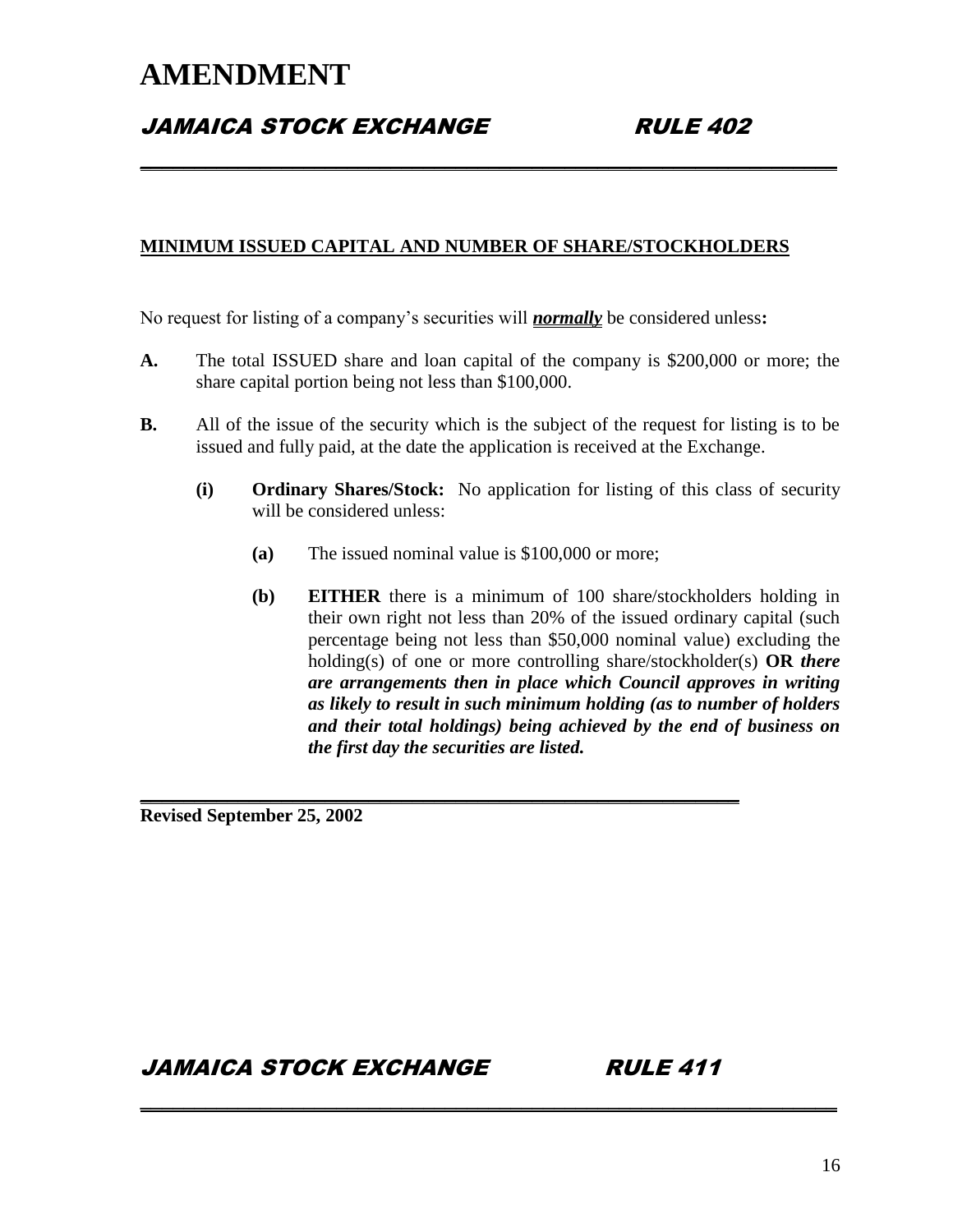# AMENDMENT

## *JAMAICA STOCK EXCHANGE RULE 402*

**MINIMUM ISSUED CAPITAL AND NUMBER OF SHARE/STOCKHOLDERS**

No request for listing of a company's securities will ***normally*** be considered unless**:**

**A.** The total ISSUED share and loan capital of the company is $200,000 or more; the share capital portion being not less than $100,000.

**B.** All of the issue of the security which is the subject of the request for listing is to be issued and fully paid, at the date the application is received at the Exchange.

- **(i) Ordinary Shares/Stock:** No application for listing of this class of security will be considered unless:
  - **(a)** The issued nominal value is $100,000 or more;
  - **(b) EITHER** there is a minimum of 100 share/stockholders holding in their own right not less than 20% of the issued ordinary capital (such percentage being not less than $50,000 nominal value) excluding the holding(s) of one or more controlling share/stockholder(s) **OR** ***there are arrangements then in place which Council approves in writing as likely to result in such minimum holding (as to number of holders and their total holdings) being achieved by the end of business on the first day the securities are listed.***

**Revised September 25, 2002**

## *JAMAICA STOCK EXCHANGE RULE 411*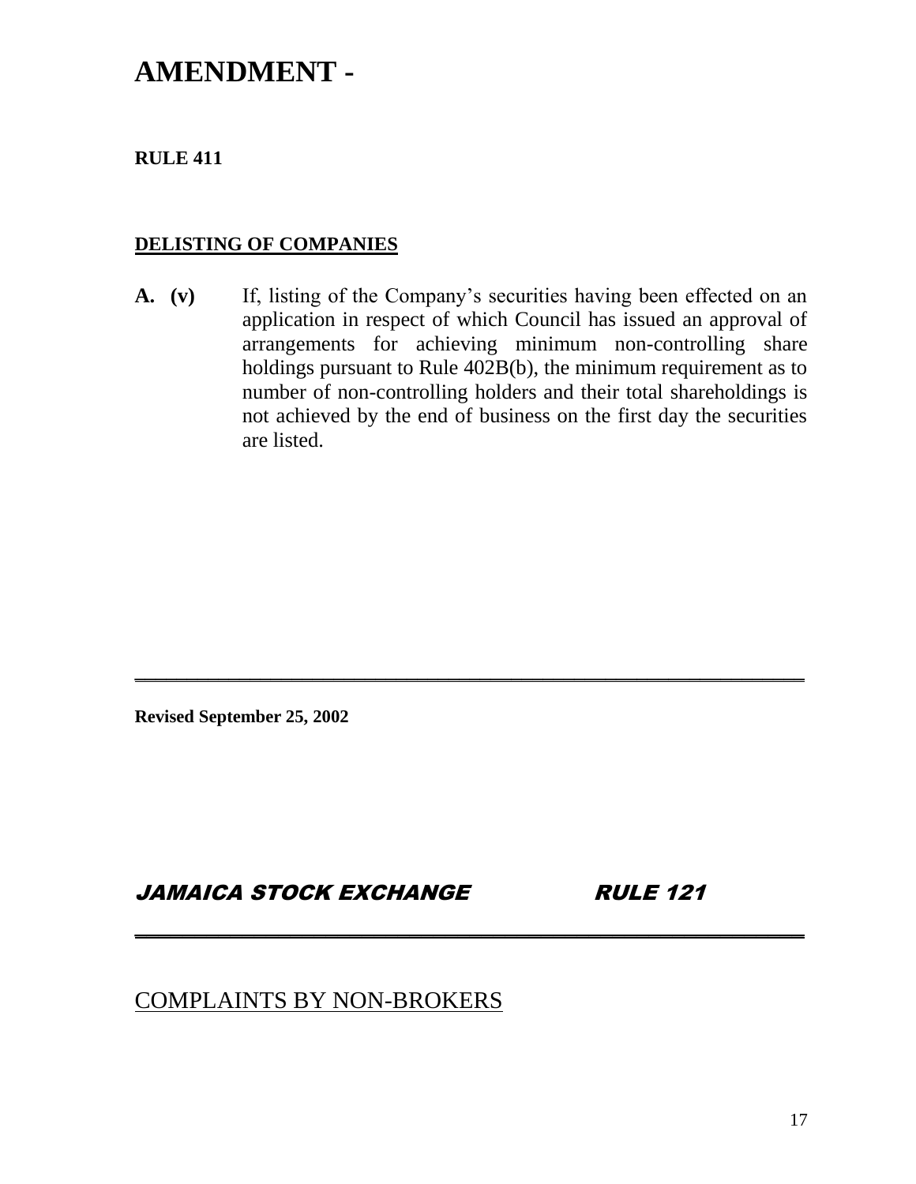# AMENDMENT -

**RULE 411**

**DELISTING OF COMPANIES**

**A. (v)** If, listing of the Company's securities having been effected on an application in respect of which Council has issued an approval of arrangements for achieving minimum non-controlling share holdings pursuant to Rule 402B(b), the minimum requirement as to number of non-controlling holders and their total shareholdings is not achieved by the end of business on the first day the securities are listed.

---

**Revised September 25, 2002**

## *JAMAICA STOCK EXCHANGE RULE 121*

---

COMPLAINTS BY NON-BROKERS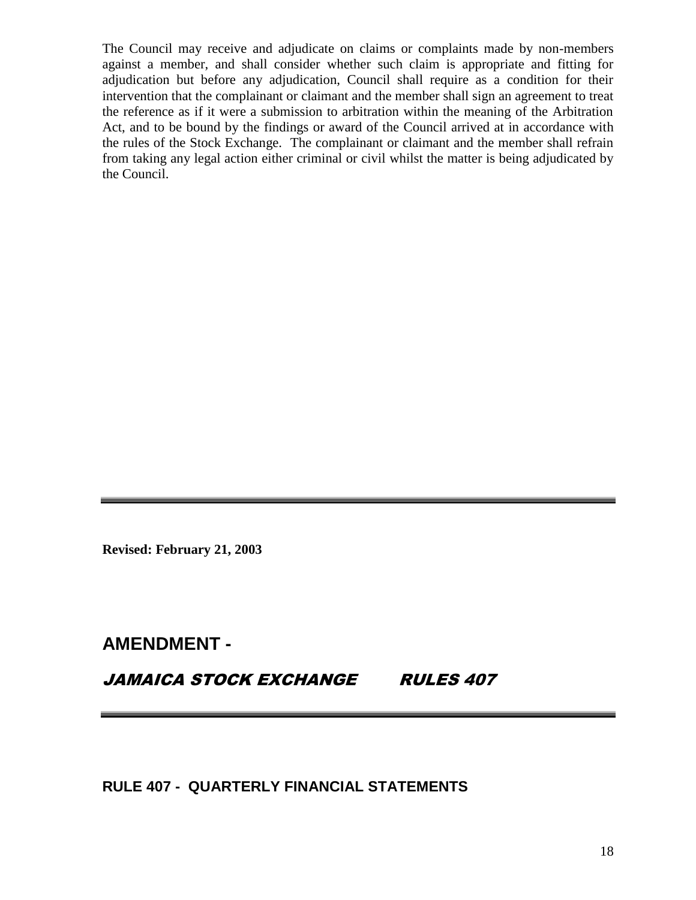The Council may receive and adjudicate on claims or complaints made by non-members against a member, and shall consider whether such claim is appropriate and fitting for adjudication but before any adjudication, Council shall require as a condition for their intervention that the complainant or claimant and the member shall sign an agreement to treat the reference as if it were a submission to arbitration within the meaning of the Arbitration Act, and to be bound by the findings or award of the Council arrived at in accordance with the rules of the Stock Exchange. The complainant or claimant and the member shall refrain from taking any legal action either criminal or civil whilst the matter is being adjudicated by the Council.

---

**Revised: February 21, 2003**

## AMENDMENT -

## *JAMAICA STOCK EXCHANGE RULES 407*

---

### RULE 407 - QUARTERLY FINANCIAL STATEMENTS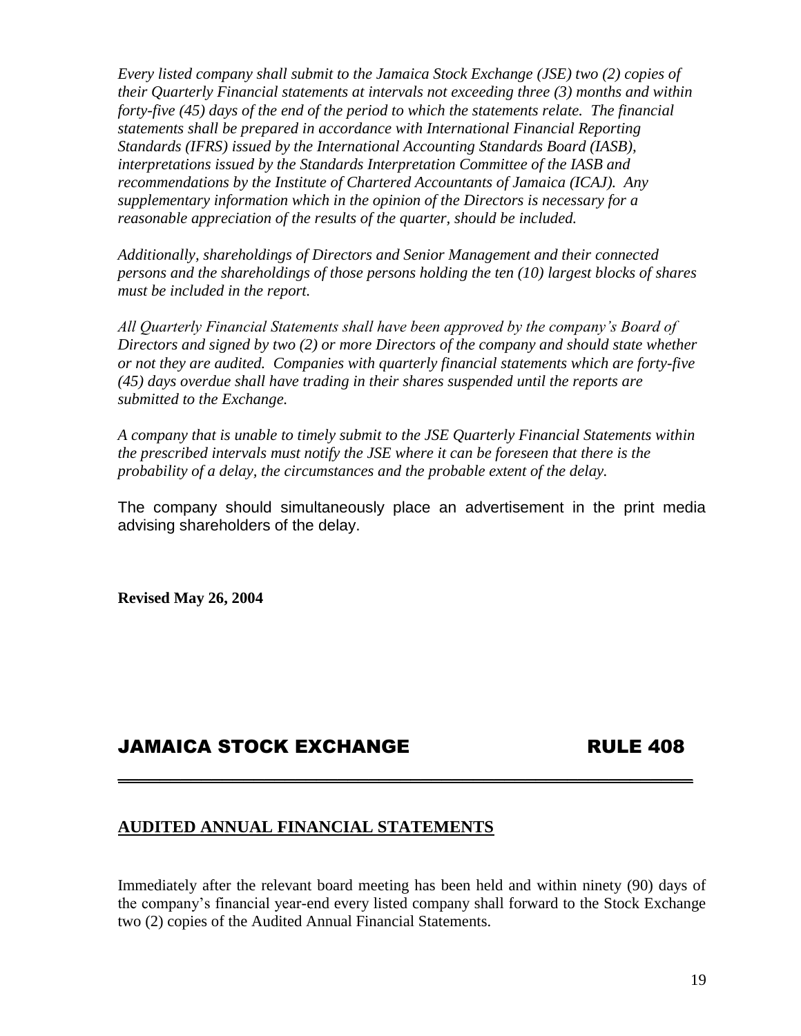*Every listed company shall submit to the Jamaica Stock Exchange (JSE) two (2) copies of their Quarterly Financial statements at intervals not exceeding three (3) months and within forty-five (45) days of the end of the period to which the statements relate. The financial statements shall be prepared in accordance with International Financial Reporting Standards (IFRS) issued by the International Accounting Standards Board (IASB), interpretations issued by the Standards Interpretation Committee of the IASB and recommendations by the Institute of Chartered Accountants of Jamaica (ICAJ). Any supplementary information which in the opinion of the Directors is necessary for a reasonable appreciation of the results of the quarter, should be included.*

*Additionally, shareholdings of Directors and Senior Management and their connected persons and the shareholdings of those persons holding the ten (10) largest blocks of shares must be included in the report.*

*All Quarterly Financial Statements shall have been approved by the company's Board of Directors and signed by two (2) or more Directors of the company and should state whether or not they are audited. Companies with quarterly financial statements which are forty-five (45) days overdue shall have trading in their shares suspended until the reports are submitted to the Exchange.*

*A company that is unable to timely submit to the JSE Quarterly Financial Statements within the prescribed intervals must notify the JSE where it can be foreseen that there is the probability of a delay, the circumstances and the probable extent of the delay.*

The company should simultaneously place an advertisement in the print media advising shareholders of the delay.

**Revised May 26, 2004**

## JAMAICA STOCK EXCHANGE RULE 408

### AUDITED ANNUAL FINANCIAL STATEMENTS

Immediately after the relevant board meeting has been held and within ninety (90) days of the company's financial year-end every listed company shall forward to the Stock Exchange two (2) copies of the Audited Annual Financial Statements.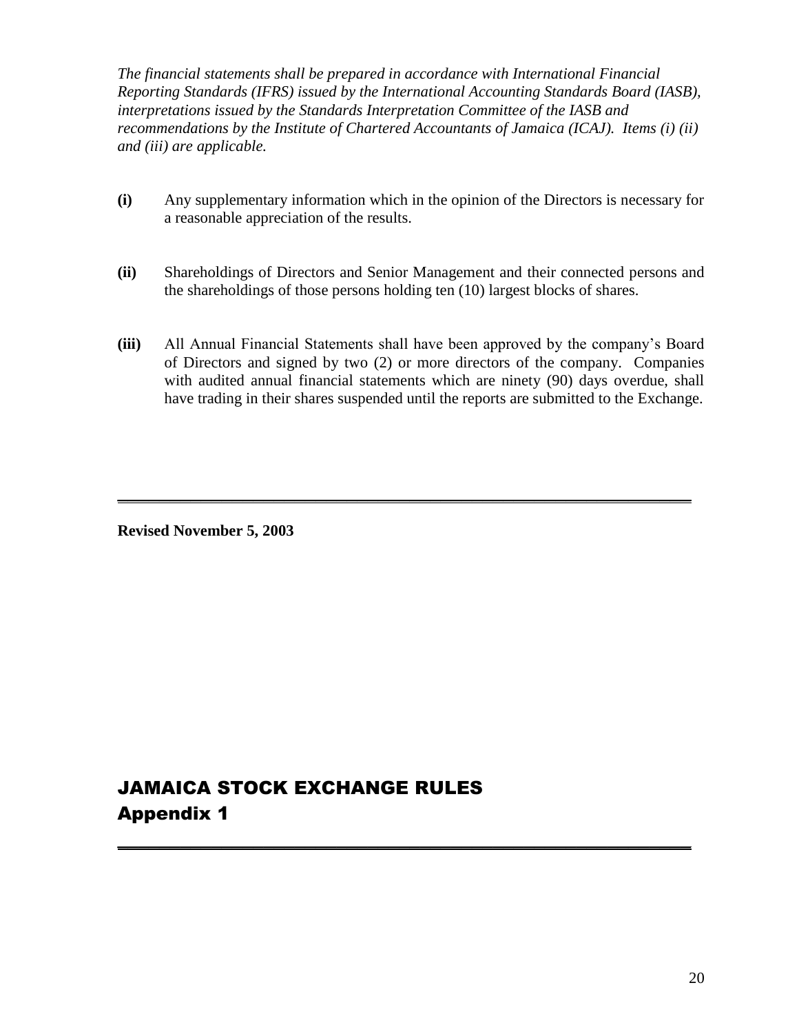*The financial statements shall be prepared in accordance with International Financial Reporting Standards (IFRS) issued by the International Accounting Standards Board (IASB), interpretations issued by the Standards Interpretation Committee of the IASB and recommendations by the Institute of Chartered Accountants of Jamaica (ICAJ). Items (i) (ii) and (iii) are applicable.*

**(i)** Any supplementary information which in the opinion of the Directors is necessary for a reasonable appreciation of the results.

**(ii)** Shareholdings of Directors and Senior Management and their connected persons and the shareholdings of those persons holding ten (10) largest blocks of shares.

**(iii)** All Annual Financial Statements shall have been approved by the company's Board of Directors and signed by two (2) or more directors of the company. Companies with audited annual financial statements which are ninety (90) days overdue, shall have trading in their shares suspended until the reports are submitted to the Exchange.

---

**Revised November 5, 2003**

# JAMAICA STOCK EXCHANGE RULES
## Appendix 1

---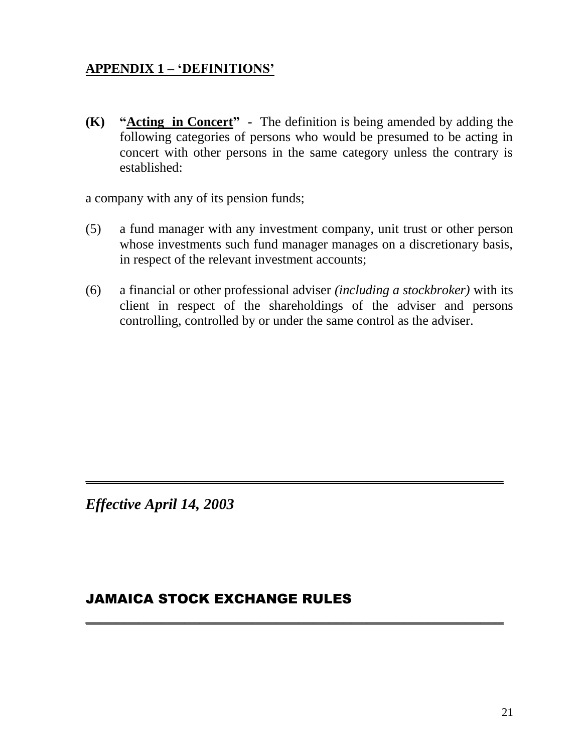## APPENDIX 1 – 'DEFINITIONS'

**(K) "Acting in Concert" -** The definition is being amended by adding the following categories of persons who would be presumed to be acting in concert with other persons in the same category unless the contrary is established:

a company with any of its pension funds;

(5) a fund manager with any investment company, unit trust or other person whose investments such fund manager manages on a discretionary basis, in respect of the relevant investment accounts;

(6) a financial or other professional adviser *(including a stockbroker)* with its client in respect of the shareholdings of the adviser and persons controlling, controlled by or under the same control as the adviser.

***Effective April 14, 2003***

JAMAICA STOCK EXCHANGE RULES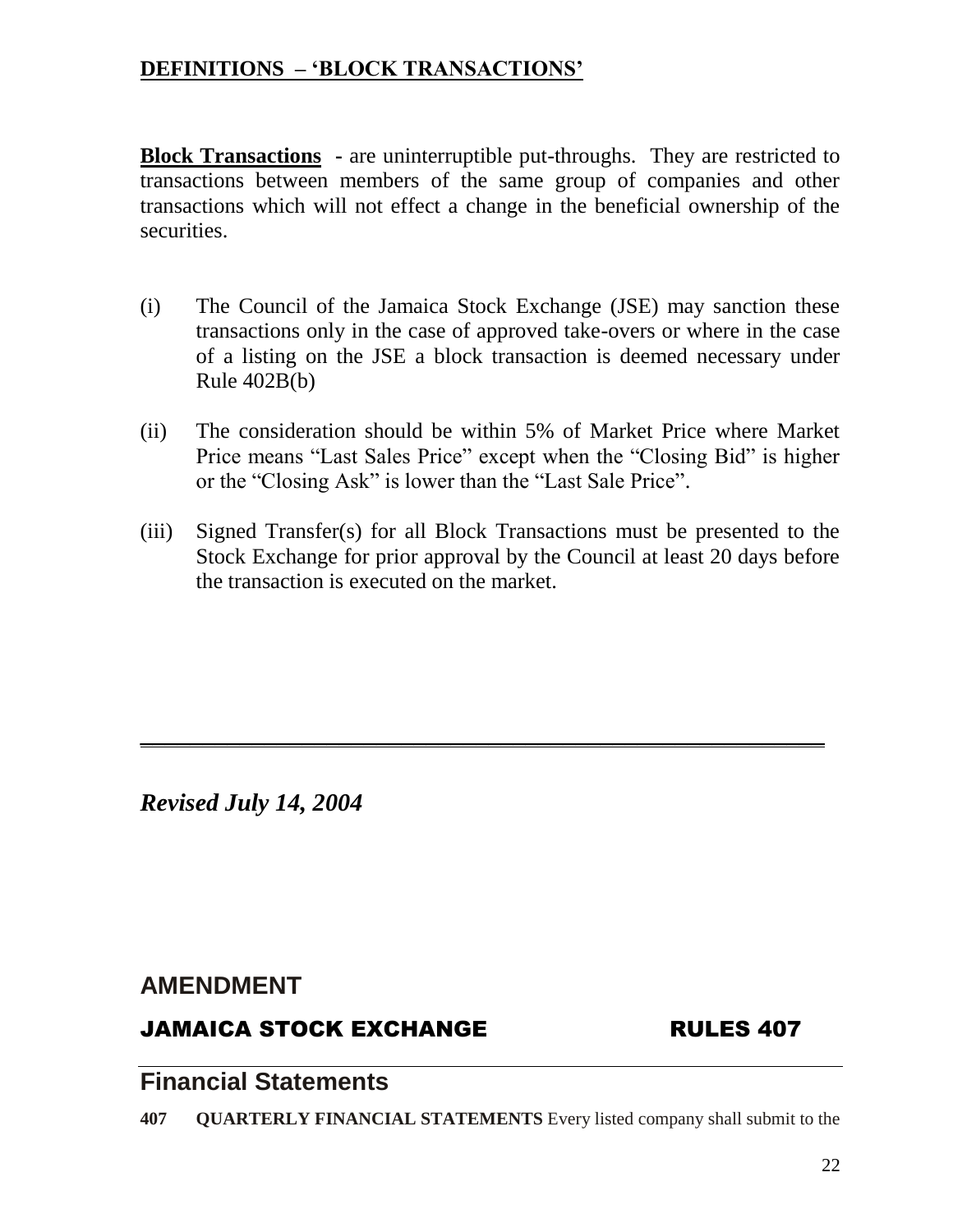## DEFINITIONS – 'BLOCK TRANSACTIONS'

**Block Transactions** - are uninterruptible put-throughs. They are restricted to transactions between members of the same group of companies and other transactions which will not effect a change in the beneficial ownership of the securities.

(i) The Council of the Jamaica Stock Exchange (JSE) may sanction these transactions only in the case of approved take-overs or where in the case of a listing on the JSE a block transaction is deemed necessary under Rule 402B(b)

(ii) The consideration should be within 5% of Market Price where Market Price means "Last Sales Price" except when the "Closing Bid" is higher or the "Closing Ask" is lower than the "Last Sale Price".

(iii) Signed Transfer(s) for all Block Transactions must be presented to the Stock Exchange for prior approval by the Council at least 20 days before the transaction is executed on the market.

---

***Revised July 14, 2004***

## AMENDMENT

### JAMAICA STOCK EXCHANGE RULES 407

## Financial Statements

**407 QUARTERLY FINANCIAL STATEMENTS** Every listed company shall submit to the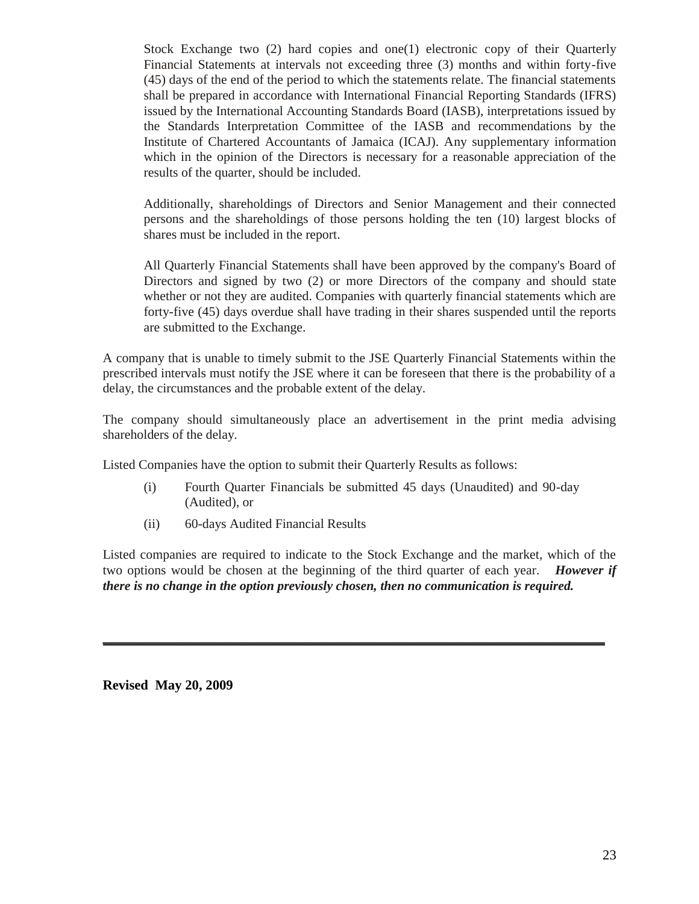Stock Exchange two (2) hard copies and one(1) electronic copy of their Quarterly Financial Statements at intervals not exceeding three (3) months and within forty-five (45) days of the end of the period to which the statements relate. The financial statements shall be prepared in accordance with International Financial Reporting Standards (IFRS) issued by the International Accounting Standards Board (IASB), interpretations issued by the Standards Interpretation Committee of the IASB and recommendations by the Institute of Chartered Accountants of Jamaica (ICAJ). Any supplementary information which in the opinion of the Directors is necessary for a reasonable appreciation of the results of the quarter, should be included.

Additionally, shareholdings of Directors and Senior Management and their connected persons and the shareholdings of those persons holding the ten (10) largest blocks of shares must be included in the report.

All Quarterly Financial Statements shall have been approved by the company's Board of Directors and signed by two (2) or more Directors of the company and should state whether or not they are audited. Companies with quarterly financial statements which are forty-five (45) days overdue shall have trading in their shares suspended until the reports are submitted to the Exchange.

A company that is unable to timely submit to the JSE Quarterly Financial Statements within the prescribed intervals must notify the JSE where it can be foreseen that there is the probability of a delay, the circumstances and the probable extent of the delay.

The company should simultaneously place an advertisement in the print media advising shareholders of the delay.

Listed Companies have the option to submit their Quarterly Results as follows:

(i) Fourth Quarter Financials be submitted 45 days (Unaudited) and 90-day (Audited), or

(ii) 60-days Audited Financial Results

Listed companies are required to indicate to the Stock Exchange and the market, which of the two options would be chosen at the beginning of the third quarter of each year. ***However if there is no change in the option previously chosen, then no communication is required.***

---

**Revised May 20, 2009**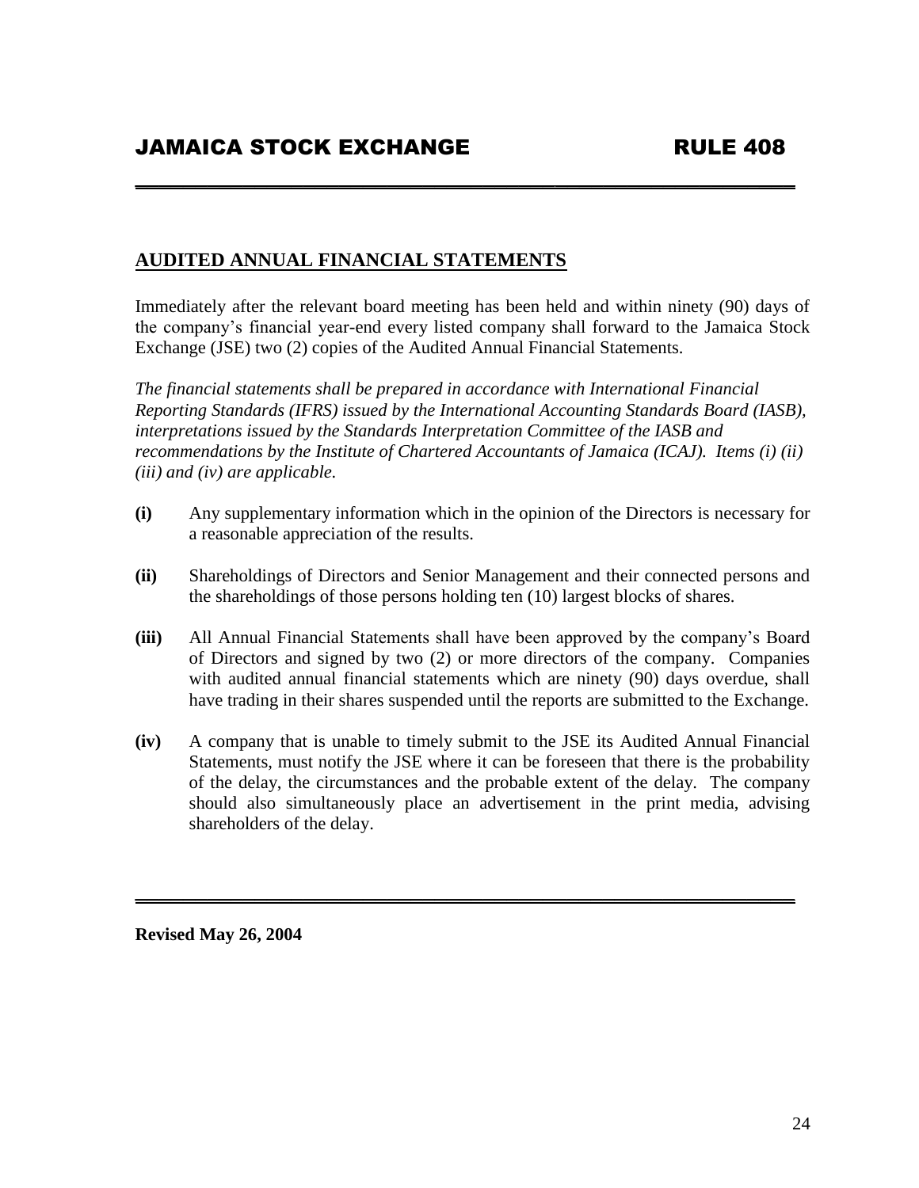# JAMAICA STOCK EXCHANGE RULE 408

## AUDITED ANNUAL FINANCIAL STATEMENTS

Immediately after the relevant board meeting has been held and within ninety (90) days of the company's financial year-end every listed company shall forward to the Jamaica Stock Exchange (JSE) two (2) copies of the Audited Annual Financial Statements.

*The financial statements shall be prepared in accordance with International Financial Reporting Standards (IFRS) issued by the International Accounting Standards Board (IASB), interpretations issued by the Standards Interpretation Committee of the IASB and recommendations by the Institute of Chartered Accountants of Jamaica (ICAJ). Items (i) (ii) (iii) and (iv) are applicable.*

**(i)** Any supplementary information which in the opinion of the Directors is necessary for a reasonable appreciation of the results.

**(ii)** Shareholdings of Directors and Senior Management and their connected persons and the shareholdings of those persons holding ten (10) largest blocks of shares.

**(iii)** All Annual Financial Statements shall have been approved by the company's Board of Directors and signed by two (2) or more directors of the company. Companies with audited annual financial statements which are ninety (90) days overdue, shall have trading in their shares suspended until the reports are submitted to the Exchange.

**(iv)** A company that is unable to timely submit to the JSE its Audited Annual Financial Statements, must notify the JSE where it can be foreseen that there is the probability of the delay, the circumstances and the probable extent of the delay. The company should also simultaneously place an advertisement in the print media, advising shareholders of the delay.

**Revised May 26, 2004**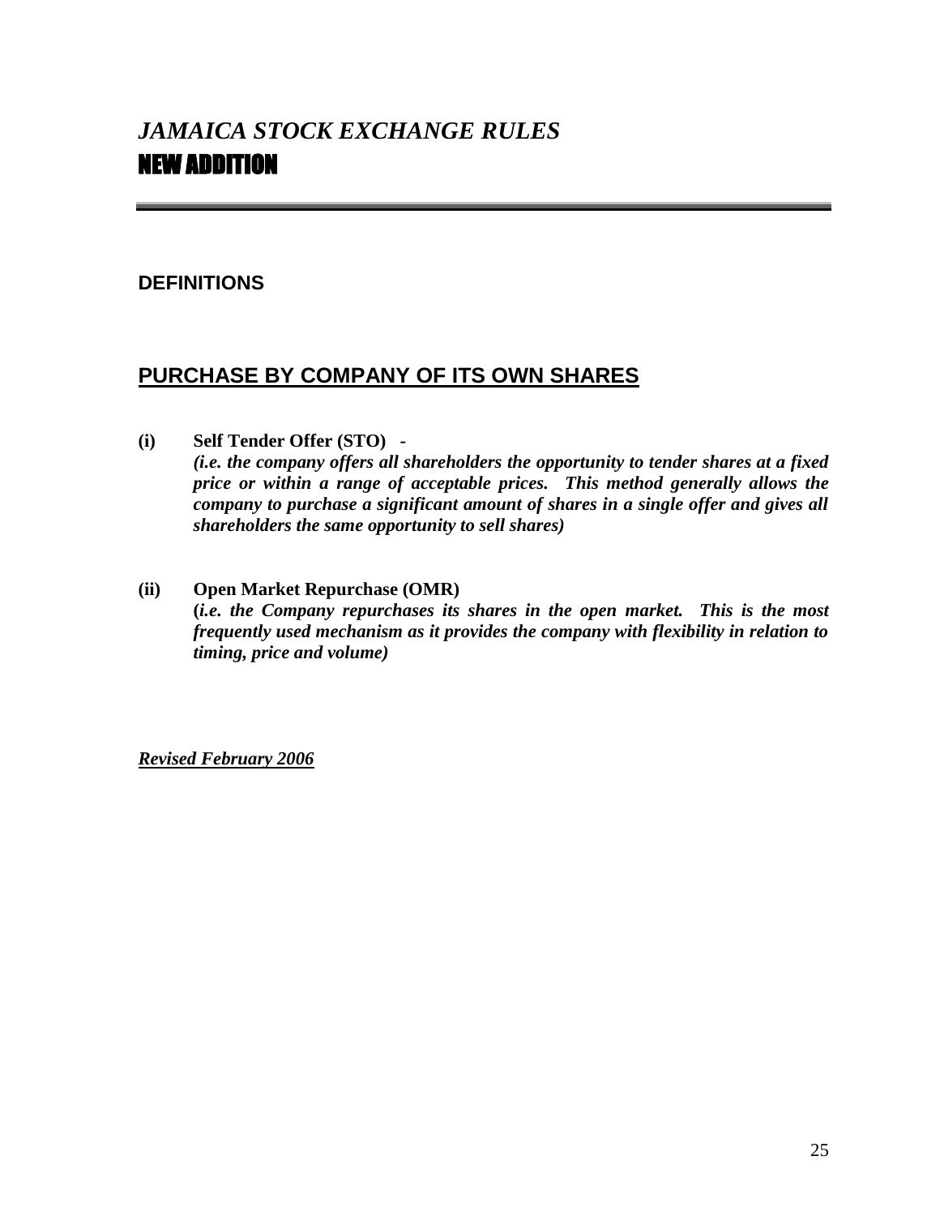# *JAMAICA STOCK EXCHANGE RULES*

# NEW ADDITION

---

**DEFINITIONS**

## PURCHASE BY COMPANY OF ITS OWN SHARES

**(i) Self Tender Offer (STO) -**
***(i.e. the company offers all shareholders the opportunity to tender shares at a fixed price or within a range of acceptable prices. This method generally allows the company to purchase a significant amount of shares in a single offer and gives all shareholders the same opportunity to sell shares)***

**(ii) Open Market Repurchase (OMR)**
**(*i.e. the Company repurchases its shares in the open market. This is the most frequently used mechanism as it provides the company with flexibility in relation to timing, price and volume)***

***Revised February 2006***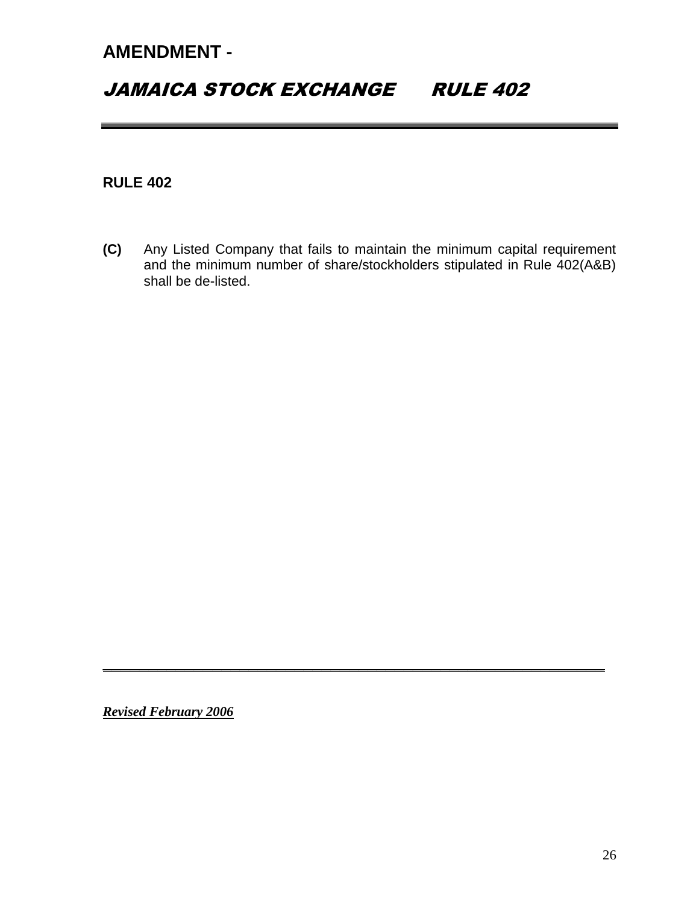## AMENDMENT -

## *JAMAICA STOCK EXCHANGE RULE 402*

---

**RULE 402**

**(C)** Any Listed Company that fails to maintain the minimum capital requirement and the minimum number of share/stockholders stipulated in Rule 402(A&B) shall be de-listed.

---

***Revised February 2006***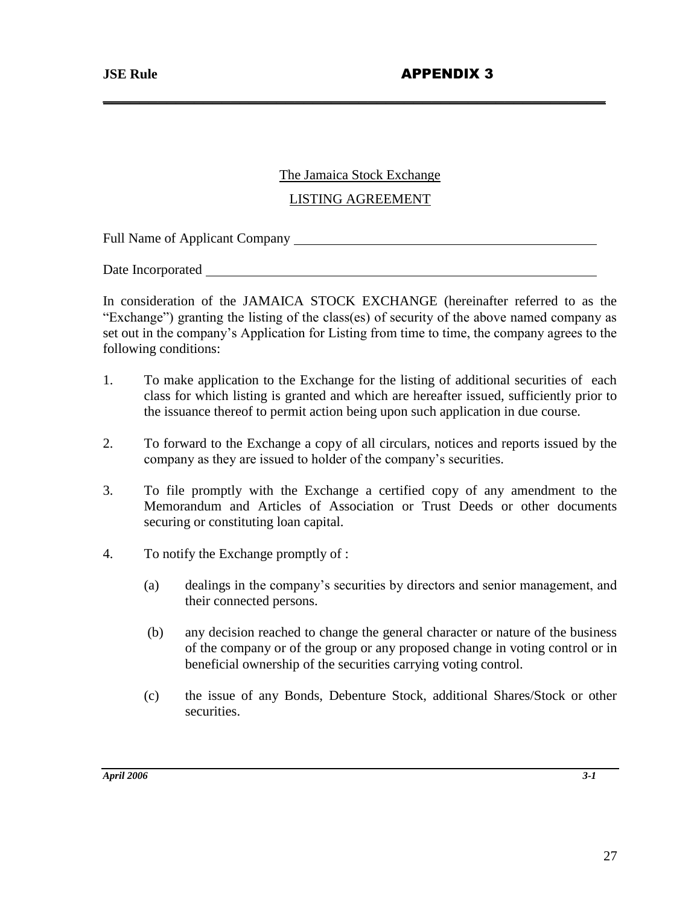**JSE Rule** **APPENDIX 3**

The Jamaica Stock Exchange

LISTING AGREEMENT

Full Name of Applicant Company \_\_\_\_\_\_\_\_\_\_\_\_\_\_\_\_\_\_\_\_\_\_\_\_\_\_\_\_\_\_\_\_\_\_\_\_\_\_\_\_

Date Incorporated \_\_\_\_\_\_\_\_\_\_\_\_\_\_\_\_\_\_\_\_\_\_\_\_\_\_\_\_\_\_\_\_\_\_\_\_\_\_\_\_\_\_\_\_\_\_\_\_\_\_

In consideration of the JAMAICA STOCK EXCHANGE (hereinafter referred to as the "Exchange") granting the listing of the class(es) of security of the above named company as set out in the company's Application for Listing from time to time, the company agrees to the following conditions:

1. To make application to the Exchange for the listing of additional securities of each class for which listing is granted and which are hereafter issued, sufficiently prior to the issuance thereof to permit action being upon such application in due course.

2. To forward to the Exchange a copy of all circulars, notices and reports issued by the company as they are issued to holder of the company's securities.

3. To file promptly with the Exchange a certified copy of any amendment to the Memorandum and Articles of Association or Trust Deeds or other documents securing or constituting loan capital.

4. To notify the Exchange promptly of :

    (a) dealings in the company's securities by directors and senior management, and their connected persons.

    (b) any decision reached to change the general character or nature of the business of the company or of the group or any proposed change in voting control or in beneficial ownership of the securities carrying voting control.

    (c) the issue of any Bonds, Debenture Stock, additional Shares/Stock or other securities.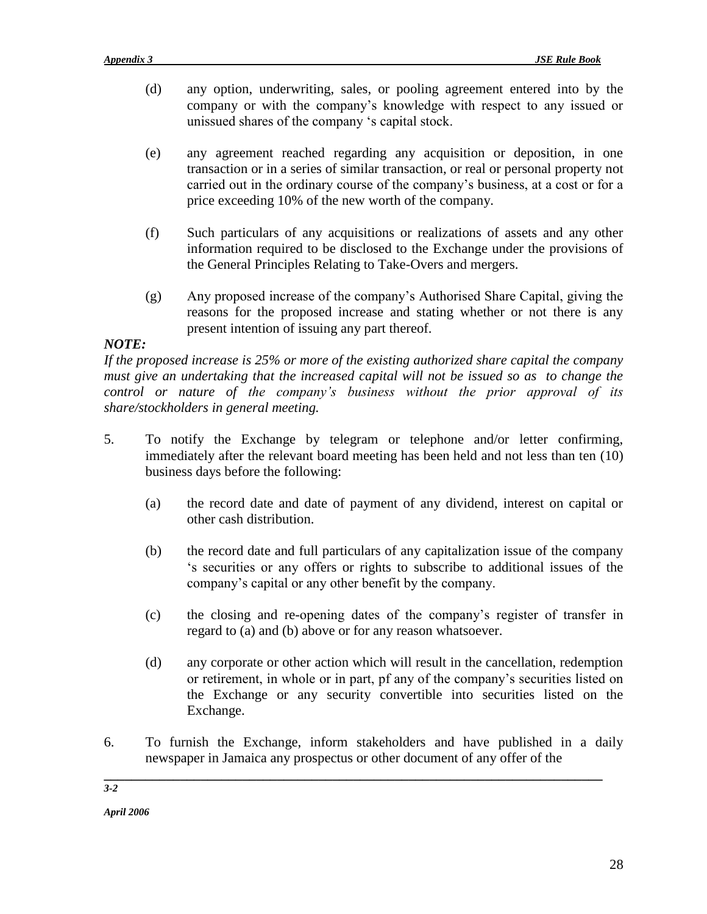(d) any option, underwriting, sales, or pooling agreement entered into by the company or with the company's knowledge with respect to any issued or unissued shares of the company 's capital stock.

(e) any agreement reached regarding any acquisition or deposition, in one transaction or in a series of similar transaction, or real or personal property not carried out in the ordinary course of the company's business, at a cost or for a price exceeding 10% of the new worth of the company.

(f) Such particulars of any acquisitions or realizations of assets and any other information required to be disclosed to the Exchange under the provisions of the General Principles Relating to Take-Overs and mergers.

(g) Any proposed increase of the company's Authorised Share Capital, giving the reasons for the proposed increase and stating whether or not there is any present intention of issuing any part thereof.

***NOTE:***
*If the proposed increase is 25% or more of the existing authorized share capital the company must give an undertaking that the increased capital will not be issued so as to change the control or nature of the company's business without the prior approval of its share/stockholders in general meeting.*

5. To notify the Exchange by telegram or telephone and/or letter confirming, immediately after the relevant board meeting has been held and not less than ten (10) business days before the following:

   (a) the record date and date of payment of any dividend, interest on capital or other cash distribution.

   (b) the record date and full particulars of any capitalization issue of the company 's securities or any offers or rights to subscribe to additional issues of the company's capital or any other benefit by the company.

   (c) the closing and re-opening dates of the company's register of transfer in regard to (a) and (b) above or for any reason whatsoever.

   (d) any corporate or other action which will result in the cancellation, redemption or retirement, in whole or in part, pf any of the company's securities listed on the Exchange or any security convertible into securities listed on the Exchange.

6. To furnish the Exchange, inform stakeholders and have published in a daily newspaper in Jamaica any prospectus or other document of any offer of the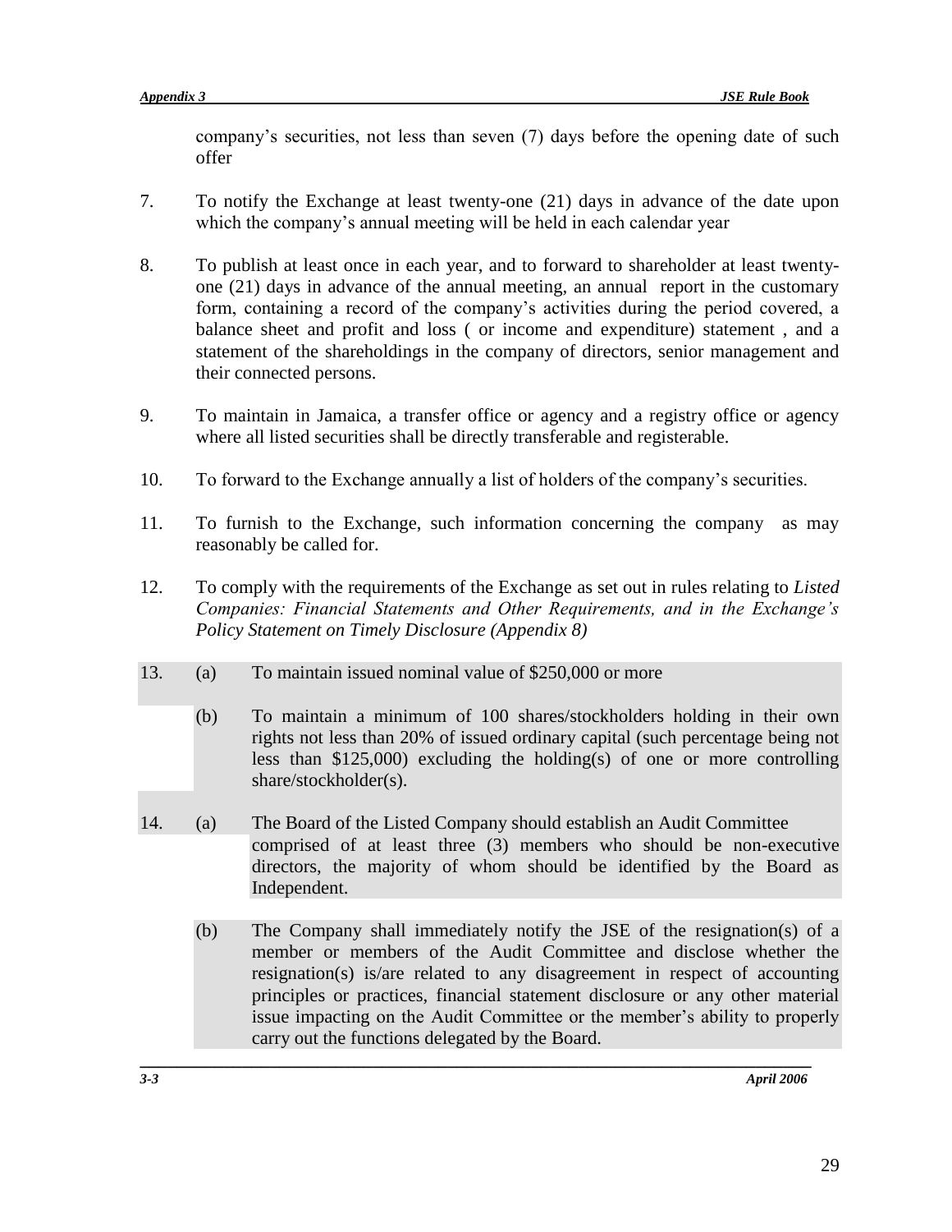company's securities, not less than seven (7) days before the opening date of such offer

7. To notify the Exchange at least twenty-one (21) days in advance of the date upon which the company's annual meeting will be held in each calendar year

8. To publish at least once in each year, and to forward to shareholder at least twenty-one (21) days in advance of the annual meeting, an annual report in the customary form, containing a record of the company's activities during the period covered, a balance sheet and profit and loss ( or income and expenditure) statement , and a statement of the shareholdings in the company of directors, senior management and their connected persons.

9. To maintain in Jamaica, a transfer office or agency and a registry office or agency where all listed securities shall be directly transferable and registerable.

10. To forward to the Exchange annually a list of holders of the company's securities.

11. To furnish to the Exchange, such information concerning the company as may reasonably be called for.

12. To comply with the requirements of the Exchange as set out in rules relating to *Listed Companies: Financial Statements and Other Requirements, and in the Exchange's Policy Statement on Timely Disclosure (Appendix 8)*

13. (a) To maintain issued nominal value of $250,000 or more

    (b) To maintain a minimum of 100 shares/stockholders holding in their own rights not less than 20% of issued ordinary capital (such percentage being not less than $125,000) excluding the holding(s) of one or more controlling share/stockholder(s).

14. (a) The Board of the Listed Company should establish an Audit Committee comprised of at least three (3) members who should be non-executive directors, the majority of whom should be identified by the Board as Independent.

    (b) The Company shall immediately notify the JSE of the resignation(s) of a member or members of the Audit Committee and disclose whether the resignation(s) is/are related to any disagreement in respect of accounting principles or practices, financial statement disclosure or any other material issue impacting on the Audit Committee or the member's ability to properly carry out the functions delegated by the Board.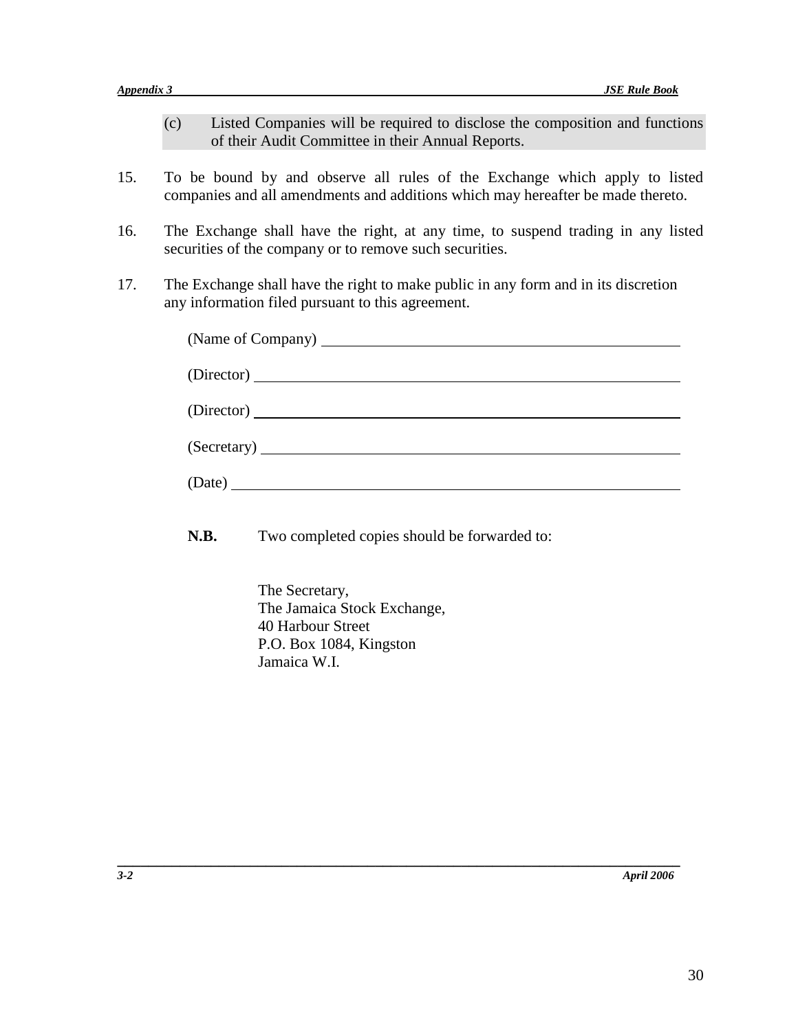(c) Listed Companies will be required to disclose the composition and functions of their Audit Committee in their Annual Reports.

15. To be bound by and observe all rules of the Exchange which apply to listed companies and all amendments and additions which may hereafter be made thereto.

16. The Exchange shall have the right, at any time, to suspend trading in any listed securities of the company or to remove such securities.

17. The Exchange shall have the right to make public in any form and in its discretion any information filed pursuant to this agreement.

(Name of Company) ______________________________

(Director) ______________________________

(Director) ______________________________

(Secretary) ______________________________

(Date) ______________________________

**N.B.** Two completed copies should be forwarded to:

The Secretary,
The Jamaica Stock Exchange,
40 Harbour Street
P.O. Box 1084, Kingston
Jamaica W.I.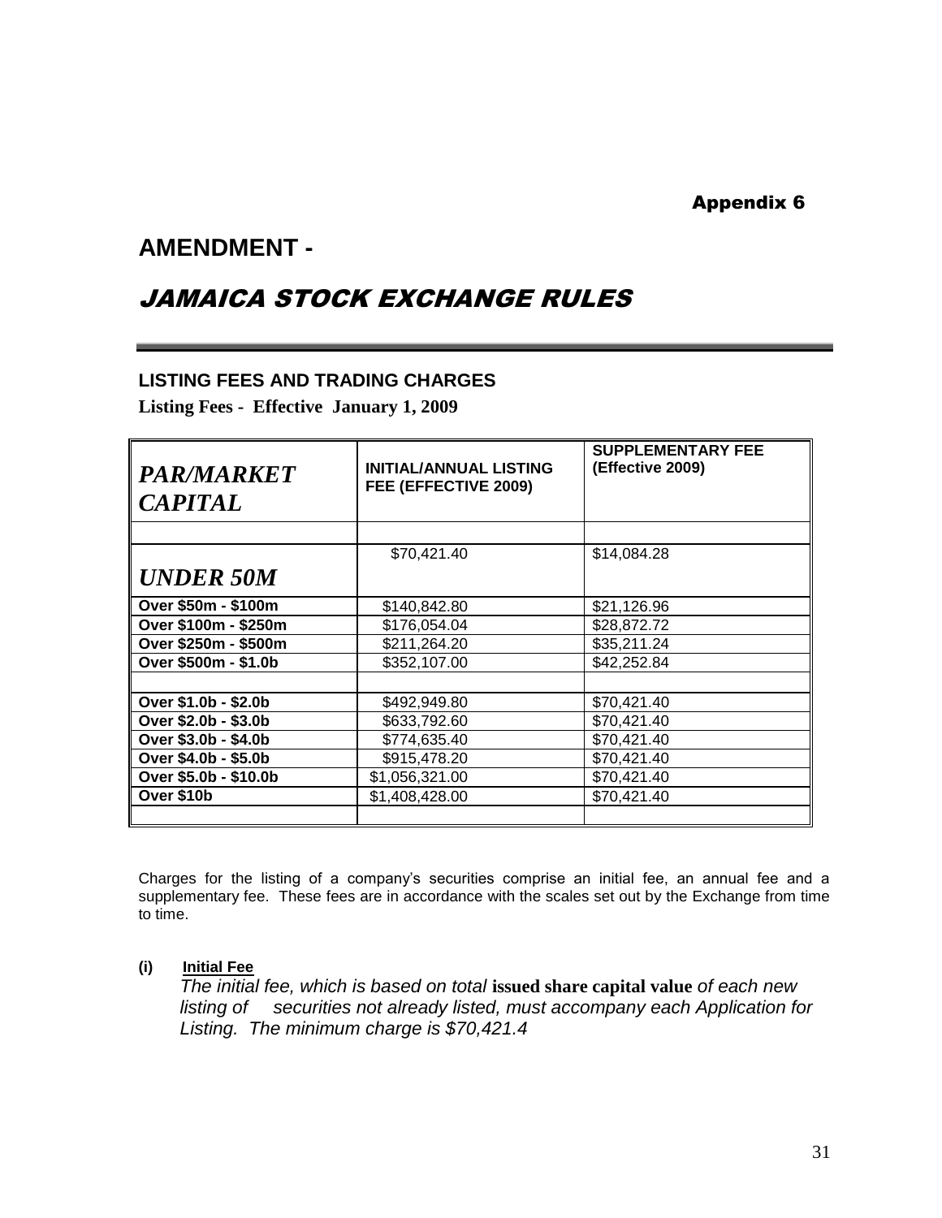Appendix 6

# AMENDMENT -

# *JAMAICA STOCK EXCHANGE RULES*

### LISTING FEES AND TRADING CHARGES

**Listing Fees - Effective January 1, 2009**

| *PAR/MARKET CAPITAL* | INITIAL/ANNUAL LISTING FEE (EFFECTIVE 2009) | SUPPLEMENTARY FEE (Effective 2009) |
|---|---|---|
| | | |
| *UNDER 50M* | $70,421.40 | $14,084.28 |
| Over $50m - $100m | $140,842.80 | $21,126.96 |
| Over $100m - $250m | $176,054.04 | $28,872.72 |
| Over $250m - $500m | $211,264.20 | $35,211.24 |
| Over $500m - $1.0b | $352,107.00 | $42,252.84 |
| | | |
| Over $1.0b - $2.0b | $492,949.80 | $70,421.40 |
| Over $2.0b - $3.0b | $633,792.60 | $70,421.40 |
| Over $3.0b - $4.0b | $774,635.40 | $70,421.40 |
| Over $4.0b - $5.0b | $915,478.20 | $70,421.40 |
| Over $5.0b - $10.0b | $1,056,321.00 | $70,421.40 |
| Over $10b | $1,408,428.00 | $70,421.40 |
| | | |

Charges for the listing of a company's securities comprise an initial fee, an annual fee and a supplementary fee. These fees are in accordance with the scales set out by the Exchange from time to time.

**(i) Initial Fee**

*The initial fee, which is based on total* **issued share capital value** *of each new listing of securities not already listed, must accompany each Application for Listing. The minimum charge is $70,421.4*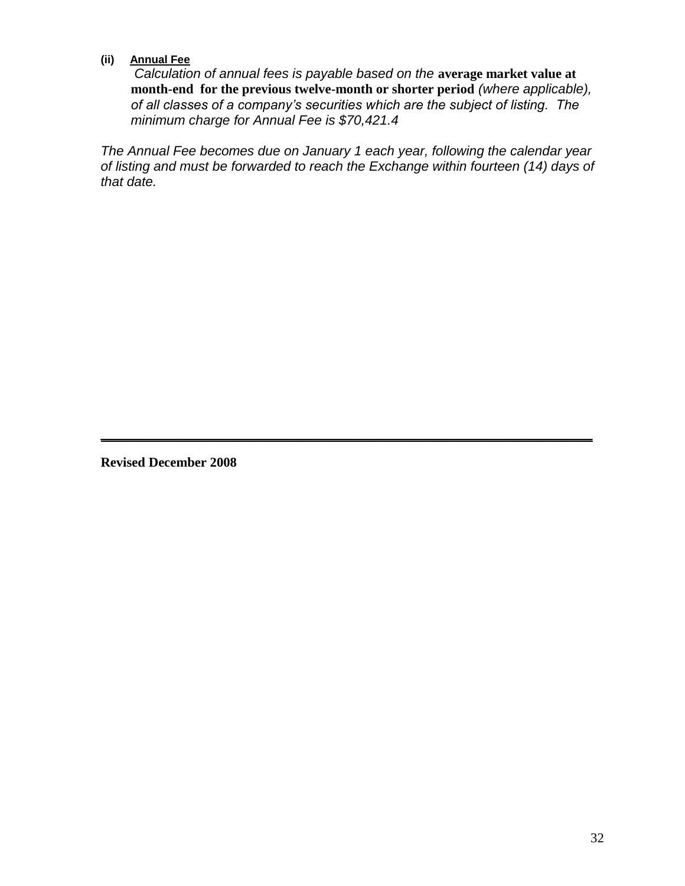**(ii)** **Annual Fee**

*Calculation of annual fees is payable based on the* **average market value at month-end for the previous twelve-month or shorter period** *(where applicable), of all classes of a company's securities which are the subject of listing. The minimum charge for Annual Fee is $70,421.4*

*The Annual Fee becomes due on January 1 each year, following the calendar year of listing and must be forwarded to reach the Exchange within fourteen (14) days of that date.*

---

**Revised December 2008**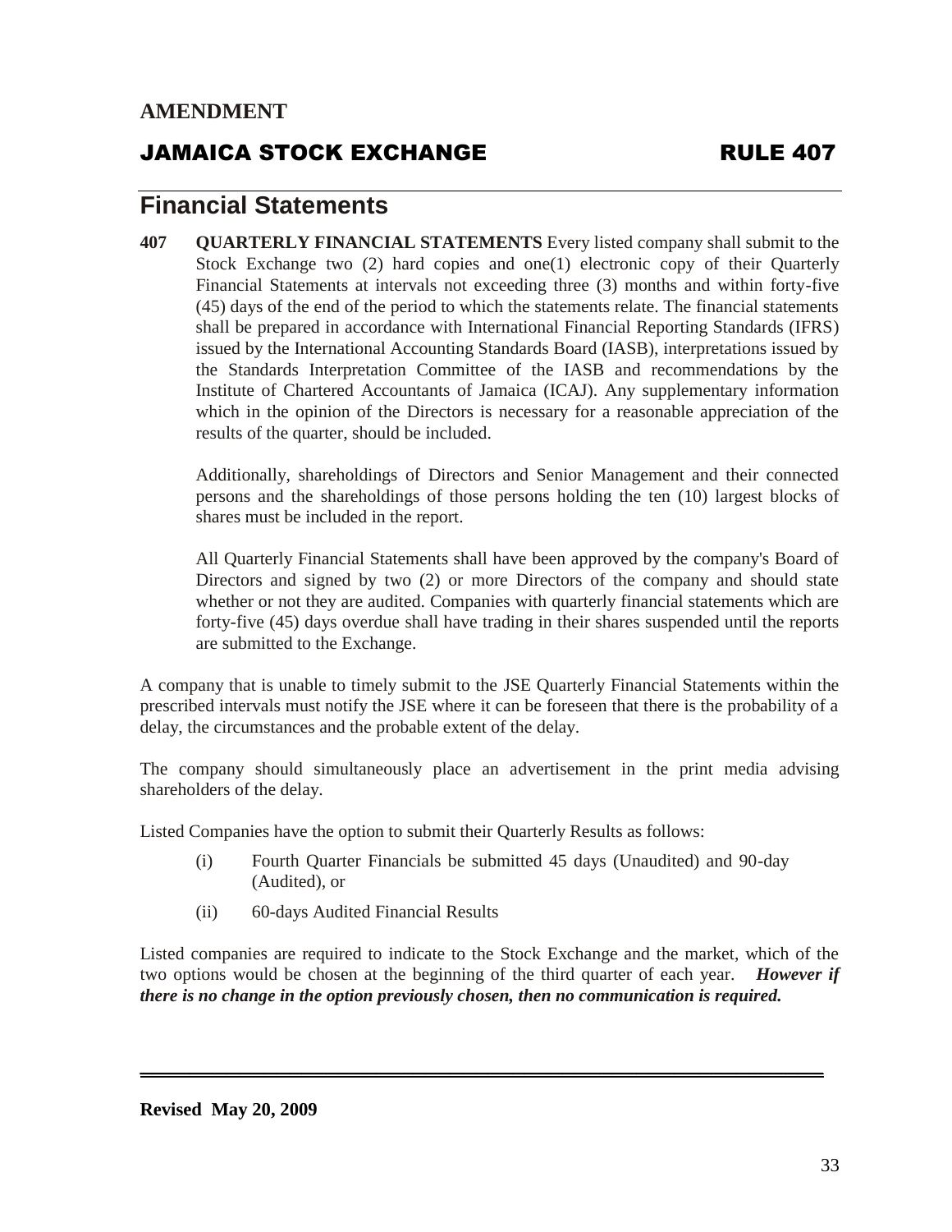**AMENDMENT**

## JAMAICA STOCK EXCHANGE RULE 407

# Financial Statements

**407 QUARTERLY FINANCIAL STATEMENTS** Every listed company shall submit to the Stock Exchange two (2) hard copies and one(1) electronic copy of their Quarterly Financial Statements at intervals not exceeding three (3) months and within forty-five (45) days of the end of the period to which the statements relate. The financial statements shall be prepared in accordance with International Financial Reporting Standards (IFRS) issued by the International Accounting Standards Board (IASB), interpretations issued by the Standards Interpretation Committee of the IASB and recommendations by the Institute of Chartered Accountants of Jamaica (ICAJ). Any supplementary information which in the opinion of the Directors is necessary for a reasonable appreciation of the results of the quarter, should be included.

Additionally, shareholdings of Directors and Senior Management and their connected persons and the shareholdings of those persons holding the ten (10) largest blocks of shares must be included in the report.

All Quarterly Financial Statements shall have been approved by the company's Board of Directors and signed by two (2) or more Directors of the company and should state whether or not they are audited. Companies with quarterly financial statements which are forty-five (45) days overdue shall have trading in their shares suspended until the reports are submitted to the Exchange.

A company that is unable to timely submit to the JSE Quarterly Financial Statements within the prescribed intervals must notify the JSE where it can be foreseen that there is the probability of a delay, the circumstances and the probable extent of the delay.

The company should simultaneously place an advertisement in the print media advising shareholders of the delay.

Listed Companies have the option to submit their Quarterly Results as follows:

(i) Fourth Quarter Financials be submitted 45 days (Unaudited) and 90-day (Audited), or

(ii) 60-days Audited Financial Results

Listed companies are required to indicate to the Stock Exchange and the market, which of the two options would be chosen at the beginning of the third quarter of each year. ***However if there is no change in the option previously chosen, then no communication is required.***

**Revised May 20, 2009**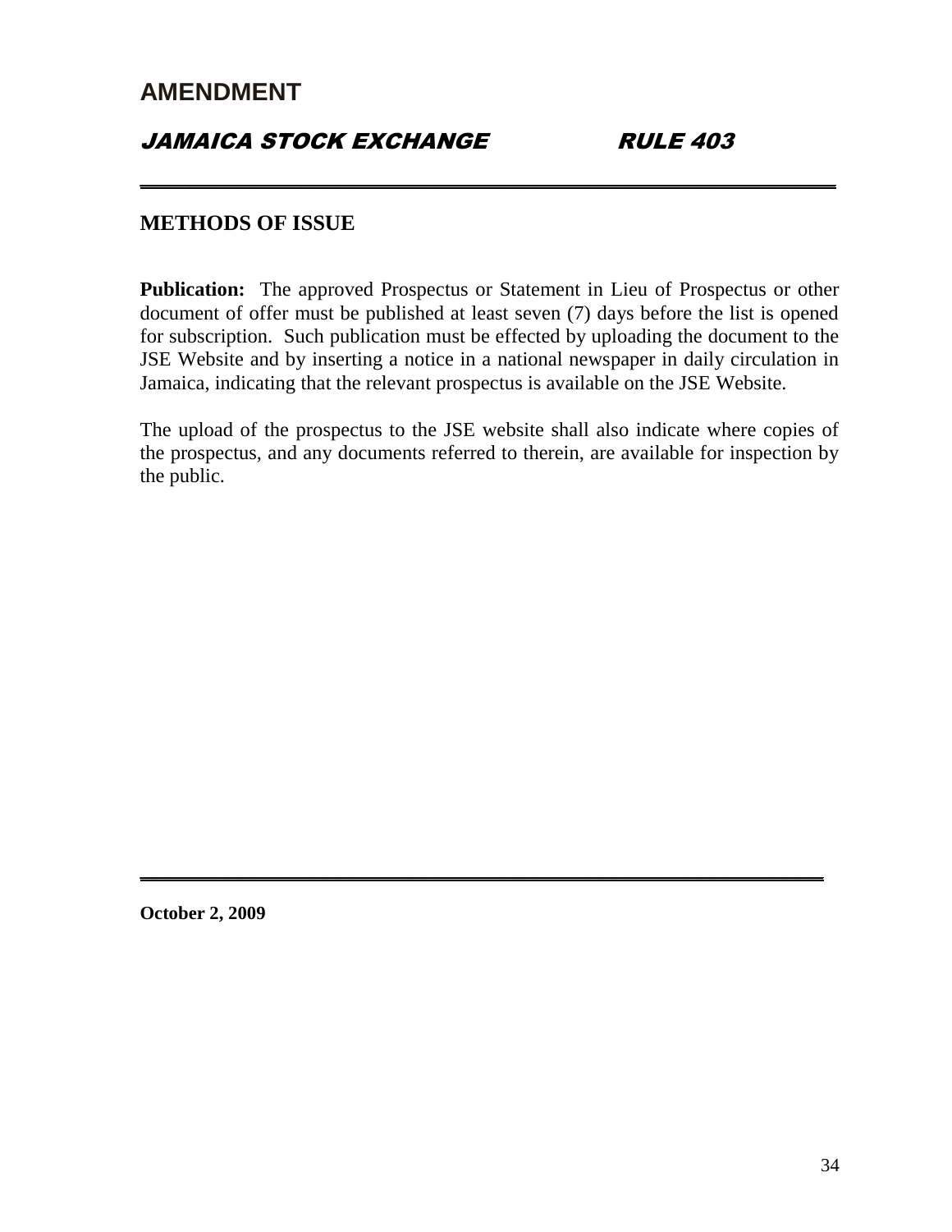# AMENDMENT

## *JAMAICA STOCK EXCHANGE RULE 403*

---

### METHODS OF ISSUE

**Publication:** The approved Prospectus or Statement in Lieu of Prospectus or other document of offer must be published at least seven (7) days before the list is opened for subscription. Such publication must be effected by uploading the document to the JSE Website and by inserting a notice in a national newspaper in daily circulation in Jamaica, indicating that the relevant prospectus is available on the JSE Website.

The upload of the prospectus to the JSE website shall also indicate where copies of the prospectus, and any documents referred to therein, are available for inspection by the public.

---

**October 2, 2009**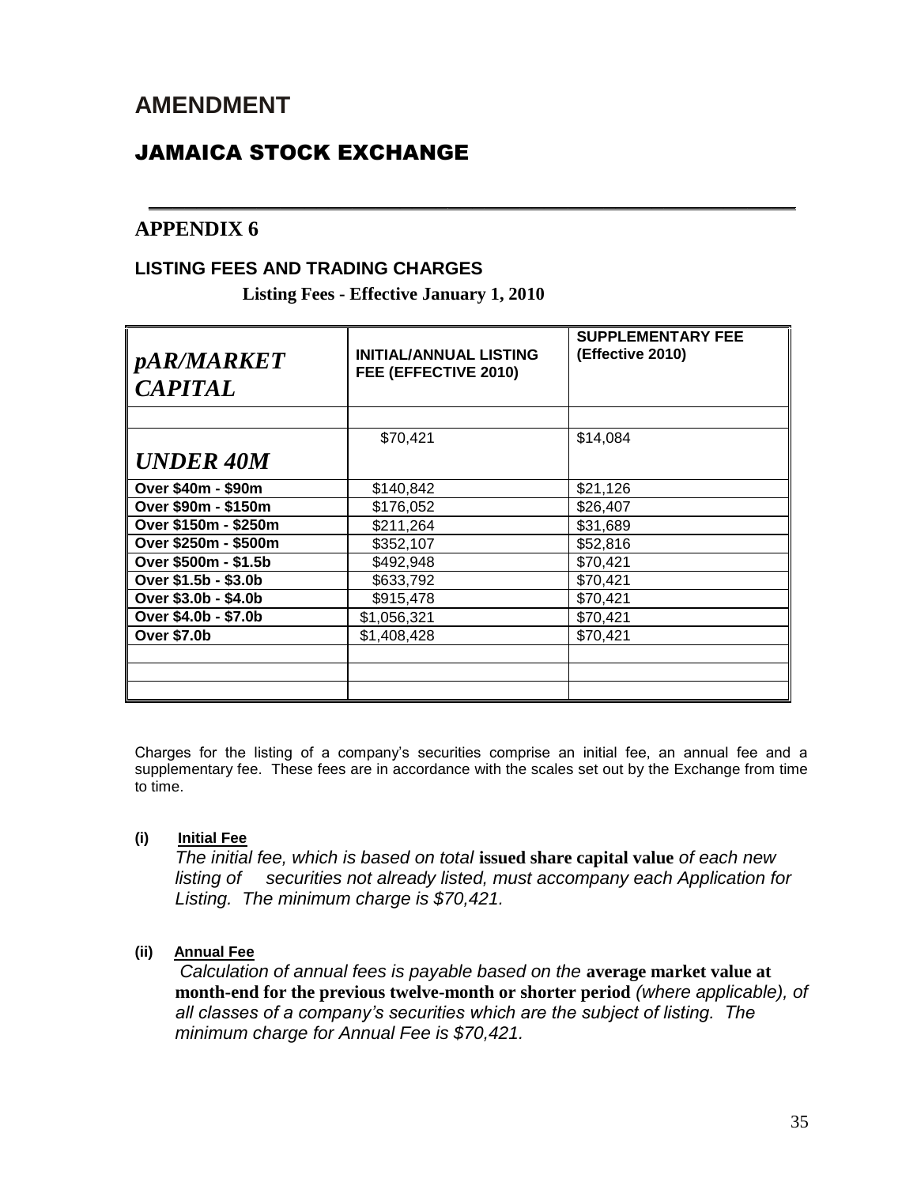# AMENDMENT

## JAMAICA STOCK EXCHANGE

---

## APPENDIX 6

### LISTING FEES AND TRADING CHARGES

**Listing Fees - Effective January 1, 2010**

| *pAR/MARKET CAPITAL* | **INITIAL/ANNUAL LISTING FEE (EFFECTIVE 2010)** | **SUPPLEMENTARY FEE (Effective 2010)** |
|---|---|---|
| | | |
| *UNDER 40M* | \$70,421 | \$14,084 |
| **Over \$40m - \$90m** | \$140,842 | \$21,126 |
| **Over \$90m - \$150m** | \$176,052 | \$26,407 |
| **Over \$150m - \$250m** | \$211,264 | \$31,689 |
| **Over \$250m - \$500m** | \$352,107 | \$52,816 |
| **Over \$500m - \$1.5b** | \$492,948 | \$70,421 |
| **Over \$1.5b - \$3.0b** | \$633,792 | \$70,421 |
| **Over \$3.0b - \$4.0b** | \$915,478 | \$70,421 |
| **Over \$4.0b - \$7.0b** | \$1,056,321 | \$70,421 |
| **Over \$7.0b** | \$1,408,428 | \$70,421 |
| | | |
| | | |
| | | |

Charges for the listing of a company's securities comprise an initial fee, an annual fee and a supplementary fee. These fees are in accordance with the scales set out by the Exchange from time to time.

**(i) Initial Fee**

*The initial fee, which is based on total* **issued share capital value** *of each new listing of securities not already listed, must accompany each Application for Listing. The minimum charge is \$70,421.*

**(ii) Annual Fee**

*Calculation of annual fees is payable based on the* **average market value at month-end for the previous twelve-month or shorter period** *(where applicable), of all classes of a company's securities which are the subject of listing. The minimum charge for Annual Fee is \$70,421.*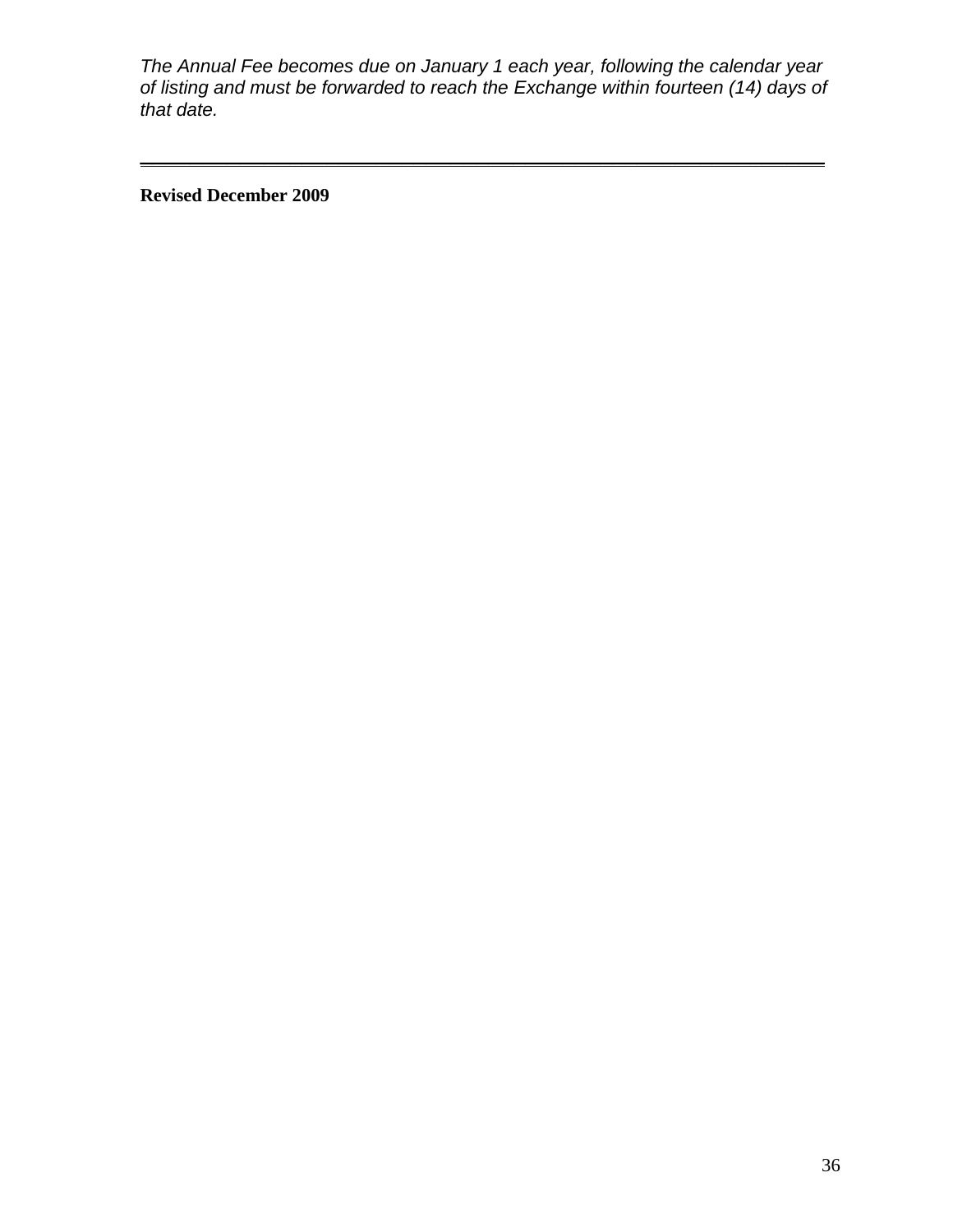*The Annual Fee becomes due on January 1 each year, following the calendar year of listing and must be forwarded to reach the Exchange within fourteen (14) days of that date.*

---

**Revised December 2009**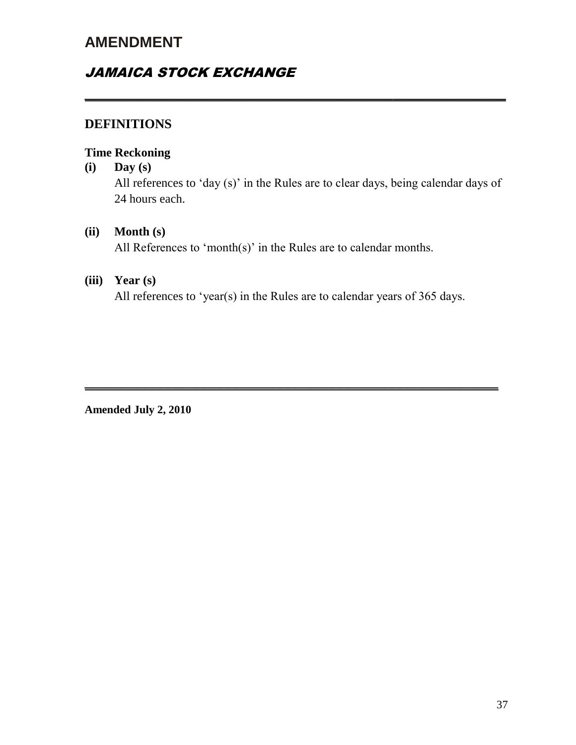# AMENDMENT

## *JAMAICA STOCK EXCHANGE*

---

### DEFINITIONS

**Time Reckoning**

**(i) Day (s)**

All references to 'day (s)' in the Rules are to clear days, being calendar days of 24 hours each.

**(ii) Month (s)**

All References to 'month(s)' in the Rules are to calendar months.

**(iii) Year (s)**

All references to 'year(s) in the Rules are to calendar years of 365 days.

---

**Amended July 2, 2010**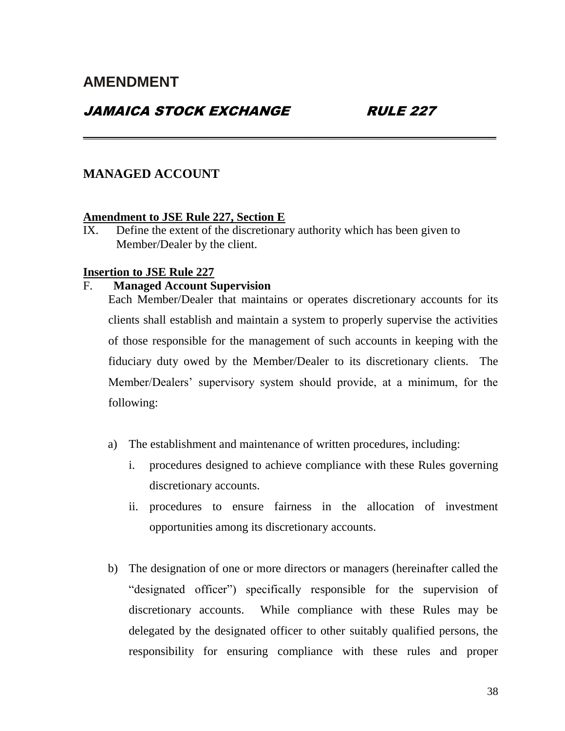# AMENDMENT

## *JAMAICA STOCK EXCHANGE RULE 227*

---

## MANAGED ACCOUNT

**Amendment to JSE Rule 227, Section E**

IX. Define the extent of the discretionary authority which has been given to Member/Dealer by the client.

**Insertion to JSE Rule 227**

F. **Managed Account Supervision**

Each Member/Dealer that maintains or operates discretionary accounts for its clients shall establish and maintain a system to properly supervise the activities of those responsible for the management of such accounts in keeping with the fiduciary duty owed by the Member/Dealer to its discretionary clients. The Member/Dealers' supervisory system should provide, at a minimum, for the following:

a) The establishment and maintenance of written procedures, including:

   i. procedures designed to achieve compliance with these Rules governing discretionary accounts.

   ii. procedures to ensure fairness in the allocation of investment opportunities among its discretionary accounts.

b) The designation of one or more directors or managers (hereinafter called the "designated officer") specifically responsible for the supervision of discretionary accounts. While compliance with these Rules may be delegated by the designated officer to other suitably qualified persons, the responsibility for ensuring compliance with these rules and proper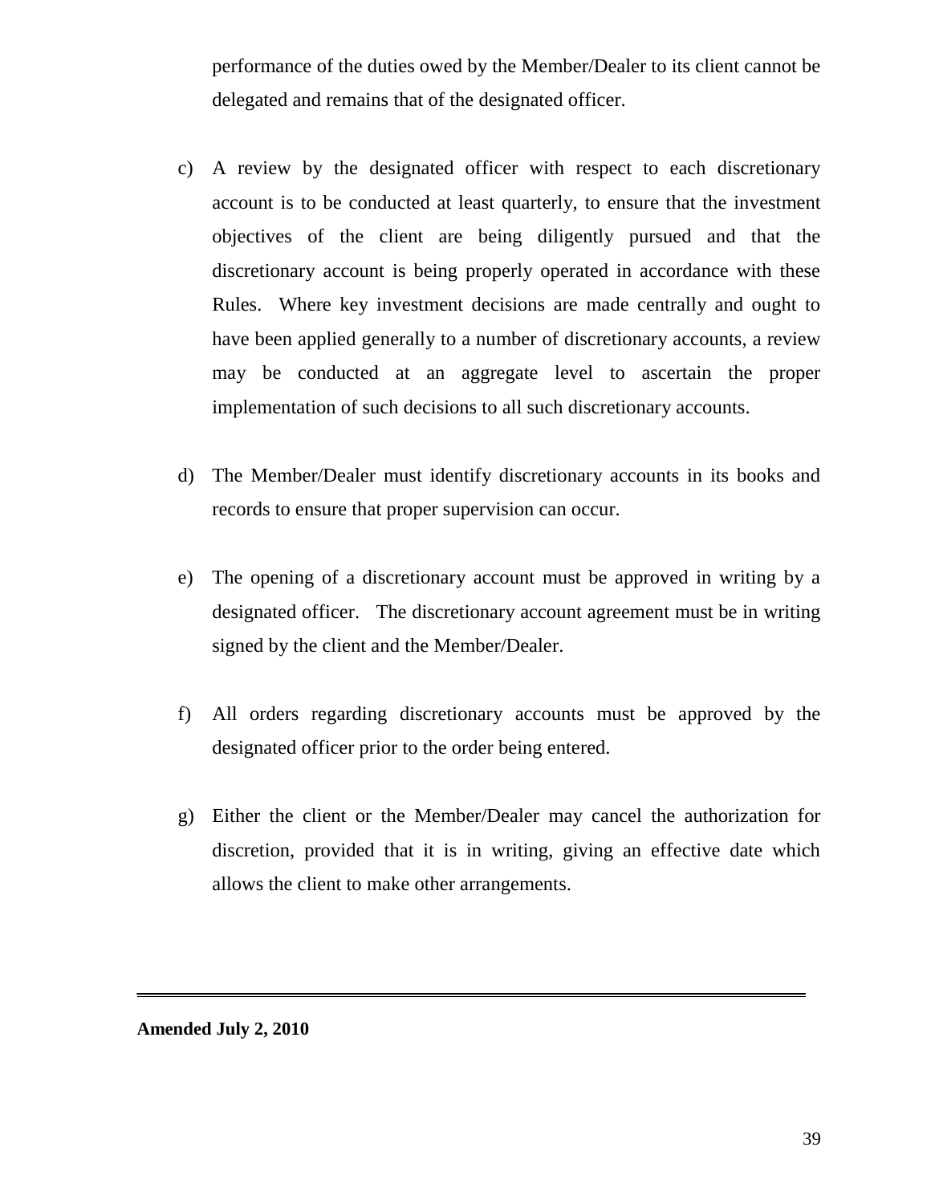performance of the duties owed by the Member/Dealer to its client cannot be delegated and remains that of the designated officer.

c) A review by the designated officer with respect to each discretionary account is to be conducted at least quarterly, to ensure that the investment objectives of the client are being diligently pursued and that the discretionary account is being properly operated in accordance with these Rules. Where key investment decisions are made centrally and ought to have been applied generally to a number of discretionary accounts, a review may be conducted at an aggregate level to ascertain the proper implementation of such decisions to all such discretionary accounts.

d) The Member/Dealer must identify discretionary accounts in its books and records to ensure that proper supervision can occur.

e) The opening of a discretionary account must be approved in writing by a designated officer. The discretionary account agreement must be in writing signed by the client and the Member/Dealer.

f) All orders regarding discretionary accounts must be approved by the designated officer prior to the order being entered.

g) Either the client or the Member/Dealer may cancel the authorization for discretion, provided that it is in writing, giving an effective date which allows the client to make other arrangements.

---

**Amended July 2, 2010**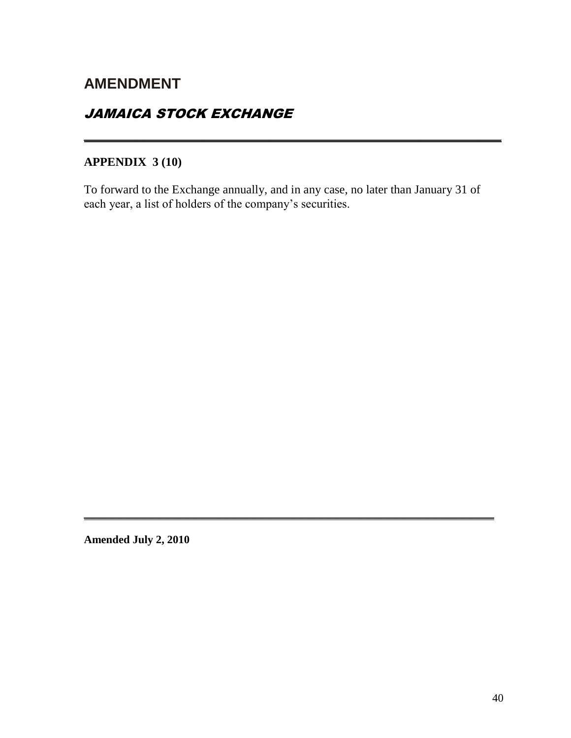# AMENDMENT

## *JAMAICA STOCK EXCHANGE*

---

**APPENDIX 3 (10)**

To forward to the Exchange annually, and in any case, no later than January 31 of each year, a list of holders of the company's securities.

---

**Amended July 2, 2010**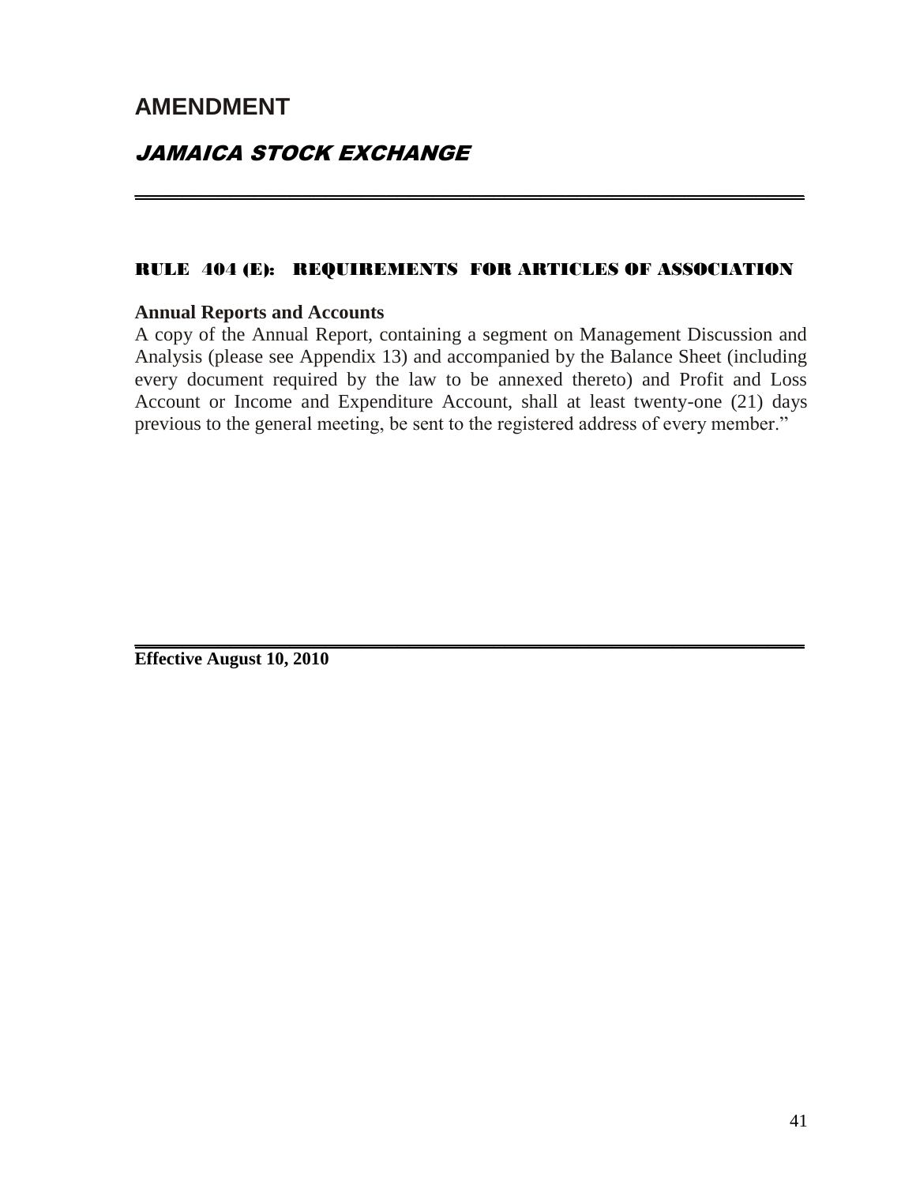# AMENDMENT

## *JAMAICA STOCK EXCHANGE*

---

### RULE 404 (E): REQUIREMENTS FOR ARTICLES OF ASSOCIATION

**Annual Reports and Accounts**

A copy of the Annual Report, containing a segment on Management Discussion and Analysis (please see Appendix 13) and accompanied by the Balance Sheet (including every document required by the law to be annexed thereto) and Profit and Loss Account or Income and Expenditure Account, shall at least twenty-one (21) days previous to the general meeting, be sent to the registered address of every member."

---

**Effective August 10, 2010**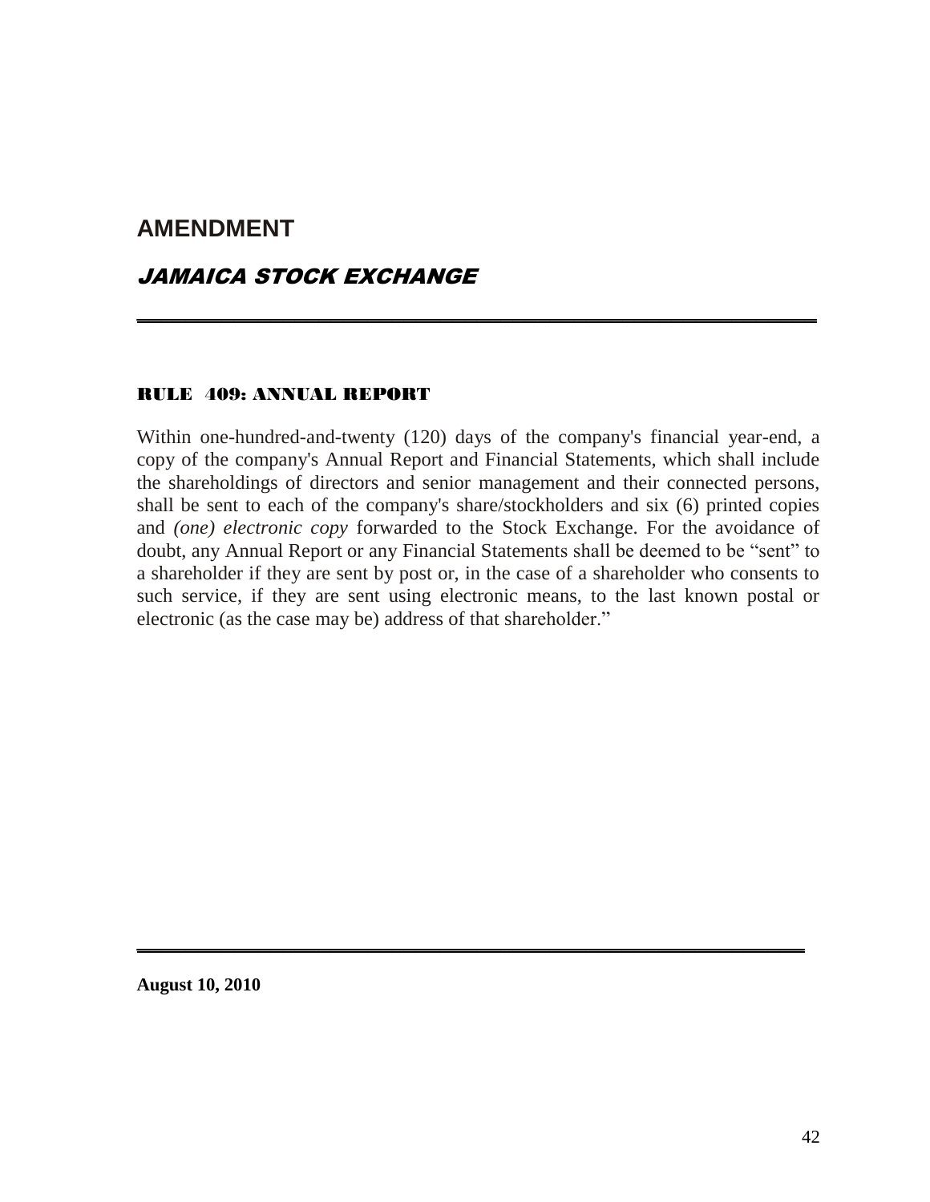# AMENDMENT

## *JAMAICA STOCK EXCHANGE*

---

### RULE 409: ANNUAL REPORT

Within one-hundred-and-twenty (120) days of the company's financial year-end, a copy of the company's Annual Report and Financial Statements, which shall include the shareholdings of directors and senior management and their connected persons, shall be sent to each of the company's share/stockholders and six (6) printed copies and *(one) electronic copy* forwarded to the Stock Exchange. For the avoidance of doubt, any Annual Report or any Financial Statements shall be deemed to be "sent" to a shareholder if they are sent by post or, in the case of a shareholder who consents to such service, if they are sent using electronic means, to the last known postal or electronic (as the case may be) address of that shareholder."

---

**August 10, 2010**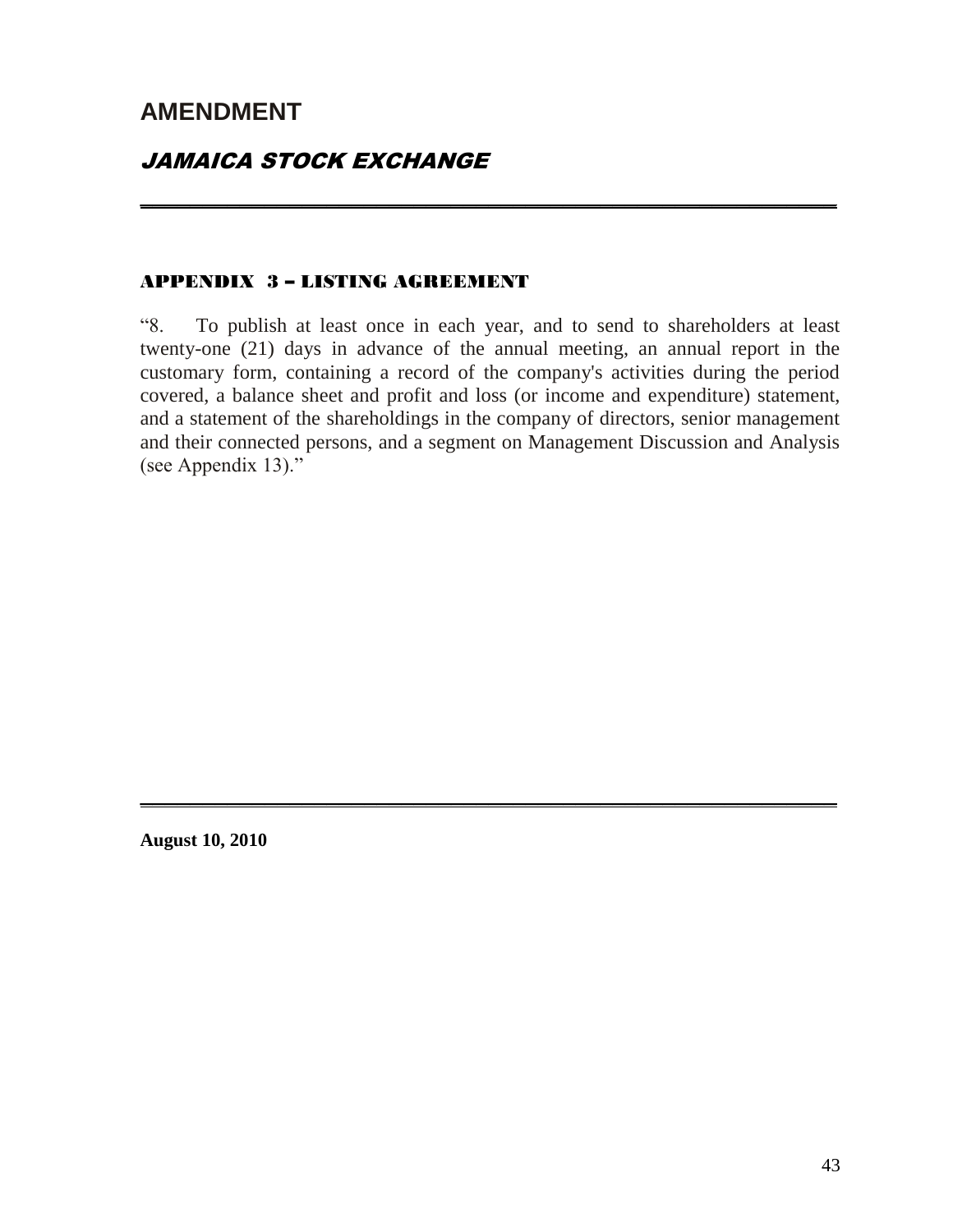# AMENDMENT

## *JAMAICA STOCK EXCHANGE*

---

### APPENDIX 3 – LISTING AGREEMENT

"8. To publish at least once in each year, and to send to shareholders at least twenty-one (21) days in advance of the annual meeting, an annual report in the customary form, containing a record of the company's activities during the period covered, a balance sheet and profit and loss (or income and expenditure) statement, and a statement of the shareholdings in the company of directors, senior management and their connected persons, and a segment on Management Discussion and Analysis (see Appendix 13)."

---

**August 10, 2010**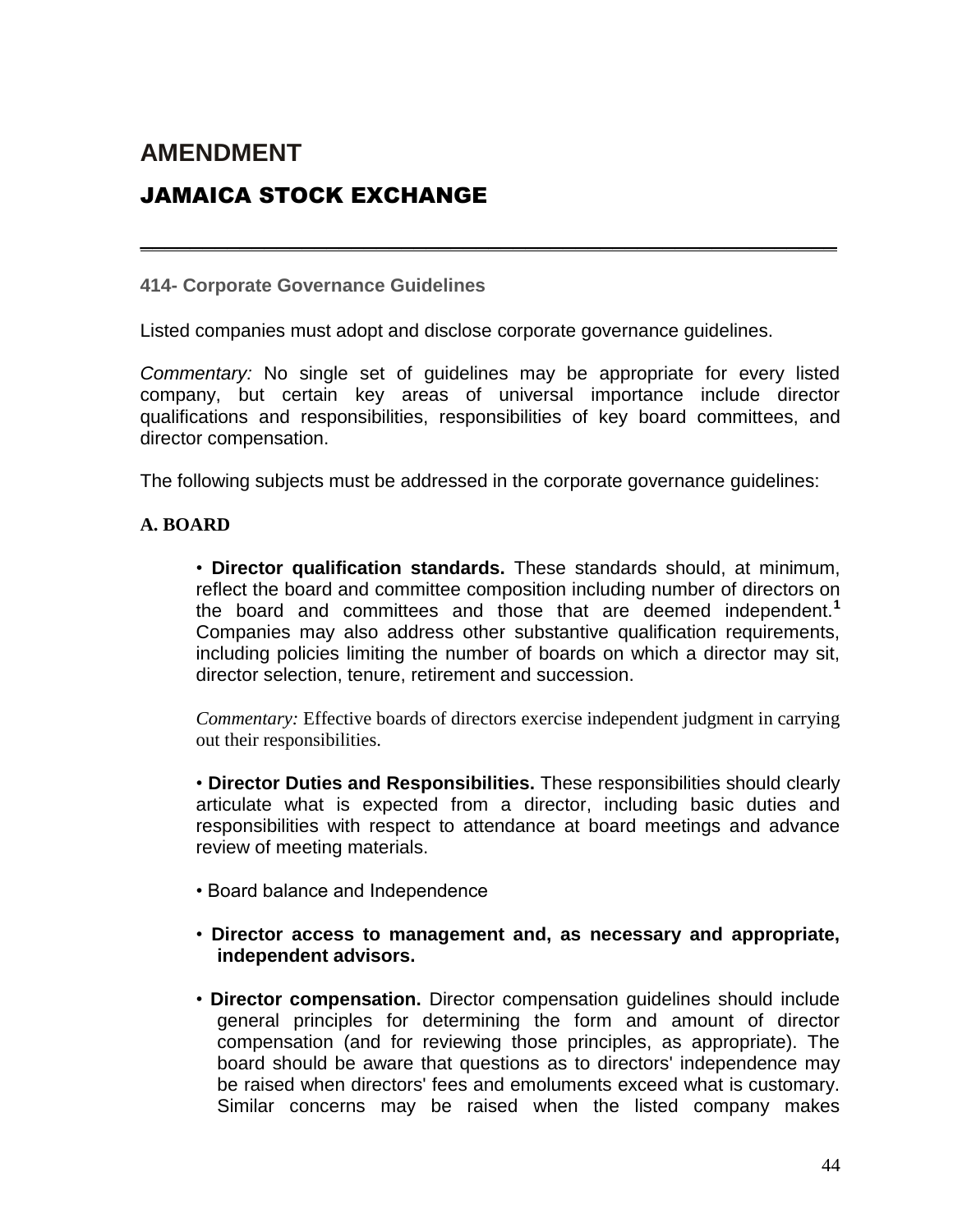# AMENDMENT

## JAMAICA STOCK EXCHANGE

---

### 414- Corporate Governance Guidelines

Listed companies must adopt and disclose corporate governance guidelines.

*Commentary:* No single set of guidelines may be appropriate for every listed company, but certain key areas of universal importance include director qualifications and responsibilities, responsibilities of key board committees, and director compensation.

The following subjects must be addressed in the corporate governance guidelines:

**A. BOARD**

- **Director qualification standards.** These standards should, at minimum, reflect the board and committee composition including number of directors on the board and committees and those that are deemed independent.[1] Companies may also address other substantive qualification requirements, including policies limiting the number of boards on which a director may sit, director selection, tenure, retirement and succession.

  *Commentary:* Effective boards of directors exercise independent judgment in carrying out their responsibilities.

- **Director Duties and Responsibilities.** These responsibilities should clearly articulate what is expected from a director, including basic duties and responsibilities with respect to attendance at board meetings and advance review of meeting materials.

- Board balance and Independence

- **Director access to management and, as necessary and appropriate, independent advisors.**

- **Director compensation.** Director compensation guidelines should include general principles for determining the form and amount of director compensation (and for reviewing those principles, as appropriate). The board should be aware that questions as to directors' independence may be raised when directors' fees and emoluments exceed what is customary. Similar concerns may be raised when the listed company makes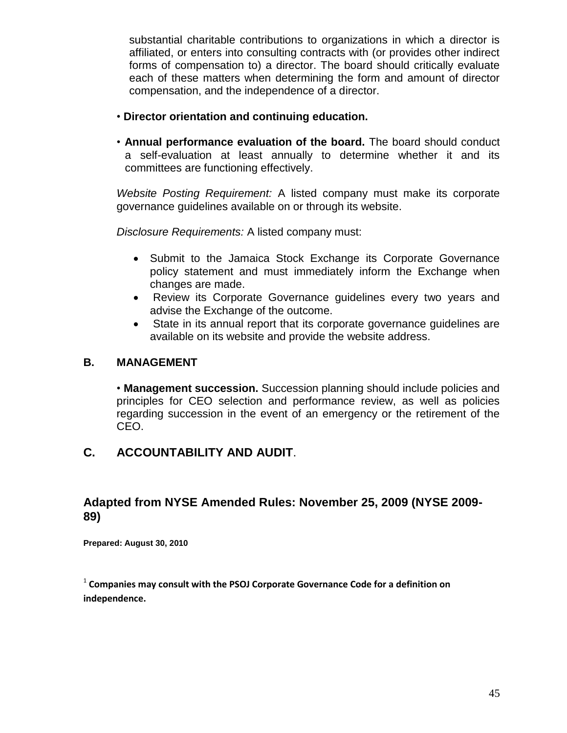substantial charitable contributions to organizations in which a director is affiliated, or enters into consulting contracts with (or provides other indirect forms of compensation to) a director. The board should critically evaluate each of these matters when determining the form and amount of director compensation, and the independence of a director.

• **Director orientation and continuing education.**

• **Annual performance evaluation of the board.** The board should conduct a self-evaluation at least annually to determine whether it and its committees are functioning effectively.

*Website Posting Requirement:* A listed company must make its corporate governance guidelines available on or through its website.

*Disclosure Requirements:* A listed company must:

- Submit to the Jamaica Stock Exchange its Corporate Governance policy statement and must immediately inform the Exchange when changes are made.
- Review its Corporate Governance guidelines every two years and advise the Exchange of the outcome.
- State in its annual report that its corporate governance guidelines are available on its website and provide the website address.

## B. MANAGEMENT

• **Management succession.** Succession planning should include policies and principles for CEO selection and performance review, as well as policies regarding succession in the event of an emergency or the retirement of the CEO.

## C. ACCOUNTABILITY AND AUDIT.

## Adapted from NYSE Amended Rules: November 25, 2009 (NYSE 2009-89)

**Prepared: August 30, 2010**

[1] **Companies may consult with the PSOJ Corporate Governance Code for a definition on independence.**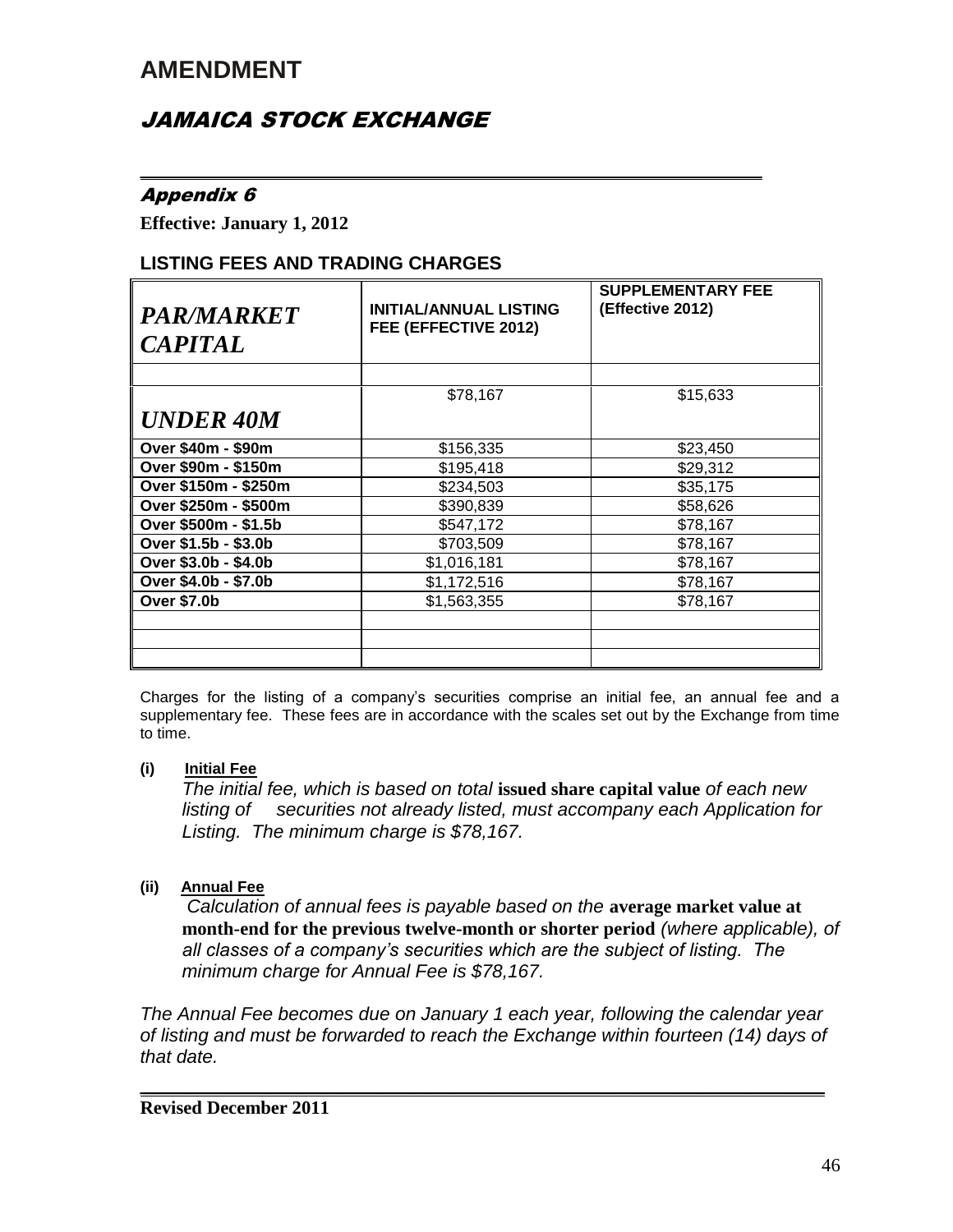# AMENDMENT

## *JAMAICA STOCK EXCHANGE*

### *Appendix 6*

**Effective: January 1, 2012**

### LISTING FEES AND TRADING CHARGES

| *PAR/MARKET CAPITAL* | INITIAL/ANNUAL LISTING FEE (EFFECTIVE 2012) | SUPPLEMENTARY FEE (Effective 2012) |
|---|---|---|
| | | |
| *UNDER 40M* | $78,167 | $15,633 |
| Over $40m - $90m | $156,335 | $23,450 |
| Over $90m - $150m | $195,418 | $29,312 |
| Over $150m - $250m | $234,503 | $35,175 |
| Over $250m - $500m | $390,839 | $58,626 |
| Over $500m - $1.5b | $547,172 | $78,167 |
| Over $1.5b - $3.0b | $703,509 | $78,167 |
| Over $3.0b - $4.0b | $1,016,181 | $78,167 |
| Over $4.0b - $7.0b | $1,172,516 | $78,167 |
| Over $7.0b | $1,563,355 | $78,167 |
| | | |
| | | |
| | | |

Charges for the listing of a company's securities comprise an initial fee, an annual fee and a supplementary fee. These fees are in accordance with the scales set out by the Exchange from time to time.

**(i) Initial Fee**

*The initial fee, which is based on total* **issued share capital value** *of each new listing of securities not already listed, must accompany each Application for Listing. The minimum charge is $78,167.*

**(ii) Annual Fee**

*Calculation of annual fees is payable based on the* **average market value at month-end for the previous twelve-month or shorter period** *(where applicable), of all classes of a company's securities which are the subject of listing. The minimum charge for Annual Fee is $78,167.*

*The Annual Fee becomes due on January 1 each year, following the calendar year of listing and must be forwarded to reach the Exchange within fourteen (14) days of that date.*

**Revised December 2011**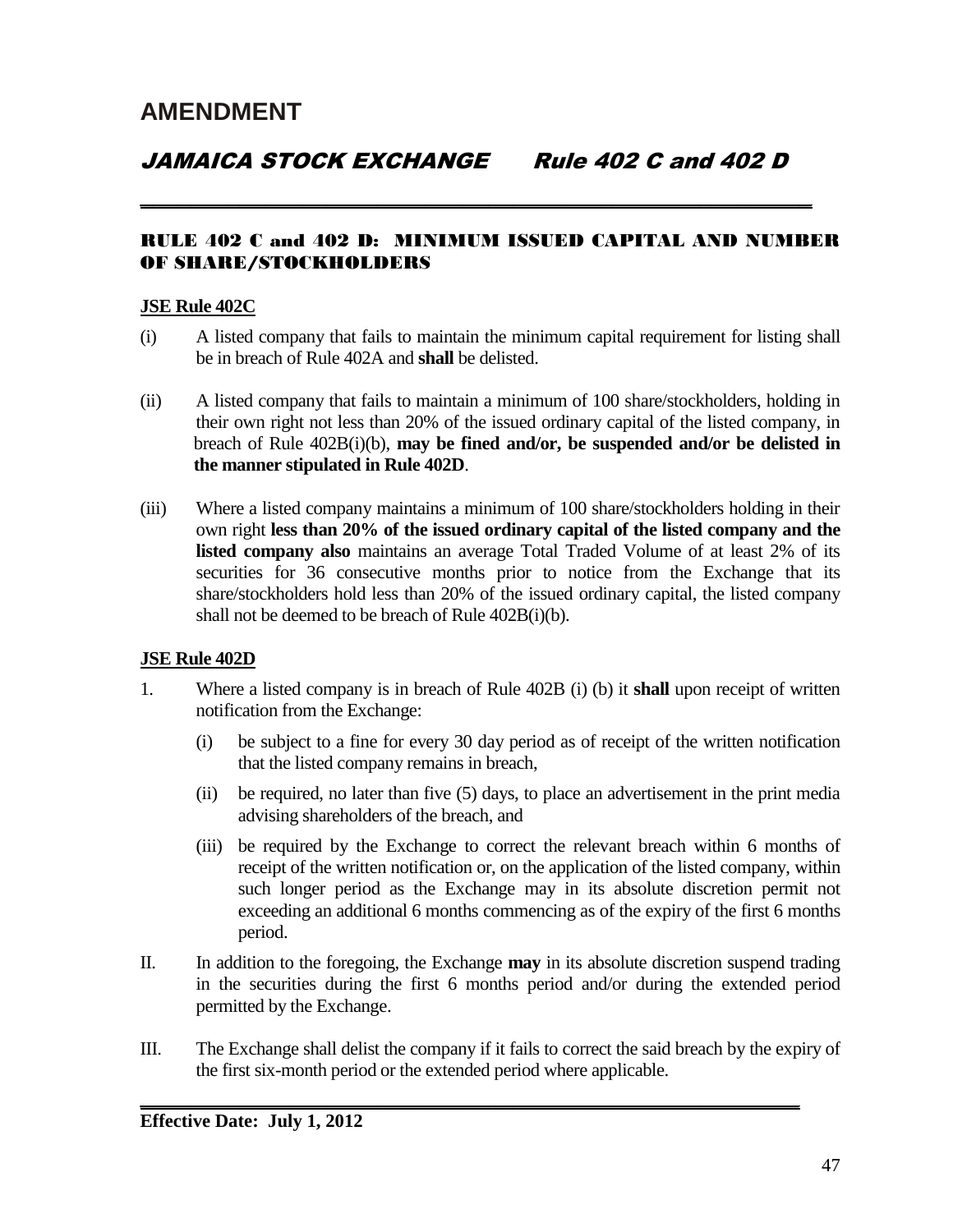# AMENDMENT

## *JAMAICA STOCK EXCHANGE Rule 402 C and 402 D*

---

### RULE 402 C and 402 D: MINIMUM ISSUED CAPITAL AND NUMBER OF SHARE/STOCKHOLDERS

**JSE Rule 402C**

(i) A listed company that fails to maintain the minimum capital requirement for listing shall be in breach of Rule 402A and **shall** be delisted.

(ii) A listed company that fails to maintain a minimum of 100 share/stockholders, holding in their own right not less than 20% of the issued ordinary capital of the listed company, in breach of Rule 402B(i)(b), **may be fined and/or, be suspended and/or be delisted in the manner stipulated in Rule 402D**.

(iii) Where a listed company maintains a minimum of 100 share/stockholders holding in their own right **less than 20% of the issued ordinary capital of the listed company and the listed company also** maintains an average Total Traded Volume of at least 2% of its securities for 36 consecutive months prior to notice from the Exchange that its share/stockholders hold less than 20% of the issued ordinary capital, the listed company shall not be deemed to be breach of Rule 402B(i)(b).

**JSE Rule 402D**

1. Where a listed company is in breach of Rule 402B (i) (b) it **shall** upon receipt of written notification from the Exchange:

   (i) be subject to a fine for every 30 day period as of receipt of the written notification that the listed company remains in breach,

   (ii) be required, no later than five (5) days, to place an advertisement in the print media advising shareholders of the breach, and

   (iii) be required by the Exchange to correct the relevant breach within 6 months of receipt of the written notification or, on the application of the listed company, within such longer period as the Exchange may in its absolute discretion permit not exceeding an additional 6 months commencing as of the expiry of the first 6 months period.

II. In addition to the foregoing, the Exchange **may** in its absolute discretion suspend trading in the securities during the first 6 months period and/or during the extended period permitted by the Exchange.

III. The Exchange shall delist the company if it fails to correct the said breach by the expiry of the first six-month period or the extended period where applicable.

---

**Effective Date: July 1, 2012**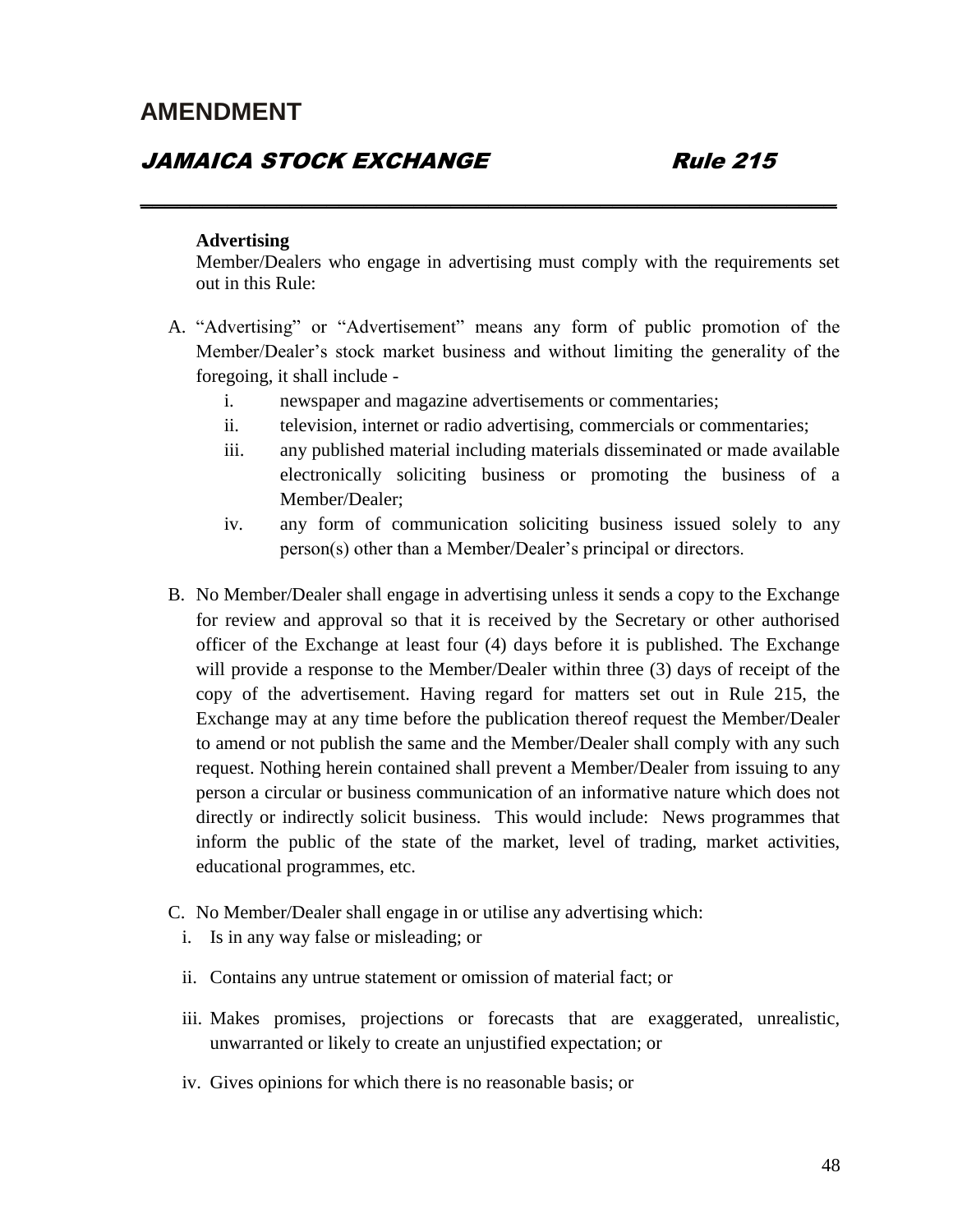## AMENDMENT

### *JAMAICA STOCK EXCHANGE* *Rule 215*

**Advertising**

Member/Dealers who engage in advertising must comply with the requirements set out in this Rule:

A. "Advertising" or "Advertisement" means any form of public promotion of the Member/Dealer's stock market business and without limiting the generality of the foregoing, it shall include -

   i. newspaper and magazine advertisements or commentaries;

   ii. television, internet or radio advertising, commercials or commentaries;

   iii. any published material including materials disseminated or made available electronically soliciting business or promoting the business of a Member/Dealer;

   iv. any form of communication soliciting business issued solely to any person(s) other than a Member/Dealer's principal or directors.

B. No Member/Dealer shall engage in advertising unless it sends a copy to the Exchange for review and approval so that it is received by the Secretary or other authorised officer of the Exchange at least four (4) days before it is published. The Exchange will provide a response to the Member/Dealer within three (3) days of receipt of the copy of the advertisement. Having regard for matters set out in Rule 215, the Exchange may at any time before the publication thereof request the Member/Dealer to amend or not publish the same and the Member/Dealer shall comply with any such request. Nothing herein contained shall prevent a Member/Dealer from issuing to any person a circular or business communication of an informative nature which does not directly or indirectly solicit business. This would include: News programmes that inform the public of the state of the market, level of trading, market activities, educational programmes, etc.

C. No Member/Dealer shall engage in or utilise any advertising which:

   i. Is in any way false or misleading; or

   ii. Contains any untrue statement or omission of material fact; or

   iii. Makes promises, projections or forecasts that are exaggerated, unrealistic, unwarranted or likely to create an unjustified expectation; or

   iv. Gives opinions for which there is no reasonable basis; or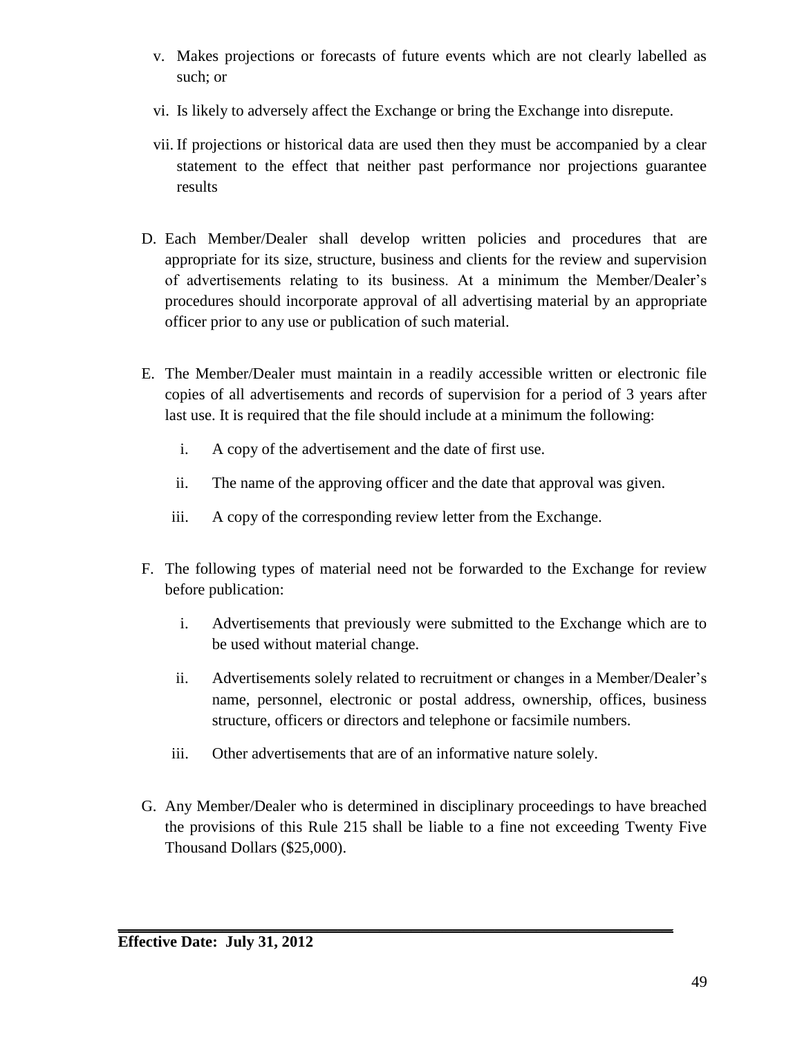v. Makes projections or forecasts of future events which are not clearly labelled as such; or

vi. Is likely to adversely affect the Exchange or bring the Exchange into disrepute.

vii. If projections or historical data are used then they must be accompanied by a clear statement to the effect that neither past performance nor projections guarantee results

D. Each Member/Dealer shall develop written policies and procedures that are appropriate for its size, structure, business and clients for the review and supervision of advertisements relating to its business. At a minimum the Member/Dealer's procedures should incorporate approval of all advertising material by an appropriate officer prior to any use or publication of such material.

E. The Member/Dealer must maintain in a readily accessible written or electronic file copies of all advertisements and records of supervision for a period of 3 years after last use. It is required that the file should include at a minimum the following:

   i. A copy of the advertisement and the date of first use.

   ii. The name of the approving officer and the date that approval was given.

   iii. A copy of the corresponding review letter from the Exchange.

F. The following types of material need not be forwarded to the Exchange for review before publication:

   i. Advertisements that previously were submitted to the Exchange which are to be used without material change.

   ii. Advertisements solely related to recruitment or changes in a Member/Dealer's name, personnel, electronic or postal address, ownership, offices, business structure, officers or directors and telephone or facsimile numbers.

   iii. Other advertisements that are of an informative nature solely.

G. Any Member/Dealer who is determined in disciplinary proceedings to have breached the provisions of this Rule 215 shall be liable to a fine not exceeding Twenty Five Thousand Dollars ($25,000).

**Effective Date: July 31, 2012**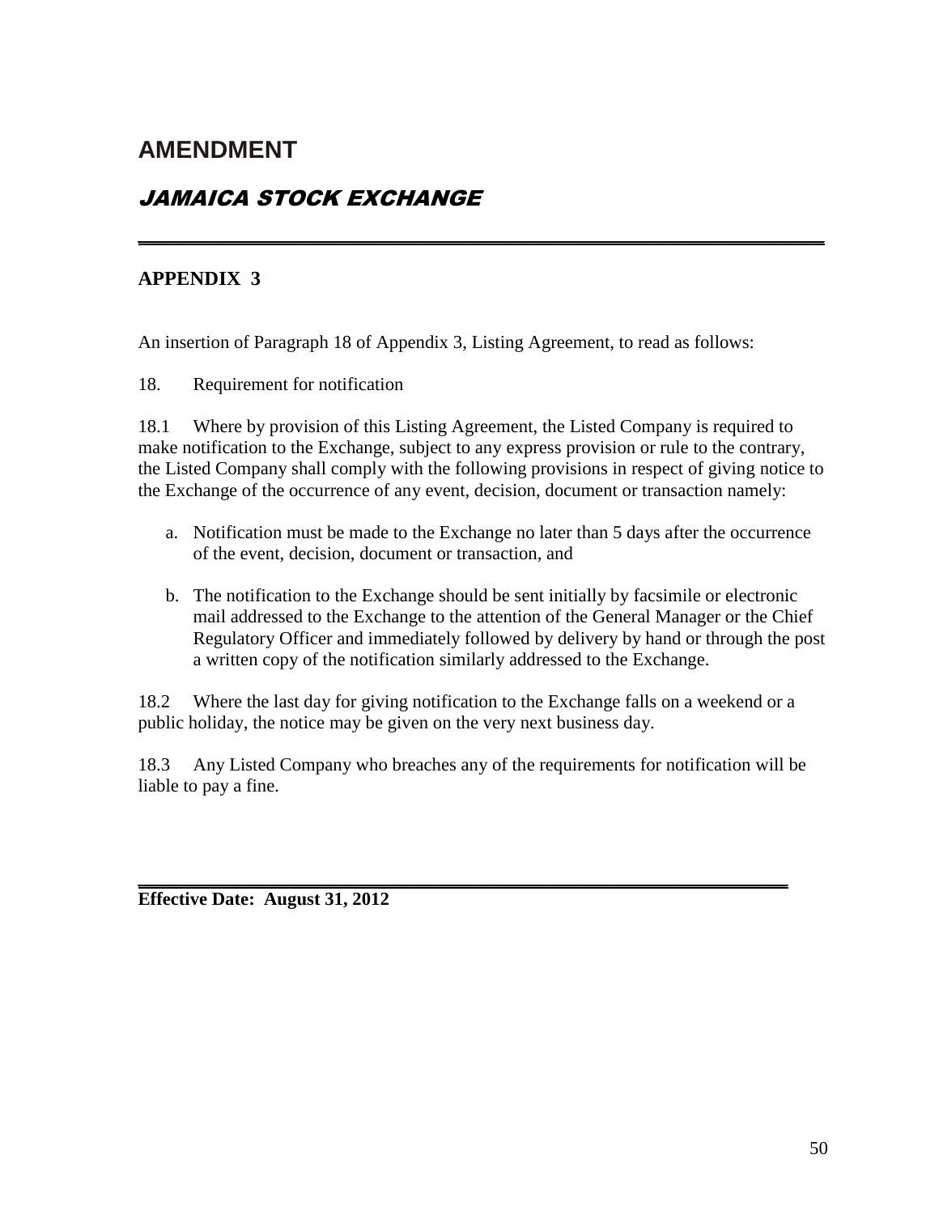# AMENDMENT

## *JAMAICA STOCK EXCHANGE*

---

### APPENDIX 3

An insertion of Paragraph 18 of Appendix 3, Listing Agreement, to read as follows:

18. Requirement for notification

18.1 Where by provision of this Listing Agreement, the Listed Company is required to make notification to the Exchange, subject to any express provision or rule to the contrary, the Listed Company shall comply with the following provisions in respect of giving notice to the Exchange of the occurrence of any event, decision, document or transaction namely:

a. Notification must be made to the Exchange no later than 5 days after the occurrence of the event, decision, document or transaction, and

b. The notification to the Exchange should be sent initially by facsimile or electronic mail addressed to the Exchange to the attention of the General Manager or the Chief Regulatory Officer and immediately followed by delivery by hand or through the post a written copy of the notification similarly addressed to the Exchange.

18.2 Where the last day for giving notification to the Exchange falls on a weekend or a public holiday, the notice may be given on the very next business day.

18.3 Any Listed Company who breaches any of the requirements for notification will be liable to pay a fine.

---

**Effective Date: August 31, 2012**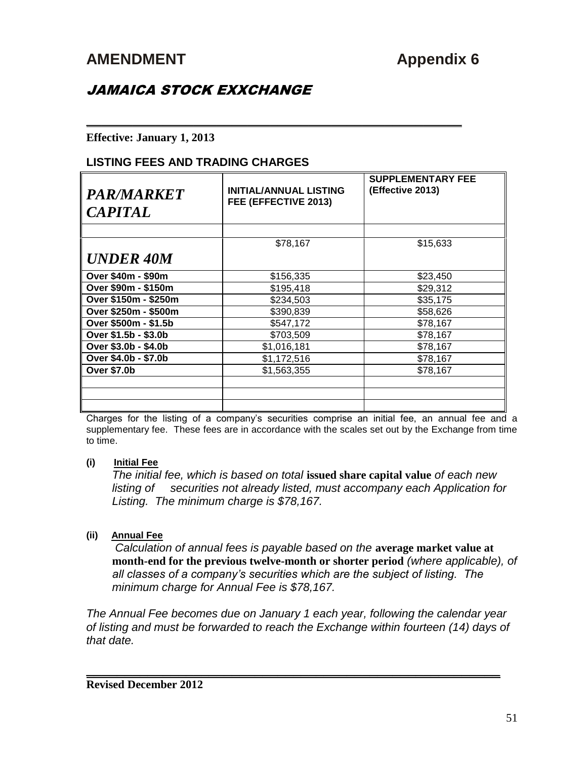# AMENDMENT Appendix 6

## JAMAICA STOCK EXXCHANGE

**Effective: January 1, 2013**

### LISTING FEES AND TRADING CHARGES

| *PAR/MARKET CAPITAL* | INITIAL/ANNUAL LISTING FEE (EFFECTIVE 2013) | SUPPLEMENTARY FEE (Effective 2013) |
|---|---|---|
| | | |
| *UNDER 40M* | $78,167 | $15,633 |
| Over $40m - $90m | $156,335 | $23,450 |
| Over $90m - $150m | $195,418 | $29,312 |
| Over $150m - $250m | $234,503 | $35,175 |
| Over $250m - $500m | $390,839 | $58,626 |
| Over $500m - $1.5b | $547,172 | $78,167 |
| Over $1.5b - $3.0b | $703,509 | $78,167 |
| Over $3.0b - $4.0b | $1,016,181 | $78,167 |
| Over $4.0b - $7.0b | $1,172,516 | $78,167 |
| Over $7.0b | $1,563,355 | $78,167 |
| | | |
| | | |
| | | |

Charges for the listing of a company's securities comprise an initial fee, an annual fee and a supplementary fee. These fees are in accordance with the scales set out by the Exchange from time to time.

**(i) Initial Fee**

*The initial fee, which is based on total* **issued share capital value** *of each new listing of securities not already listed, must accompany each Application for Listing. The minimum charge is $78,167.*

**(ii) Annual Fee**

*Calculation of annual fees is payable based on the* **average market value at month-end for the previous twelve-month or shorter period** *(where applicable), of all classes of a company's securities which are the subject of listing. The minimum charge for Annual Fee is $78,167.*

*The Annual Fee becomes due on January 1 each year, following the calendar year of listing and must be forwarded to reach the Exchange within fourteen (14) days of that date.*

**Revised December 2012**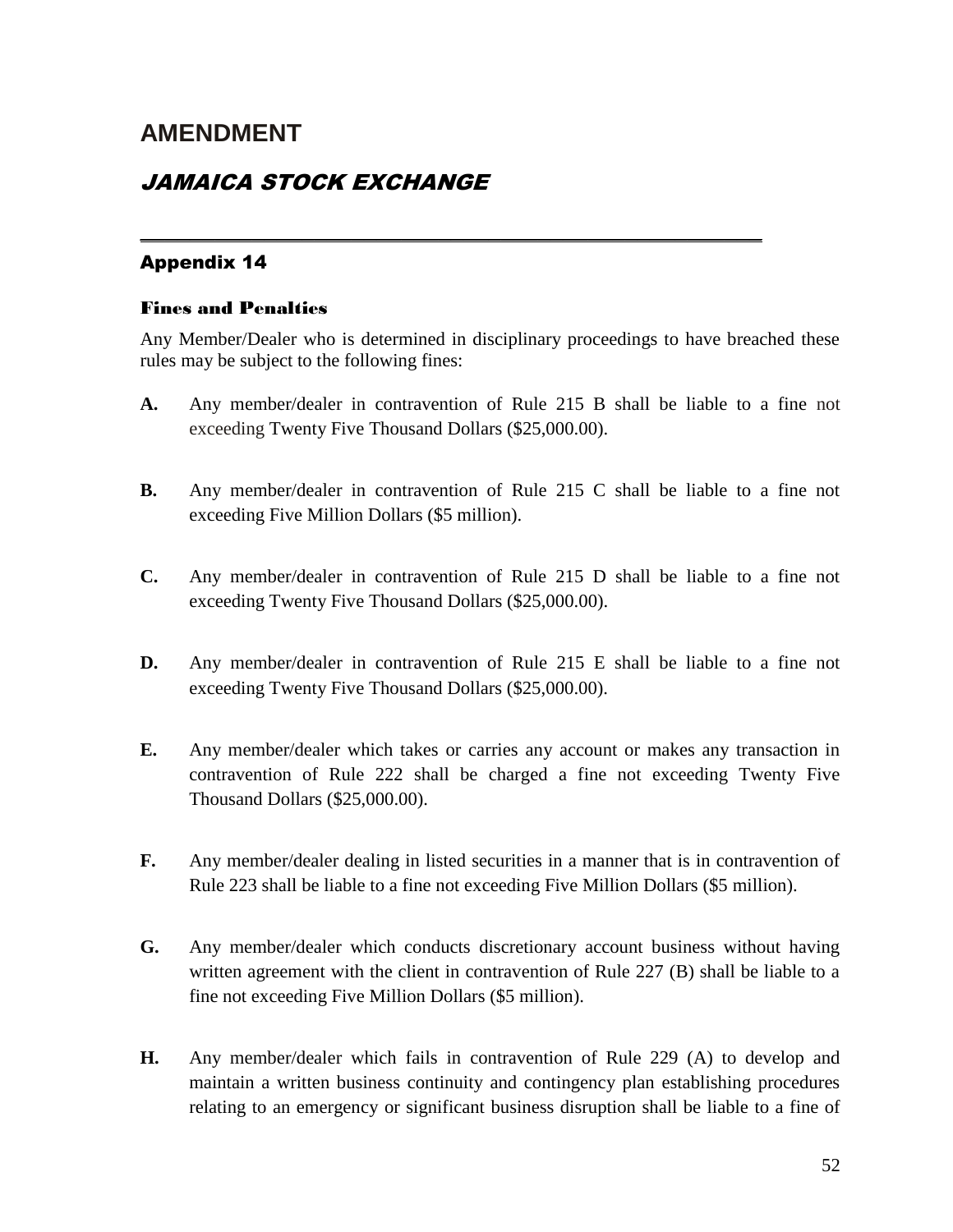# AMENDMENT

## *JAMAICA STOCK EXCHANGE*

---

### Appendix 14

#### Fines and Penalties

Any Member/Dealer who is determined in disciplinary proceedings to have breached these rules may be subject to the following fines:

**A.** Any member/dealer in contravention of Rule 215 B shall be liable to a fine not exceeding Twenty Five Thousand Dollars ($25,000.00).

**B.** Any member/dealer in contravention of Rule 215 C shall be liable to a fine not exceeding Five Million Dollars ($5 million).

**C.** Any member/dealer in contravention of Rule 215 D shall be liable to a fine not exceeding Twenty Five Thousand Dollars ($25,000.00).

**D.** Any member/dealer in contravention of Rule 215 E shall be liable to a fine not exceeding Twenty Five Thousand Dollars ($25,000.00).

**E.** Any member/dealer which takes or carries any account or makes any transaction in contravention of Rule 222 shall be charged a fine not exceeding Twenty Five Thousand Dollars ($25,000.00).

**F.** Any member/dealer dealing in listed securities in a manner that is in contravention of Rule 223 shall be liable to a fine not exceeding Five Million Dollars ($5 million).

**G.** Any member/dealer which conducts discretionary account business without having written agreement with the client in contravention of Rule 227 (B) shall be liable to a fine not exceeding Five Million Dollars ($5 million).

**H.** Any member/dealer which fails in contravention of Rule 229 (A) to develop and maintain a written business continuity and contingency plan establishing procedures relating to an emergency or significant business disruption shall be liable to a fine of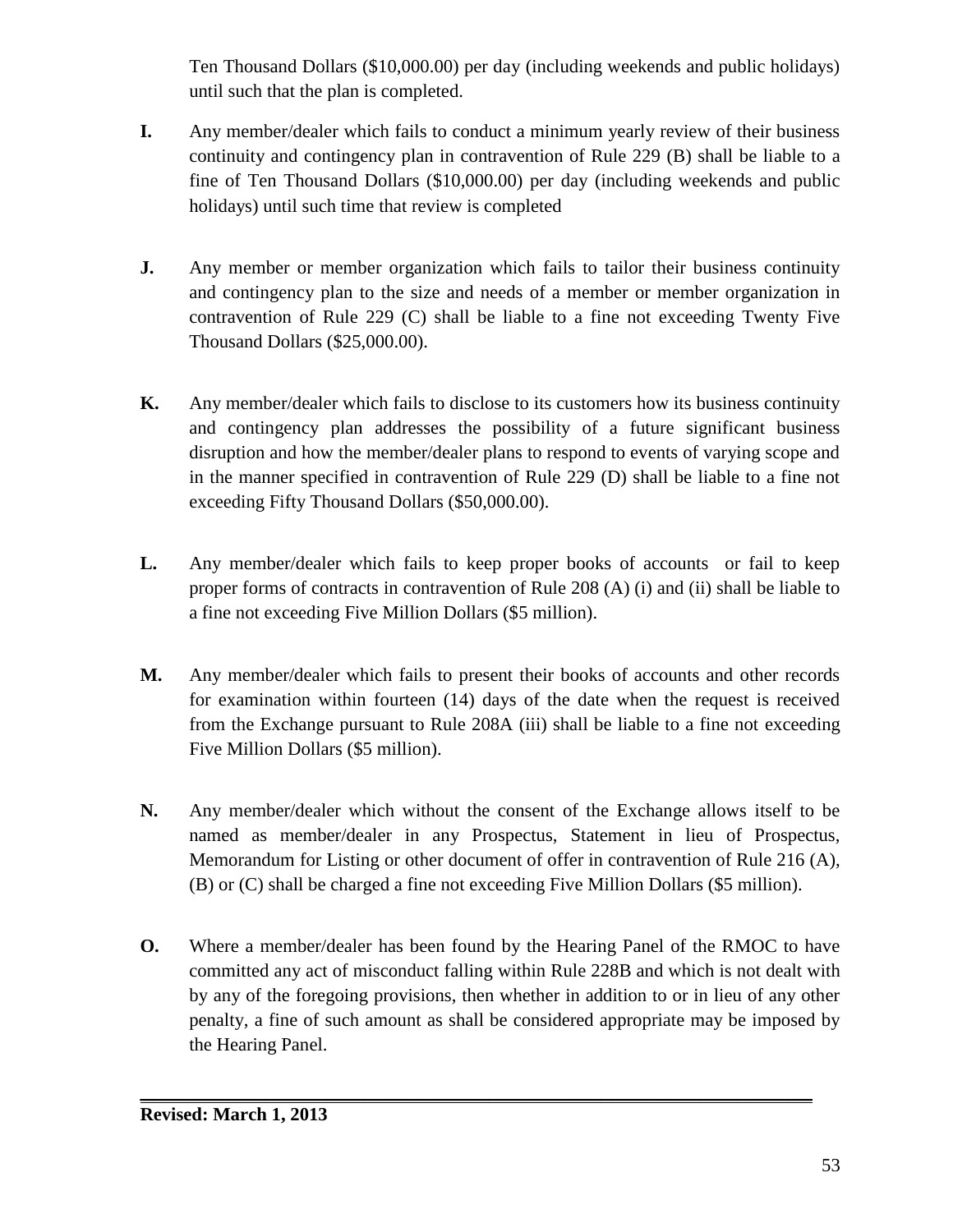Ten Thousand Dollars ($10,000.00) per day (including weekends and public holidays) until such that the plan is completed.

**I.** Any member/dealer which fails to conduct a minimum yearly review of their business continuity and contingency plan in contravention of Rule 229 (B) shall be liable to a fine of Ten Thousand Dollars ($10,000.00) per day (including weekends and public holidays) until such time that review is completed

**J.** Any member or member organization which fails to tailor their business continuity and contingency plan to the size and needs of a member or member organization in contravention of Rule 229 (C) shall be liable to a fine not exceeding Twenty Five Thousand Dollars ($25,000.00).

**K.** Any member/dealer which fails to disclose to its customers how its business continuity and contingency plan addresses the possibility of a future significant business disruption and how the member/dealer plans to respond to events of varying scope and in the manner specified in contravention of Rule 229 (D) shall be liable to a fine not exceeding Fifty Thousand Dollars ($50,000.00).

**L.** Any member/dealer which fails to keep proper books of accounts or fail to keep proper forms of contracts in contravention of Rule 208 (A) (i) and (ii) shall be liable to a fine not exceeding Five Million Dollars ($5 million).

**M.** Any member/dealer which fails to present their books of accounts and other records for examination within fourteen (14) days of the date when the request is received from the Exchange pursuant to Rule 208A (iii) shall be liable to a fine not exceeding Five Million Dollars ($5 million).

**N.** Any member/dealer which without the consent of the Exchange allows itself to be named as member/dealer in any Prospectus, Statement in lieu of Prospectus, Memorandum for Listing or other document of offer in contravention of Rule 216 (A), (B) or (C) shall be charged a fine not exceeding Five Million Dollars ($5 million).

**O.** Where a member/dealer has been found by the Hearing Panel of the RMOC to have committed any act of misconduct falling within Rule 228B and which is not dealt with by any of the foregoing provisions, then whether in addition to or in lieu of any other penalty, a fine of such amount as shall be considered appropriate may be imposed by the Hearing Panel.

**Revised: March 1, 2013**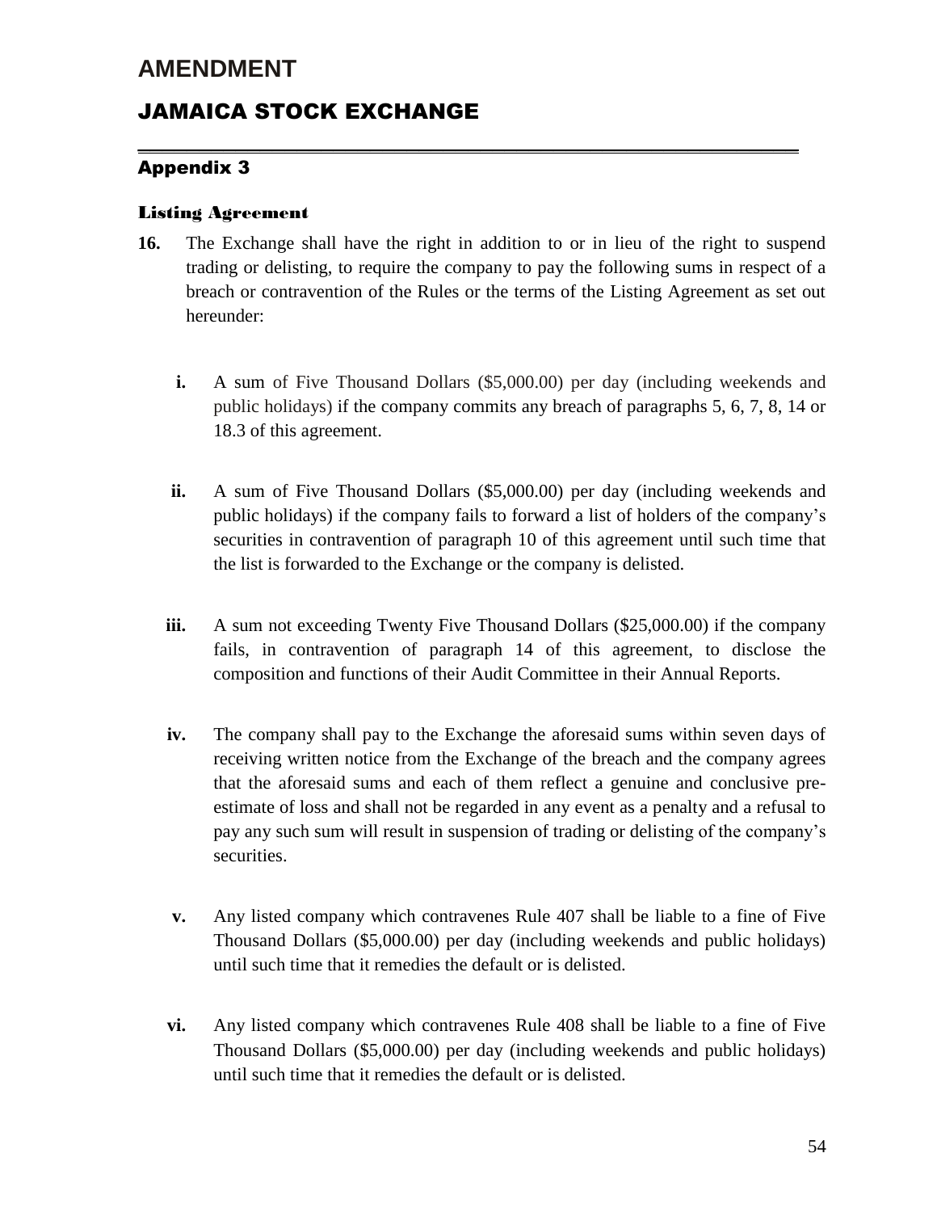# AMENDMENT

## JAMAICA STOCK EXCHANGE

### Appendix 3

#### Listing Agreement

**16.** The Exchange shall have the right in addition to or in lieu of the right to suspend trading or delisting, to require the company to pay the following sums in respect of a breach or contravention of the Rules or the terms of the Listing Agreement as set out hereunder:

**i.** A sum of Five Thousand Dollars ($5,000.00) per day (including weekends and public holidays) if the company commits any breach of paragraphs 5, 6, 7, 8, 14 or 18.3 of this agreement.

**ii.** A sum of Five Thousand Dollars ($5,000.00) per day (including weekends and public holidays) if the company fails to forward a list of holders of the company's securities in contravention of paragraph 10 of this agreement until such time that the list is forwarded to the Exchange or the company is delisted.

**iii.** A sum not exceeding Twenty Five Thousand Dollars ($25,000.00) if the company fails, in contravention of paragraph 14 of this agreement, to disclose the composition and functions of their Audit Committee in their Annual Reports.

**iv.** The company shall pay to the Exchange the aforesaid sums within seven days of receiving written notice from the Exchange of the breach and the company agrees that the aforesaid sums and each of them reflect a genuine and conclusive pre-estimate of loss and shall not be regarded in any event as a penalty and a refusal to pay any such sum will result in suspension of trading or delisting of the company's securities.

**v.** Any listed company which contravenes Rule 407 shall be liable to a fine of Five Thousand Dollars ($5,000.00) per day (including weekends and public holidays) until such time that it remedies the default or is delisted.

**vi.** Any listed company which contravenes Rule 408 shall be liable to a fine of Five Thousand Dollars ($5,000.00) per day (including weekends and public holidays) until such time that it remedies the default or is delisted.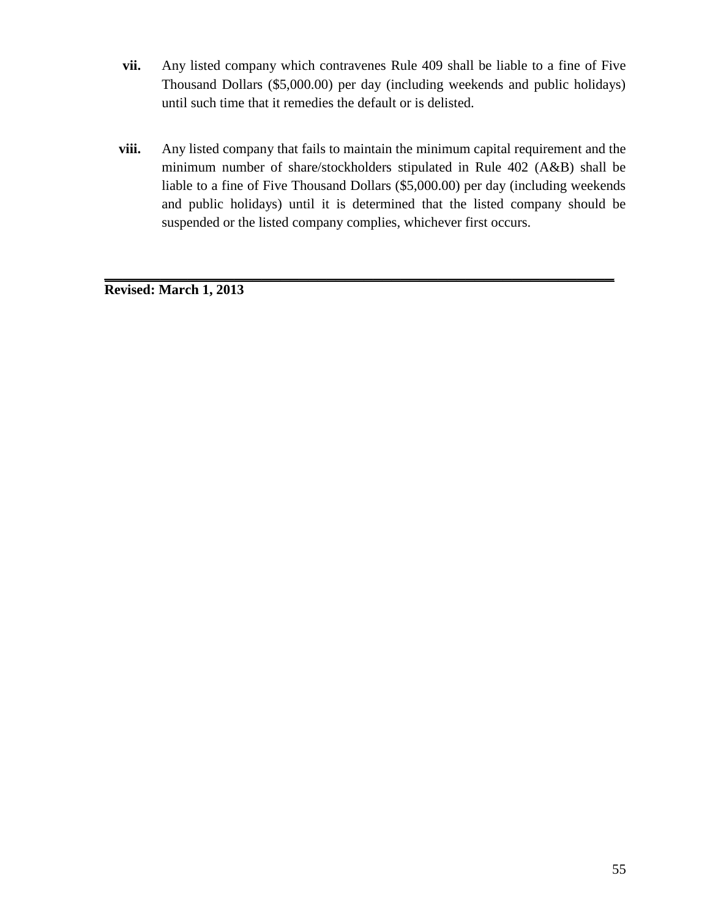vii. Any listed company which contravenes Rule 409 shall be liable to a fine of Five Thousand Dollars ($5,000.00) per day (including weekends and public holidays) until such time that it remedies the default or is delisted.

viii. Any listed company that fails to maintain the minimum capital requirement and the minimum number of share/stockholders stipulated in Rule 402 (A&B) shall be liable to a fine of Five Thousand Dollars ($5,000.00) per day (including weekends and public holidays) until it is determined that the listed company should be suspended or the listed company complies, whichever first occurs.

---

**Revised: March 1, 2013**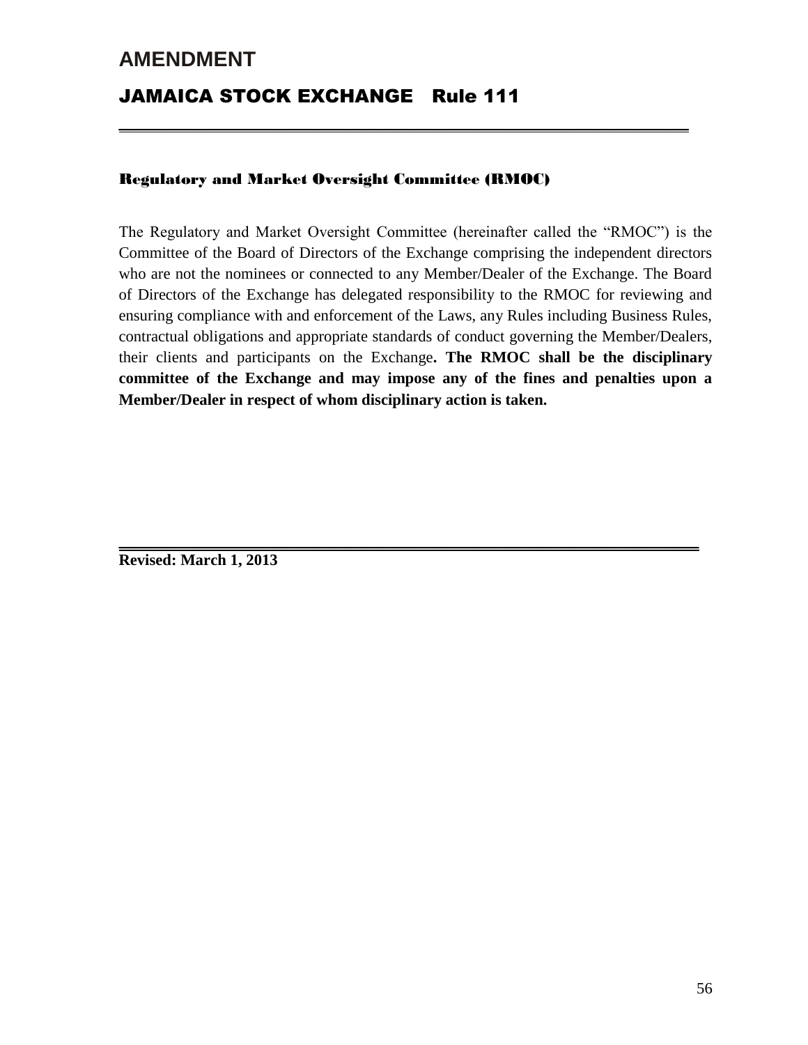# AMENDMENT

## JAMAICA STOCK EXCHANGE Rule 111

---

### Regulatory and Market Oversight Committee (RMOC)

The Regulatory and Market Oversight Committee (hereinafter called the "RMOC") is the Committee of the Board of Directors of the Exchange comprising the independent directors who are not the nominees or connected to any Member/Dealer of the Exchange. The Board of Directors of the Exchange has delegated responsibility to the RMOC for reviewing and ensuring compliance with and enforcement of the Laws, any Rules including Business Rules, contractual obligations and appropriate standards of conduct governing the Member/Dealers, their clients and participants on the Exchange**. The RMOC shall be the disciplinary committee of the Exchange and may impose any of the fines and penalties upon a Member/Dealer in respect of whom disciplinary action is taken.**

---

**Revised: March 1, 2013**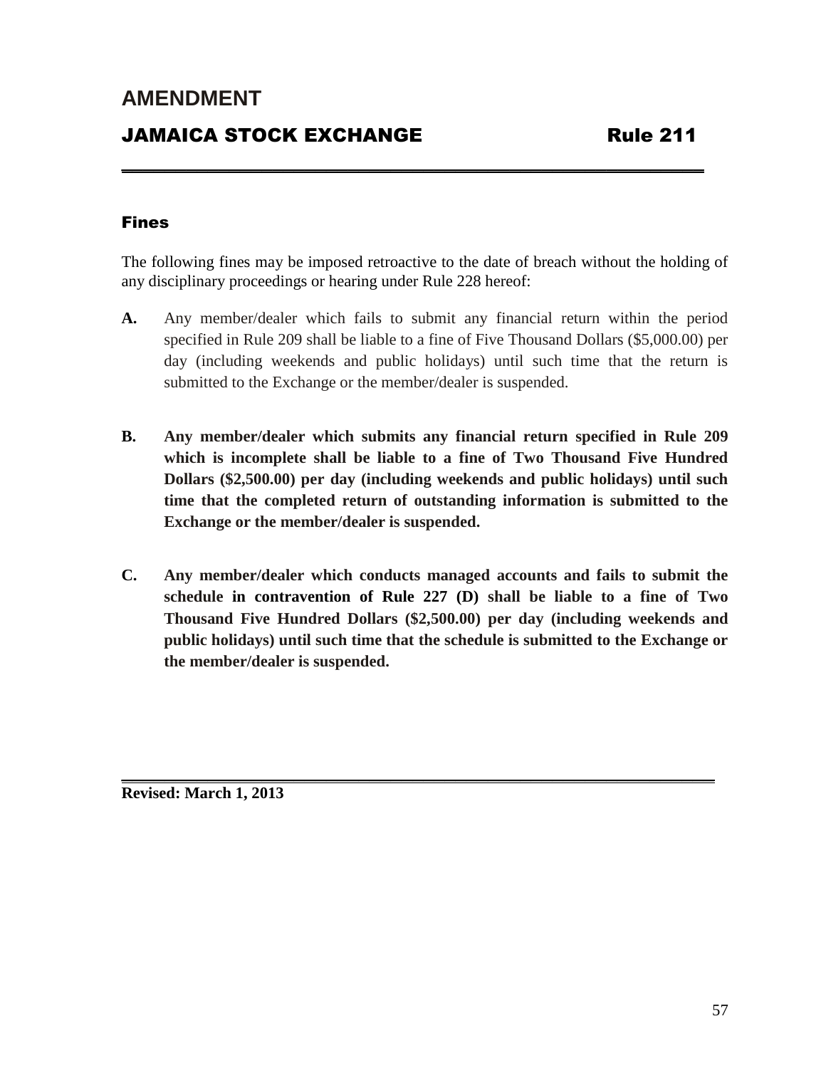# AMENDMENT

## JAMAICA STOCK EXCHANGE Rule 211

### Fines

The following fines may be imposed retroactive to the date of breach without the holding of any disciplinary proceedings or hearing under Rule 228 hereof:

**A.** Any member/dealer which fails to submit any financial return within the period specified in Rule 209 shall be liable to a fine of Five Thousand Dollars ($5,000.00) per day (including weekends and public holidays) until such time that the return is submitted to the Exchange or the member/dealer is suspended.

**B. Any member/dealer which submits any financial return specified in Rule 209 which is incomplete shall be liable to a fine of Two Thousand Five Hundred Dollars ($2,500.00) per day (including weekends and public holidays) until such time that the completed return of outstanding information is submitted to the Exchange or the member/dealer is suspended.**

**C. Any member/dealer which conducts managed accounts and fails to submit the schedule in contravention of Rule 227 (D) shall be liable to a fine of Two Thousand Five Hundred Dollars ($2,500.00) per day (including weekends and public holidays) until such time that the schedule is submitted to the Exchange or the member/dealer is suspended.**

**Revised: March 1, 2013**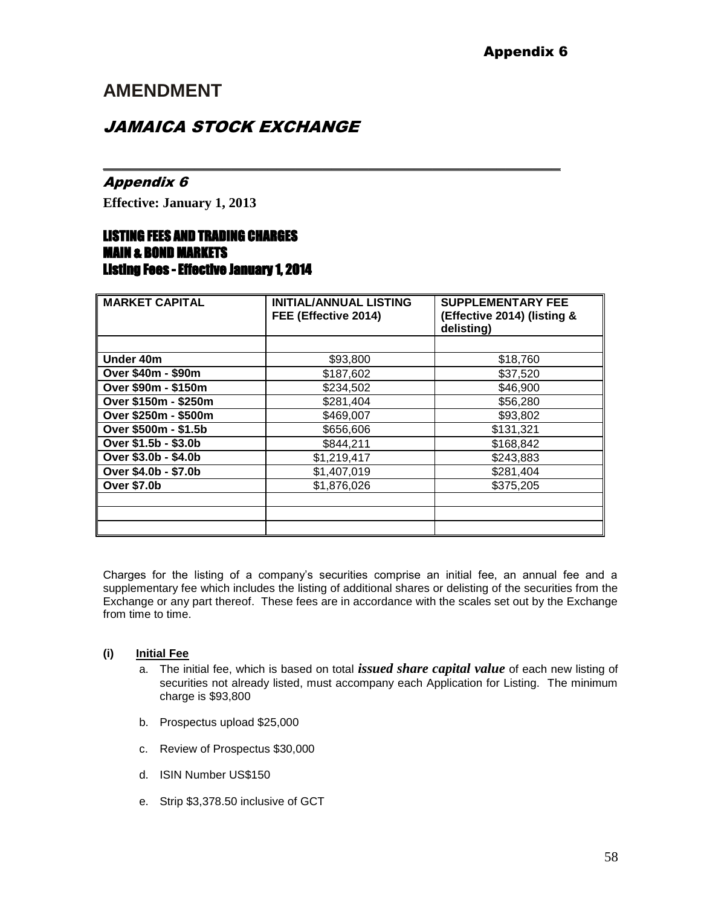Appendix 6

# AMENDMENT

## *JAMAICA STOCK EXCHANGE*

---

### *Appendix 6*

**Effective: January 1, 2013**

### LISTING FEES AND TRADING CHARGES
### MAIN & BOND MARKETS
### Listing Fees - Effective January 1, 2014

| MARKET CAPITAL | INITIAL/ANNUAL LISTING FEE (Effective 2014) | SUPPLEMENTARY FEE (Effective 2014) (listing & delisting) |
|---|---|---|
| | | |
| **Under 40m** | $93,800 | $18,760 |
| **Over $40m - $90m** | $187,602 | $37,520 |
| **Over $90m - $150m** | $234,502 | $46,900 |
| **Over $150m - $250m** | $281,404 | $56,280 |
| **Over $250m - $500m** | $469,007 | $93,802 |
| **Over $500m - $1.5b** | $656,606 | $131,321 |
| **Over $1.5b - $3.0b** | $844,211 | $168,842 |
| **Over $3.0b - $4.0b** | $1,219,417 | $243,883 |
| **Over $4.0b - $7.0b** | $1,407,019 | $281,404 |
| **Over $7.0b** | $1,876,026 | $375,205 |
| | | |
| | | |
| | | |

Charges for the listing of a company's securities comprise an initial fee, an annual fee and a supplementary fee which includes the listing of additional shares or delisting of the securities from the Exchange or any part thereof. These fees are in accordance with the scales set out by the Exchange from time to time.

**(i) <u>Initial Fee</u>**

a. The initial fee, which is based on total ***issued share capital value*** of each new listing of securities not already listed, must accompany each Application for Listing. The minimum charge is $93,800

b. Prospectus upload $25,000

c. Review of Prospectus $30,000

d. ISIN Number US$150

e. Strip $3,378.50 inclusive of GCT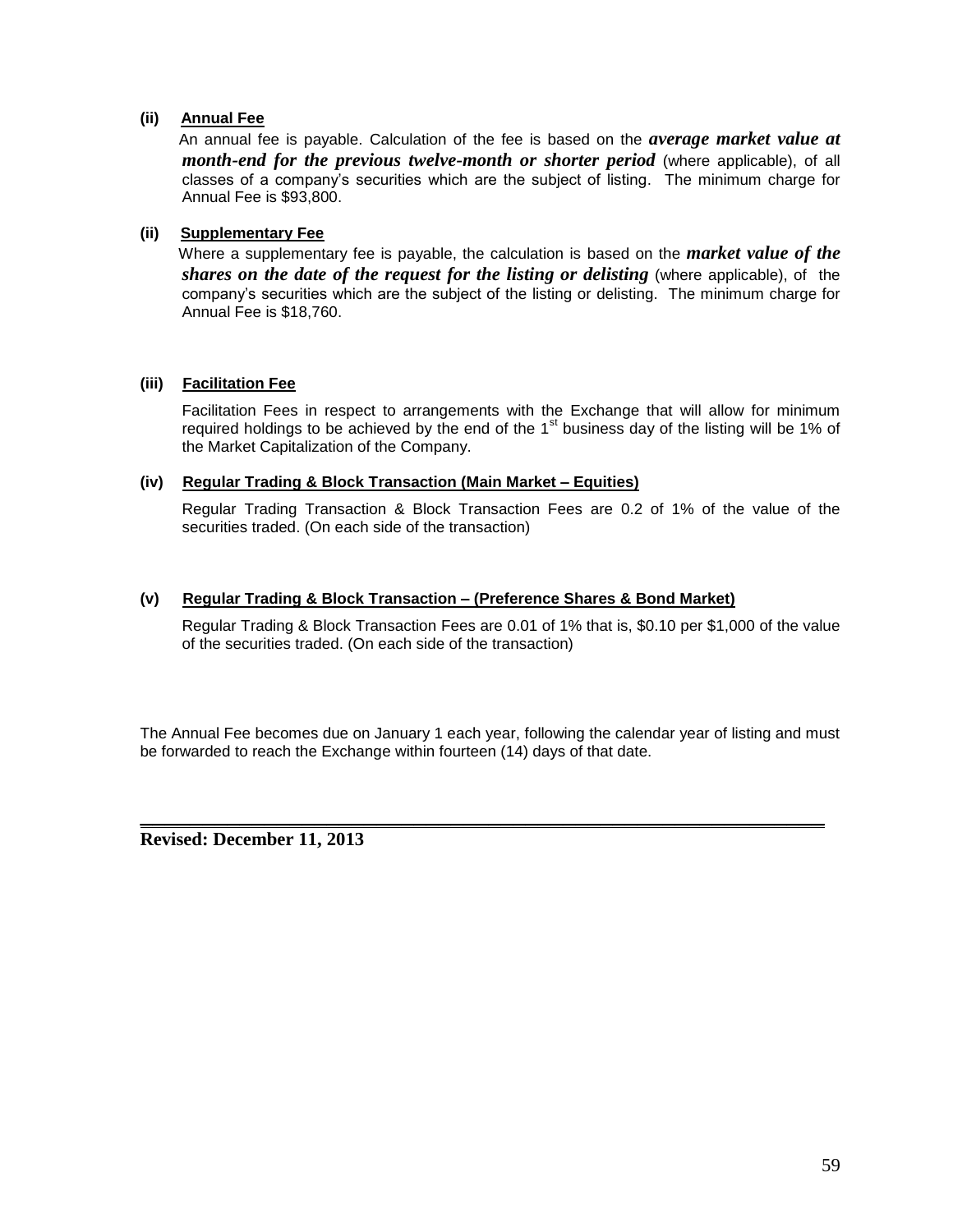**(ii) Annual Fee**

An annual fee is payable. Calculation of the fee is based on the ***average market value at month-end for the previous twelve-month or shorter period*** (where applicable), of all classes of a company's securities which are the subject of listing. The minimum charge for Annual Fee is $93,800.

**(ii) Supplementary Fee**

Where a supplementary fee is payable, the calculation is based on the ***market value of the shares on the date of the request for the listing or delisting*** (where applicable), of the company's securities which are the subject of the listing or delisting. The minimum charge for Annual Fee is $18,760.

**(iii) Facilitation Fee**

Facilitation Fees in respect to arrangements with the Exchange that will allow for minimum required holdings to be achieved by the end of the 1st business day of the listing will be 1% of the Market Capitalization of the Company.

**(iv) Regular Trading & Block Transaction (Main Market – Equities)**

Regular Trading Transaction & Block Transaction Fees are 0.2 of 1% of the value of the securities traded. (On each side of the transaction)

**(v) Regular Trading & Block Transaction – (Preference Shares & Bond Market)**

Regular Trading & Block Transaction Fees are 0.01 of 1% that is, $0.10 per $1,000 of the value of the securities traded. (On each side of the transaction)

The Annual Fee becomes due on January 1 each year, following the calendar year of listing and must be forwarded to reach the Exchange within fourteen (14) days of that date.

---

**Revised: December 11, 2013**